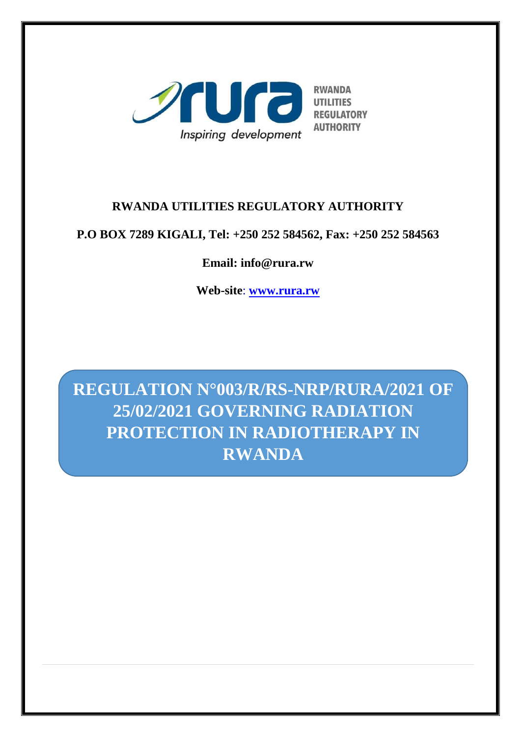RWANDA UTILITIES REGULATORY AUTHORITY

Inspiring development

**RWANDA UTILITIES REGULATORY AUTHORITY**

**P.O BOX 7289 KIGALI, Tel: +250 252 584562, Fax: +250 252 584563**

**Email: info@rura.rw**

**Web-site**: **www.rura.rw**

# REGULATION N°003/R/RS-NRP/RURA/2021 OF 25/02/2021 GOVERNING RADIATION PROTECTION IN RADIOTHERAPY IN RWANDA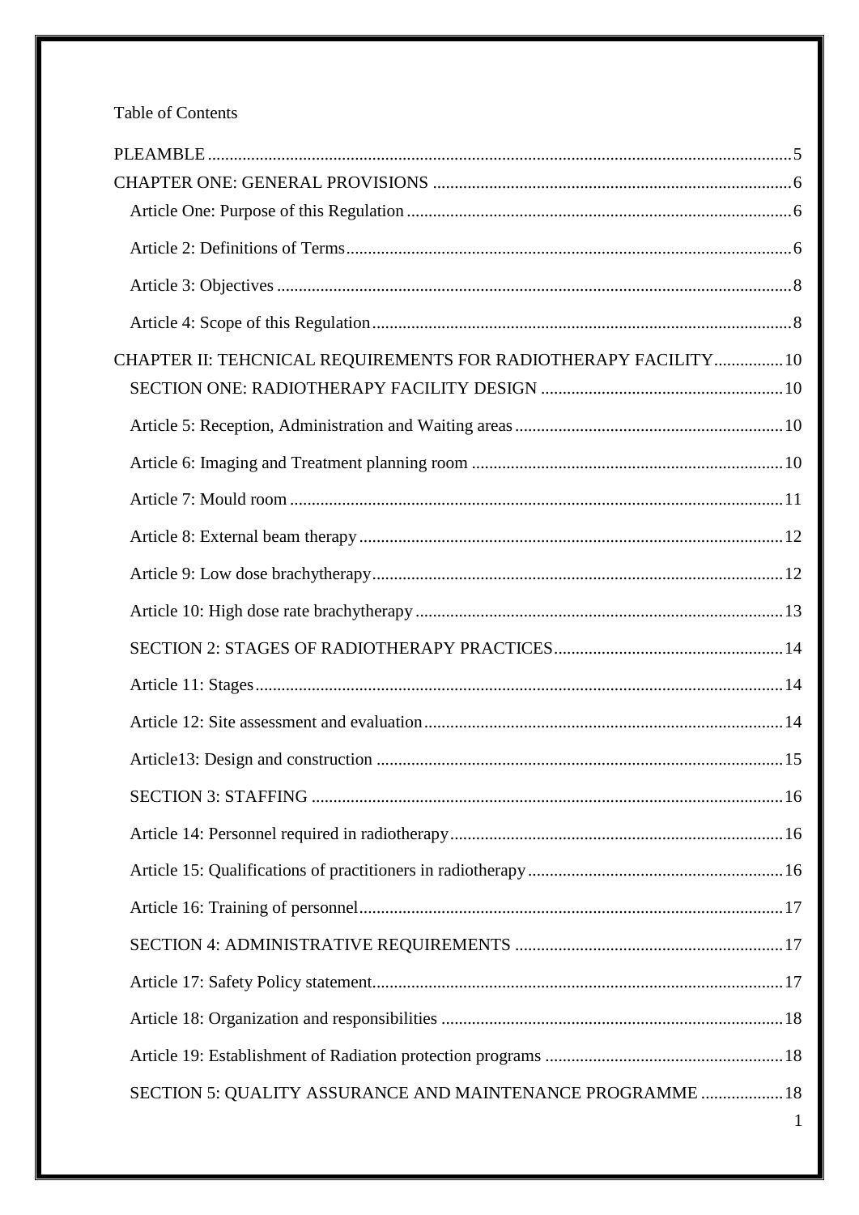Table of Contents

PLEAMBLE .....5

CHAPTER ONE: GENERAL PROVISIONS .....6

Article One: Purpose of this Regulation .....6

Article 2: Definitions of Terms .....6

Article 3: Objectives .....8

Article 4: Scope of this Regulation .....8

CHAPTER II: TEHCNICAL REQUIREMENTS FOR RADIOTHERAPY FACILITY .....10

SECTION ONE: RADIOTHERAPY FACILITY DESIGN .....10

Article 5: Reception, Administration and Waiting areas .....10

Article 6: Imaging and Treatment planning room .....10

Article 7: Mould room .....11

Article 8: External beam therapy .....12

Article 9: Low dose brachytherapy .....12

Article 10: High dose rate brachytherapy .....13

SECTION 2: STAGES OF RADIOTHERAPY PRACTICES .....14

Article 11: Stages .....14

Article 12: Site assessment and evaluation .....14

Article13: Design and construction .....15

SECTION 3: STAFFING .....16

Article 14: Personnel required in radiotherapy .....16

Article 15: Qualifications of practitioners in radiotherapy .....16

Article 16: Training of personnel .....17

SECTION 4: ADMINISTRATIVE REQUIREMENTS .....17

Article 17: Safety Policy statement .....17

Article 18: Organization and responsibilities .....18

Article 19: Establishment of Radiation protection programs .....18

SECTION 5: QUALITY ASSURANCE AND MAINTENANCE PROGRAMME .....18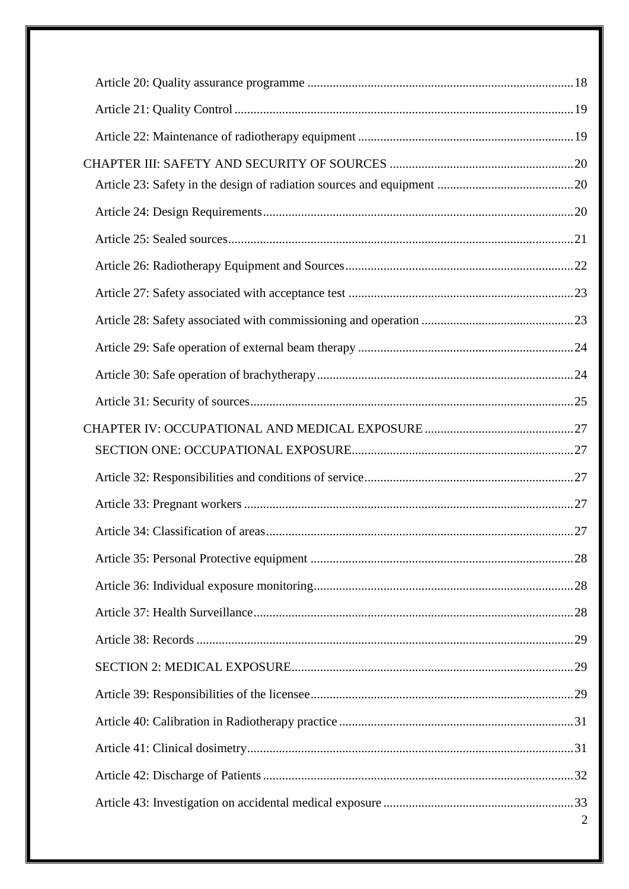Article 20: Quality assurance programme ..................................................................................18

Article 21: Quality Control ..........................................................................................................19

Article 22: Maintenance of radiotherapy equipment ...................................................................19

CHAPTER III: SAFETY AND SECURITY OF SOURCES ..........................................................20

Article 23: Safety in the design of radiation sources and equipment ...........................................20

Article 24: Design Requirements.................................................................................................20

Article 25: Sealed sources............................................................................................................21

Article 26: Radiotherapy Equipment and Sources........................................................................22

Article 27: Safety associated with acceptance test .......................................................................23

Article 28: Safety associated with commissioning and operation ................................................23

Article 29: Safe operation of external beam therapy ...................................................................24

Article 30: Safe operation of brachytherapy................................................................................24

Article 31: Security of sources.....................................................................................................25

CHAPTER IV: OCCUPATIONAL AND MEDICAL EXPOSURE ...............................................27

SECTION ONE: OCCUPATIONAL EXPOSURE.....................................................................27

Article 32: Responsibilities and conditions of service.................................................................27

Article 33: Pregnant workers .......................................................................................................27

Article 34: Classification of areas................................................................................................27

Article 35: Personal Protective equipment ..................................................................................28

Article 36: Individual exposure monitoring.................................................................................28

Article 37: Health Surveillance....................................................................................................28

Article 38: Records ......................................................................................................................29

SECTION 2: MEDICAL EXPOSURE.........................................................................................29

Article 39: Responsibilities of the licensee..................................................................................29

Article 40: Calibration in Radiotherapy practice .........................................................................31

Article 41: Clinical dosimetry......................................................................................................31

Article 42: Discharge of Patients .................................................................................................32

Article 43: Investigation on accidental medical exposure ...........................................................33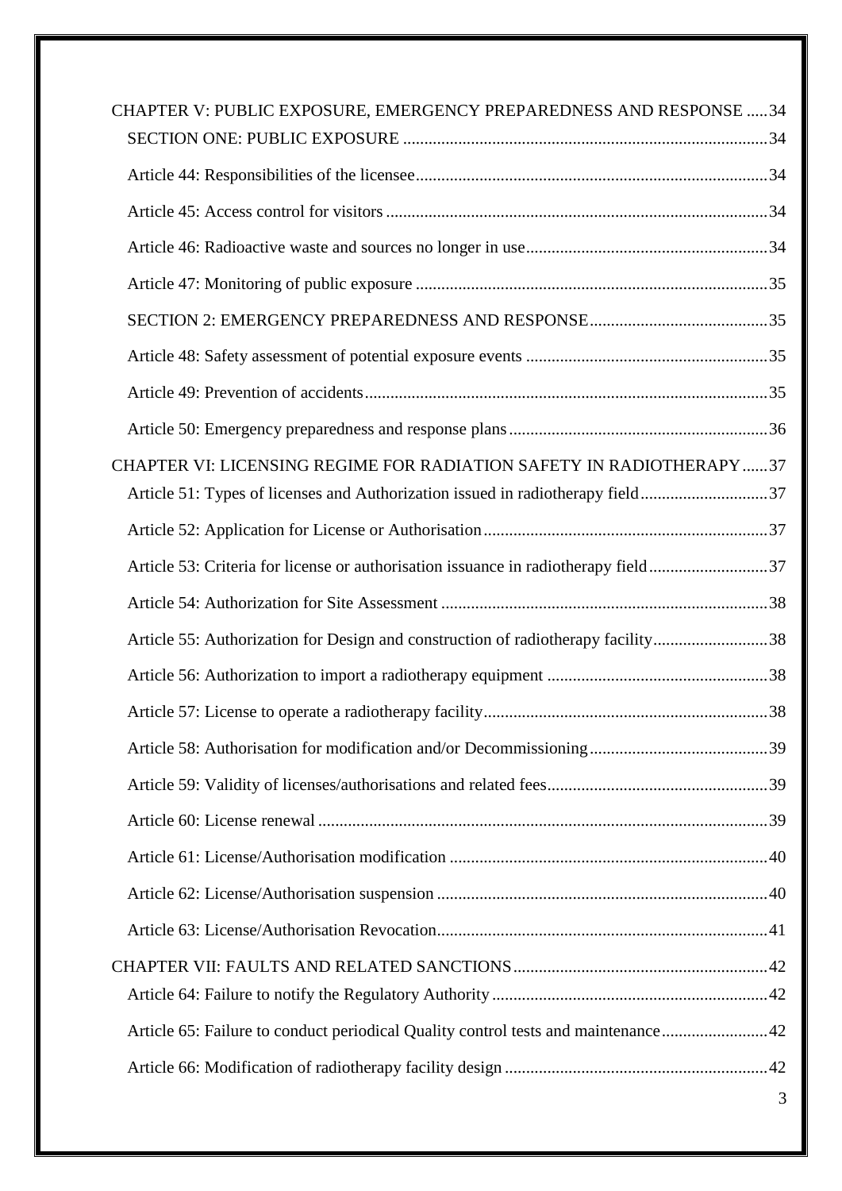CHAPTER V: PUBLIC EXPOSURE, EMERGENCY PREPAREDNESS AND RESPONSE ..... 34

SECTION ONE: PUBLIC EXPOSURE ..... 34

Article 44: Responsibilities of the licensee ..... 34

Article 45: Access control for visitors ..... 34

Article 46: Radioactive waste and sources no longer in use ..... 34

Article 47: Monitoring of public exposure ..... 35

SECTION 2: EMERGENCY PREPAREDNESS AND RESPONSE ..... 35

Article 48: Safety assessment of potential exposure events ..... 35

Article 49: Prevention of accidents ..... 35

Article 50: Emergency preparedness and response plans ..... 36

CHAPTER VI: LICENSING REGIME FOR RADIATION SAFETY IN RADIOTHERAPY ..... 37

Article 51: Types of licenses and Authorization issued in radiotherapy field ..... 37

Article 52: Application for License or Authorisation ..... 37

Article 53: Criteria for license or authorisation issuance in radiotherapy field ..... 37

Article 54: Authorization for Site Assessment ..... 38

Article 55: Authorization for Design and construction of radiotherapy facility ..... 38

Article 56: Authorization to import a radiotherapy equipment ..... 38

Article 57: License to operate a radiotherapy facility ..... 38

Article 58: Authorisation for modification and/or Decommissioning ..... 39

Article 59: Validity of licenses/authorisations and related fees ..... 39

Article 60: License renewal ..... 39

Article 61: License/Authorisation modification ..... 40

Article 62: License/Authorisation suspension ..... 40

Article 63: License/Authorisation Revocation ..... 41

CHAPTER VII: FAULTS AND RELATED SANCTIONS ..... 42

Article 64: Failure to notify the Regulatory Authority ..... 42

Article 65: Failure to conduct periodical Quality control tests and maintenance ..... 42

Article 66: Modification of radiotherapy facility design ..... 42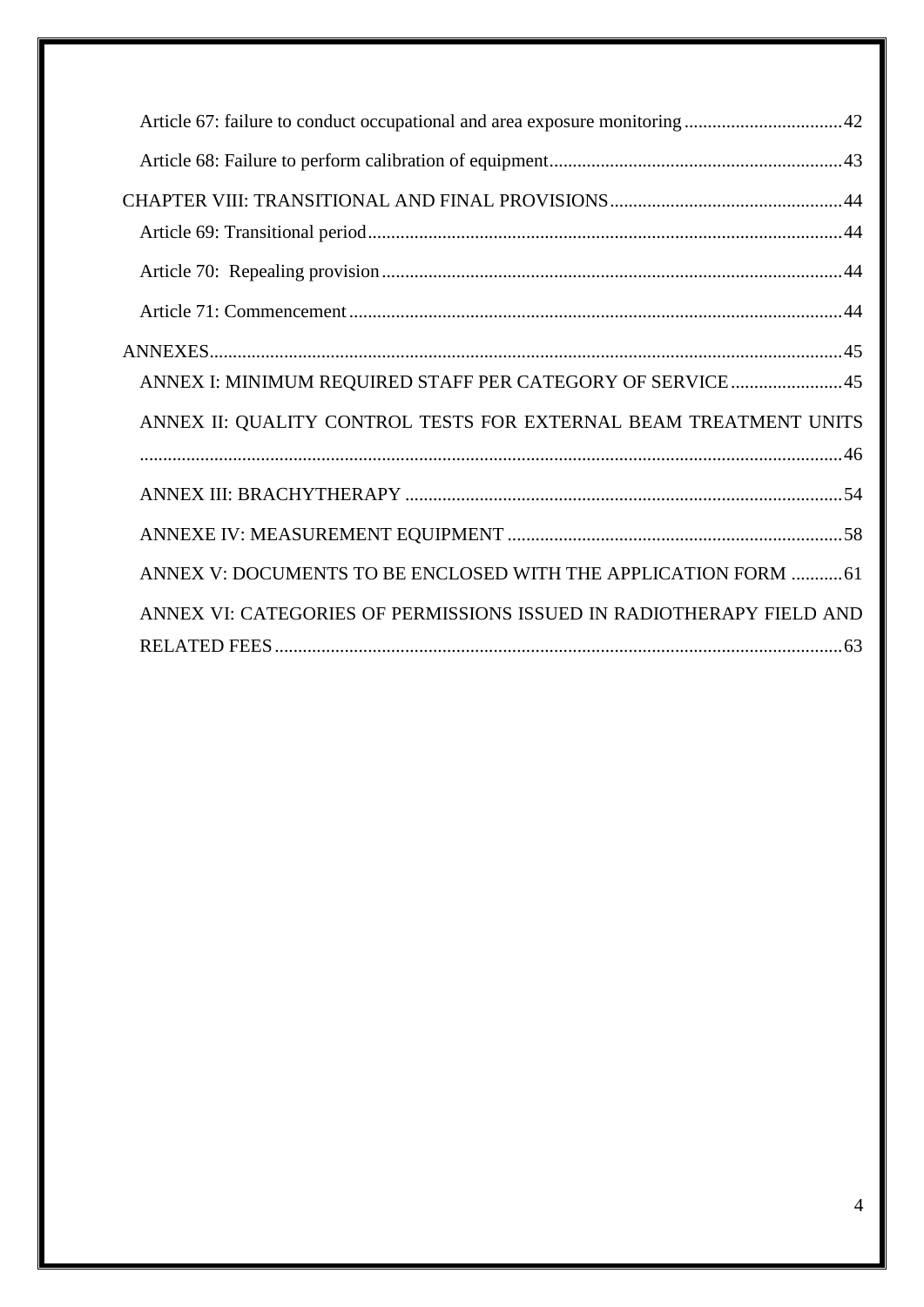Article 67: failure to conduct occupational and area exposure monitoring .................................. 42

Article 68: Failure to perform calibration of equipment .............................................................. 43

CHAPTER VIII: TRANSITIONAL AND FINAL PROVISIONS .................................................. 44

Article 69: Transitional period ...................................................................................................... 44

Article 70: Repealing provision .................................................................................................... 44

Article 71: Commencement .......................................................................................................... 44

ANNEXES ...................................................................................................................................... 45

ANNEX I: MINIMUM REQUIRED STAFF PER CATEGORY OF SERVICE ........................ 45

ANNEX II: QUALITY CONTROL TESTS FOR EXTERNAL BEAM TREATMENT UNITS ..................................................................................................................................... 46

ANNEX III: BRACHYTHERAPY ............................................................................................. 54

ANNEXE IV: MEASUREMENT EQUIPMENT ....................................................................... 58

ANNEX V: DOCUMENTS TO BE ENCLOSED WITH THE APPLICATION FORM ........... 61

ANNEX VI: CATEGORIES OF PERMISSIONS ISSUED IN RADIOTHERAPY FIELD AND RELATED FEES ......................................................................................................................... 63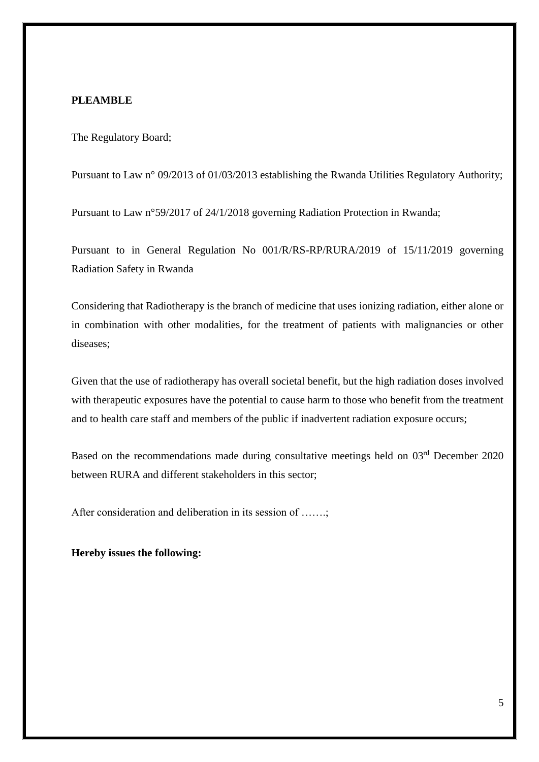**PLEAMBLE**

The Regulatory Board;

Pursuant to Law n° 09/2013 of 01/03/2013 establishing the Rwanda Utilities Regulatory Authority;

Pursuant to Law n°59/2017 of 24/1/2018 governing Radiation Protection in Rwanda;

Pursuant to in General Regulation No 001/R/RS-RP/RURA/2019 of 15/11/2019 governing Radiation Safety in Rwanda

Considering that Radiotherapy is the branch of medicine that uses ionizing radiation, either alone or in combination with other modalities, for the treatment of patients with malignancies or other diseases;

Given that the use of radiotherapy has overall societal benefit, but the high radiation doses involved with therapeutic exposures have the potential to cause harm to those who benefit from the treatment and to health care staff and members of the public if inadvertent radiation exposure occurs;

Based on the recommendations made during consultative meetings held on 03rd December 2020 between RURA and different stakeholders in this sector;

After consideration and deliberation in its session of …….;

**Hereby issues the following:**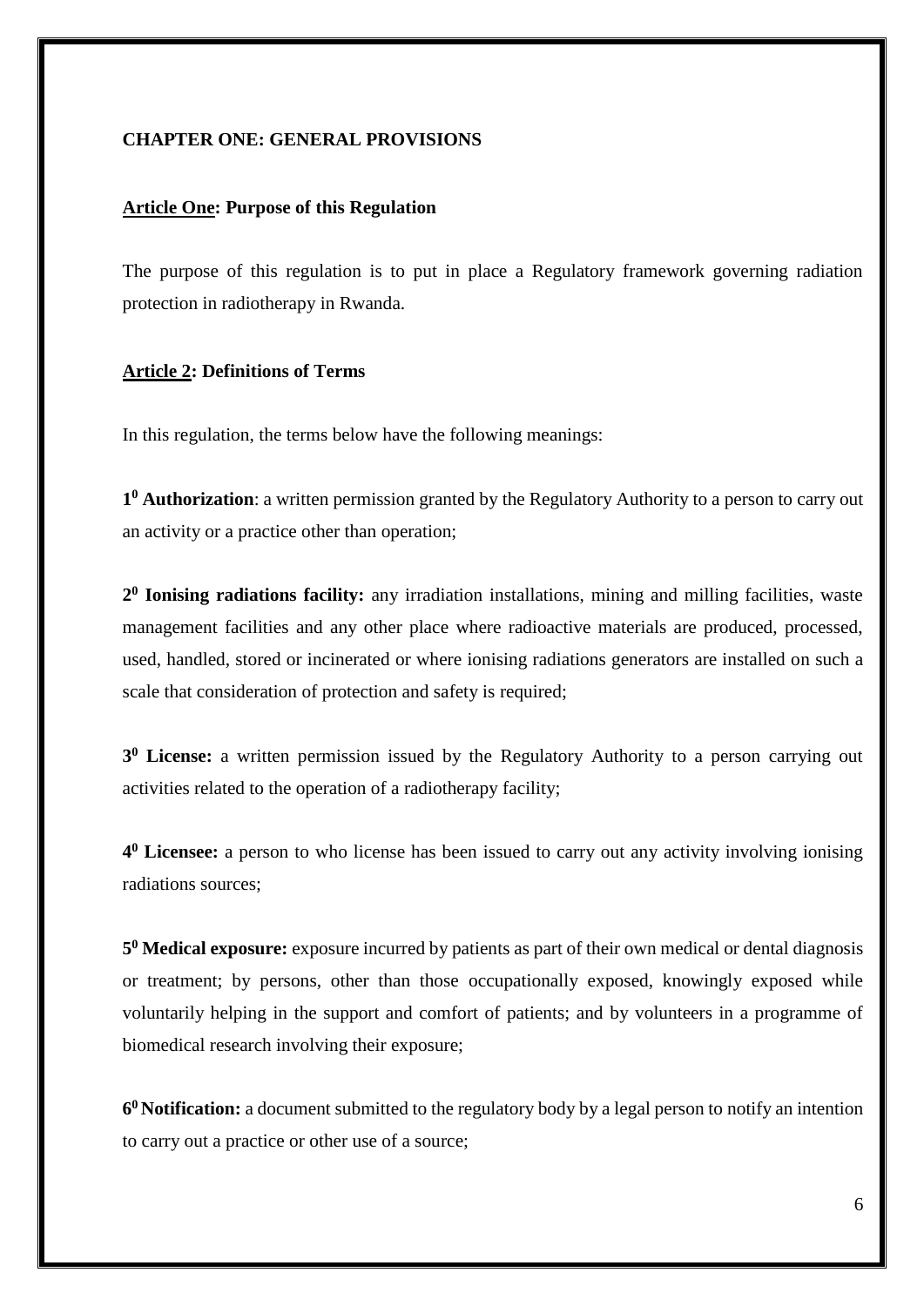## CHAPTER ONE: GENERAL PROVISIONS

### Article One: Purpose of this Regulation

The purpose of this regulation is to put in place a Regulatory framework governing radiation protection in radiotherapy in Rwanda.

### Article 2: Definitions of Terms

In this regulation, the terms below have the following meanings:

**1⁰ Authorization**: a written permission granted by the Regulatory Authority to a person to carry out an activity or a practice other than operation;

**2⁰ Ionising radiations facility:** any irradiation installations, mining and milling facilities, waste management facilities and any other place where radioactive materials are produced, processed, used, handled, stored or incinerated or where ionising radiations generators are installed on such a scale that consideration of protection and safety is required;

**3⁰ License:** a written permission issued by the Regulatory Authority to a person carrying out activities related to the operation of a radiotherapy facility;

**4⁰ Licensee:** a person to who license has been issued to carry out any activity involving ionising radiations sources;

**5⁰ Medical exposure:** exposure incurred by patients as part of their own medical or dental diagnosis or treatment; by persons, other than those occupationally exposed, knowingly exposed while voluntarily helping in the support and comfort of patients; and by volunteers in a programme of biomedical research involving their exposure;

**6⁰ Notification:** a document submitted to the regulatory body by a legal person to notify an intention to carry out a practice or other use of a source;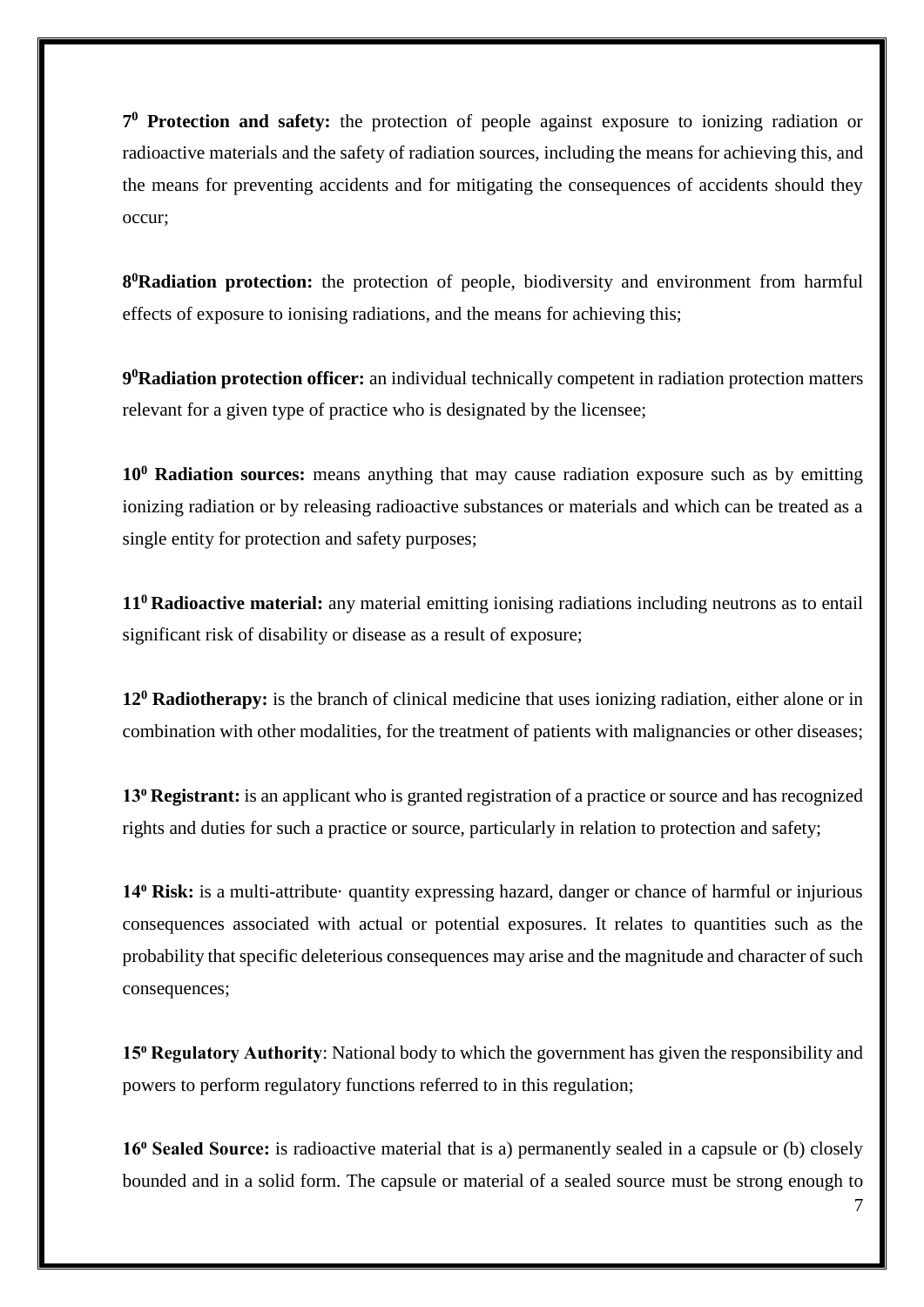**7⁰ Protection and safety:** the protection of people against exposure to ionizing radiation or radioactive materials and the safety of radiation sources, including the means for achieving this, and the means for preventing accidents and for mitigating the consequences of accidents should they occur;

**8⁰Radiation protection:** the protection of people, biodiversity and environment from harmful effects of exposure to ionising radiations, and the means for achieving this;

**9⁰Radiation protection officer:** an individual technically competent in radiation protection matters relevant for a given type of practice who is designated by the licensee;

**10⁰ Radiation sources:** means anything that may cause radiation exposure such as by emitting ionizing radiation or by releasing radioactive substances or materials and which can be treated as a single entity for protection and safety purposes;

**11⁰ Radioactive material:** any material emitting ionising radiations including neutrons as to entail significant risk of disability or disease as a result of exposure;

**12⁰ Radiotherapy:** is the branch of clinical medicine that uses ionizing radiation, either alone or in combination with other modalities, for the treatment of patients with malignancies or other diseases;

**13º Registrant:** is an applicant who is granted registration of a practice or source and has recognized rights and duties for such a practice or source, particularly in relation to protection and safety;

**14º Risk:** is a multi-attribute· quantity expressing hazard, danger or chance of harmful or injurious consequences associated with actual or potential exposures. It relates to quantities such as the probability that specific deleterious consequences may arise and the magnitude and character of such consequences;

**15º Regulatory Authority**: National body to which the government has given the responsibility and powers to perform regulatory functions referred to in this regulation;

**16º Sealed Source:** is radioactive material that is a) permanently sealed in a capsule or (b) closely bounded and in a solid form. The capsule or material of a sealed source must be strong enough to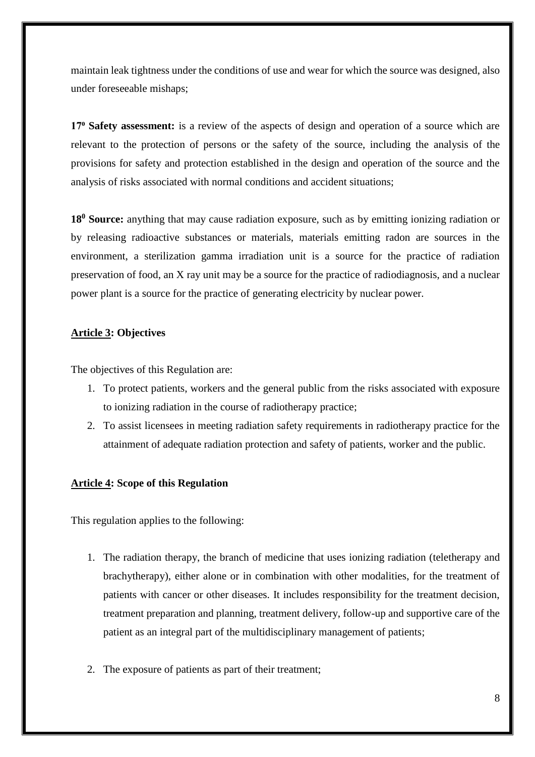maintain leak tightness under the conditions of use and wear for which the source was designed, also under foreseeable mishaps;

**17º Safety assessment:** is a review of the aspects of design and operation of a source which are relevant to the protection of persons or the safety of the source, including the analysis of the provisions for safety and protection established in the design and operation of the source and the analysis of risks associated with normal conditions and accident situations;

**18⁰ Source:** anything that may cause radiation exposure, such as by emitting ionizing radiation or by releasing radioactive substances or materials, materials emitting radon are sources in the environment, a sterilization gamma irradiation unit is a source for the practice of radiation preservation of food, an X ray unit may be a source for the practice of radiodiagnosis, and a nuclear power plant is a source for the practice of generating electricity by nuclear power.

**Article 3: Objectives**

The objectives of this Regulation are:

1. To protect patients, workers and the general public from the risks associated with exposure to ionizing radiation in the course of radiotherapy practice;
2. To assist licensees in meeting radiation safety requirements in radiotherapy practice for the attainment of adequate radiation protection and safety of patients, worker and the public.

**Article 4: Scope of this Regulation**

This regulation applies to the following:

1. The radiation therapy, the branch of medicine that uses ionizing radiation (teletherapy and brachytherapy), either alone or in combination with other modalities, for the treatment of patients with cancer or other diseases. It includes responsibility for the treatment decision, treatment preparation and planning, treatment delivery, follow-up and supportive care of the patient as an integral part of the multidisciplinary management of patients;

2. The exposure of patients as part of their treatment;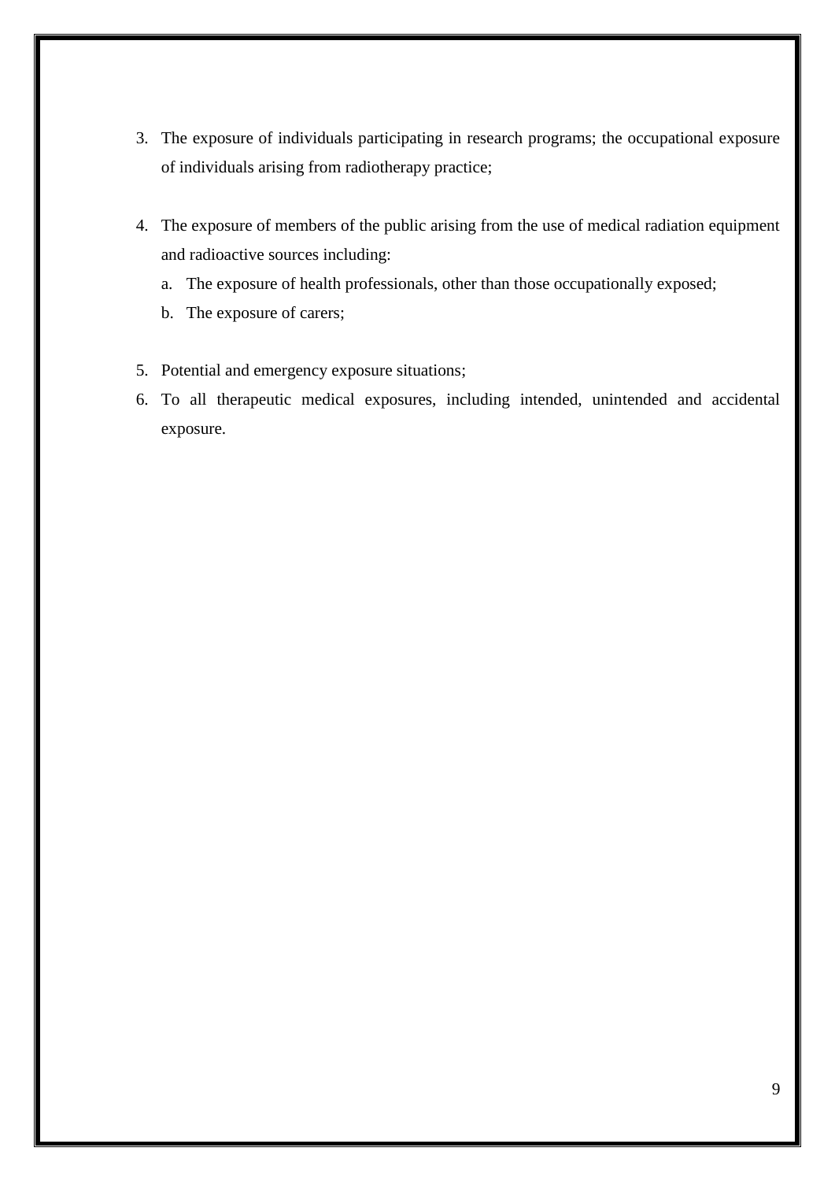3. The exposure of individuals participating in research programs; the occupational exposure of individuals arising from radiotherapy practice;

4. The exposure of members of the public arising from the use of medical radiation equipment and radioactive sources including:
   a. The exposure of health professionals, other than those occupationally exposed;
   b. The exposure of carers;

5. Potential and emergency exposure situations;
6. To all therapeutic medical exposures, including intended, unintended and accidental exposure.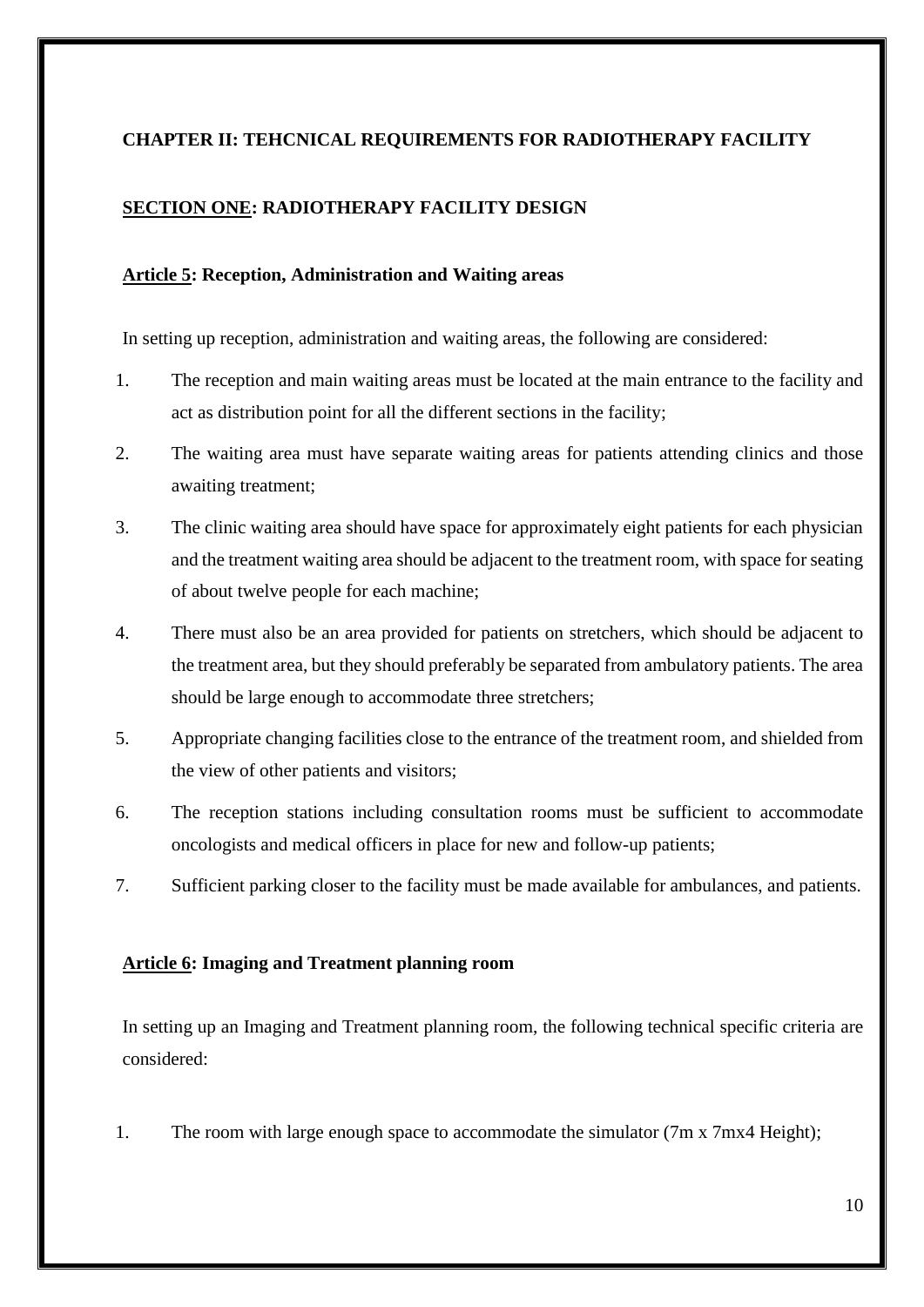## CHAPTER II: TEHCNICAL REQUIREMENTS FOR RADIOTHERAPY FACILITY

### SECTION ONE: RADIOTHERAPY FACILITY DESIGN

#### Article 5: Reception, Administration and Waiting areas

In setting up reception, administration and waiting areas, the following are considered:

1. The reception and main waiting areas must be located at the main entrance to the facility and act as distribution point for all the different sections in the facility;
2. The waiting area must have separate waiting areas for patients attending clinics and those awaiting treatment;
3. The clinic waiting area should have space for approximately eight patients for each physician and the treatment waiting area should be adjacent to the treatment room, with space for seating of about twelve people for each machine;
4. There must also be an area provided for patients on stretchers, which should be adjacent to the treatment area, but they should preferably be separated from ambulatory patients. The area should be large enough to accommodate three stretchers;
5. Appropriate changing facilities close to the entrance of the treatment room, and shielded from the view of other patients and visitors;
6. The reception stations including consultation rooms must be sufficient to accommodate oncologists and medical officers in place for new and follow-up patients;
7. Sufficient parking closer to the facility must be made available for ambulances, and patients.

#### Article 6: Imaging and Treatment planning room

In setting up an Imaging and Treatment planning room, the following technical specific criteria are considered:

1. The room with large enough space to accommodate the simulator (7m x 7mx4 Height);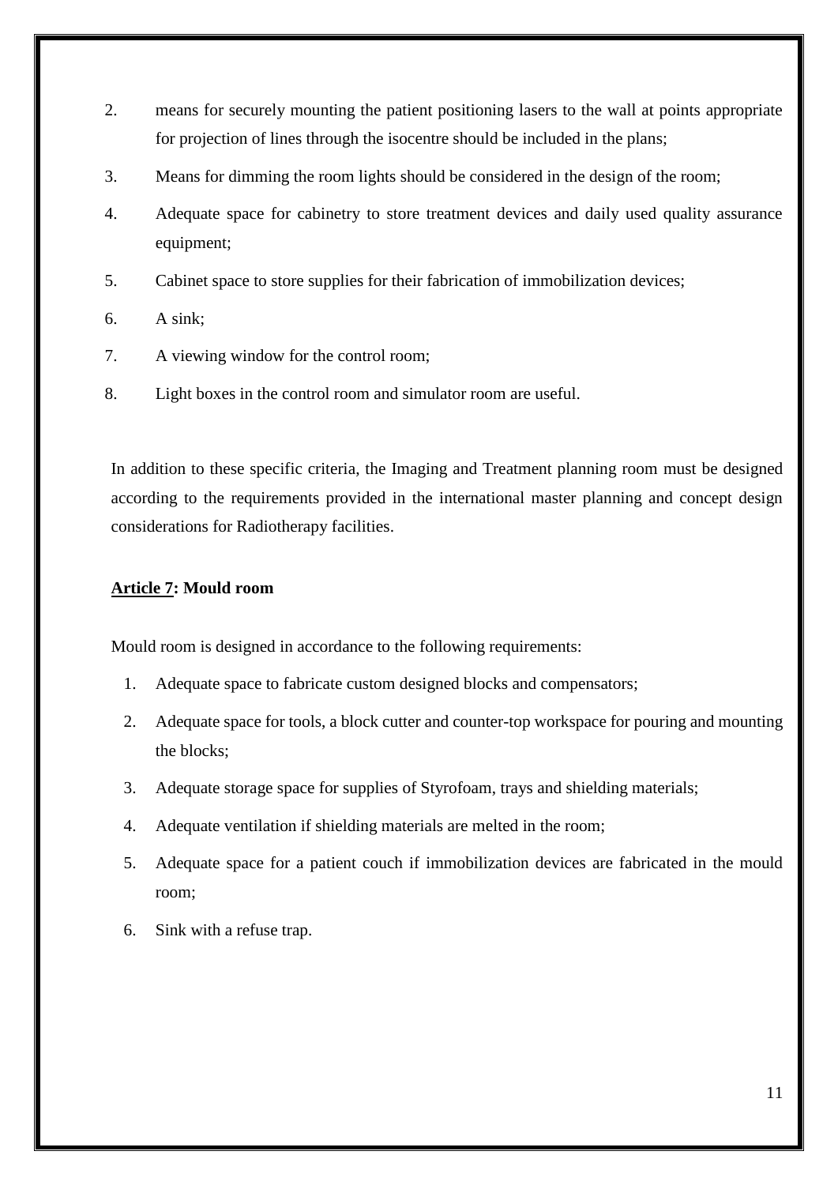2. means for securely mounting the patient positioning lasers to the wall at points appropriate for projection of lines through the isocentre should be included in the plans;
3. Means for dimming the room lights should be considered in the design of the room;
4. Adequate space for cabinetry to store treatment devices and daily used quality assurance equipment;
5. Cabinet space to store supplies for their fabrication of immobilization devices;
6. A sink;
7. A viewing window for the control room;
8. Light boxes in the control room and simulator room are useful.

In addition to these specific criteria, the Imaging and Treatment planning room must be designed according to the requirements provided in the international master planning and concept design considerations for Radiotherapy facilities.

**Article 7: Mould room**

Mould room is designed in accordance to the following requirements:

1. Adequate space to fabricate custom designed blocks and compensators;
2. Adequate space for tools, a block cutter and counter-top workspace for pouring and mounting the blocks;
3. Adequate storage space for supplies of Styrofoam, trays and shielding materials;
4. Adequate ventilation if shielding materials are melted in the room;
5. Adequate space for a patient couch if immobilization devices are fabricated in the mould room;
6. Sink with a refuse trap.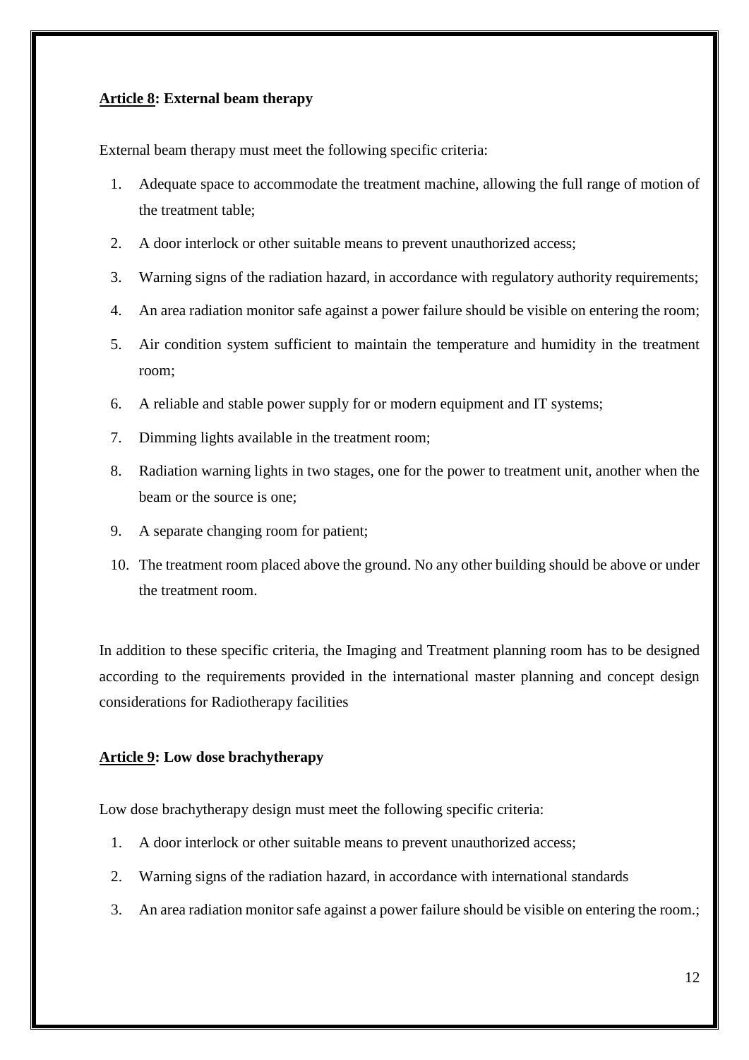**<u>Article 8</u>: External beam therapy**

External beam therapy must meet the following specific criteria:

1. Adequate space to accommodate the treatment machine, allowing the full range of motion of the treatment table;
2. A door interlock or other suitable means to prevent unauthorized access;
3. Warning signs of the radiation hazard, in accordance with regulatory authority requirements;
4. An area radiation monitor safe against a power failure should be visible on entering the room;
5. Air condition system sufficient to maintain the temperature and humidity in the treatment room;
6. A reliable and stable power supply for or modern equipment and IT systems;
7. Dimming lights available in the treatment room;
8. Radiation warning lights in two stages, one for the power to treatment unit, another when the beam or the source is one;
9. A separate changing room for patient;
10. The treatment room placed above the ground. No any other building should be above or under the treatment room.

In addition to these specific criteria, the Imaging and Treatment planning room has to be designed according to the requirements provided in the international master planning and concept design considerations for Radiotherapy facilities

**<u>Article 9</u>: Low dose brachytherapy**

Low dose brachytherapy design must meet the following specific criteria:

1. A door interlock or other suitable means to prevent unauthorized access;
2. Warning signs of the radiation hazard, in accordance with international standards
3. An area radiation monitor safe against a power failure should be visible on entering the room.;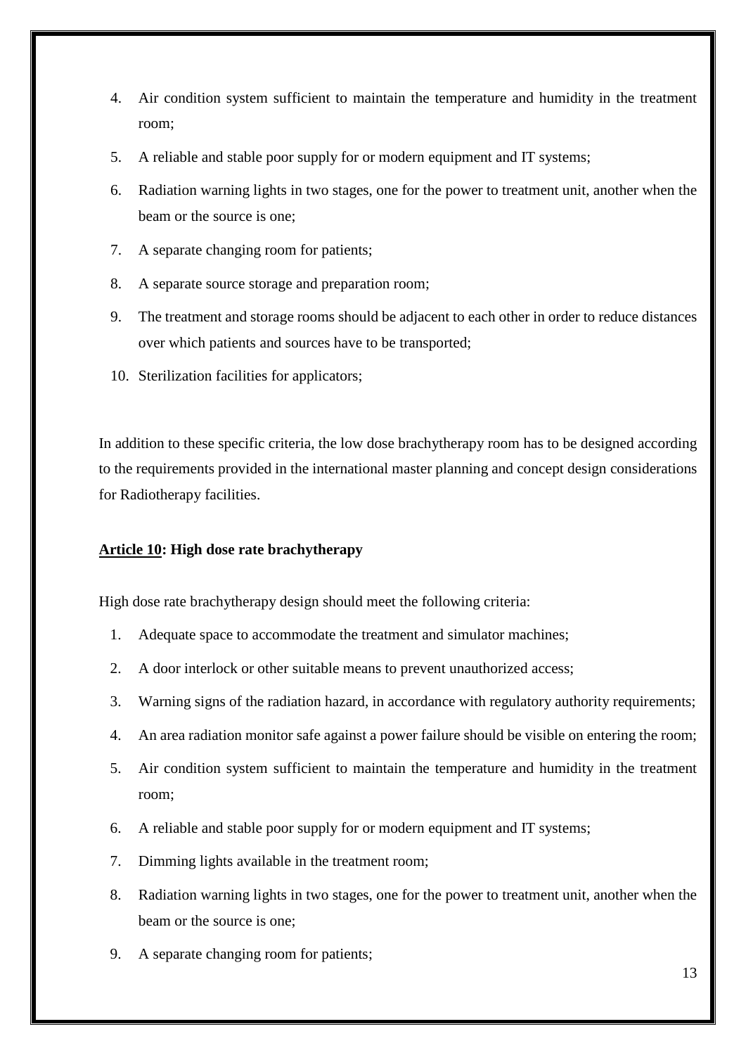4. Air condition system sufficient to maintain the temperature and humidity in the treatment room;
5. A reliable and stable poor supply for or modern equipment and IT systems;
6. Radiation warning lights in two stages, one for the power to treatment unit, another when the beam or the source is one;
7. A separate changing room for patients;
8. A separate source storage and preparation room;
9. The treatment and storage rooms should be adjacent to each other in order to reduce distances over which patients and sources have to be transported;
10. Sterilization facilities for applicators;

In addition to these specific criteria, the low dose brachytherapy room has to be designed according to the requirements provided in the international master planning and concept design considerations for Radiotherapy facilities.

**<u>Article 10</u>: High dose rate brachytherapy**

High dose rate brachytherapy design should meet the following criteria:

1. Adequate space to accommodate the treatment and simulator machines;
2. A door interlock or other suitable means to prevent unauthorized access;
3. Warning signs of the radiation hazard, in accordance with regulatory authority requirements;
4. An area radiation monitor safe against a power failure should be visible on entering the room;
5. Air condition system sufficient to maintain the temperature and humidity in the treatment room;
6. A reliable and stable poor supply for or modern equipment and IT systems;
7. Dimming lights available in the treatment room;
8. Radiation warning lights in two stages, one for the power to treatment unit, another when the beam or the source is one;
9. A separate changing room for patients;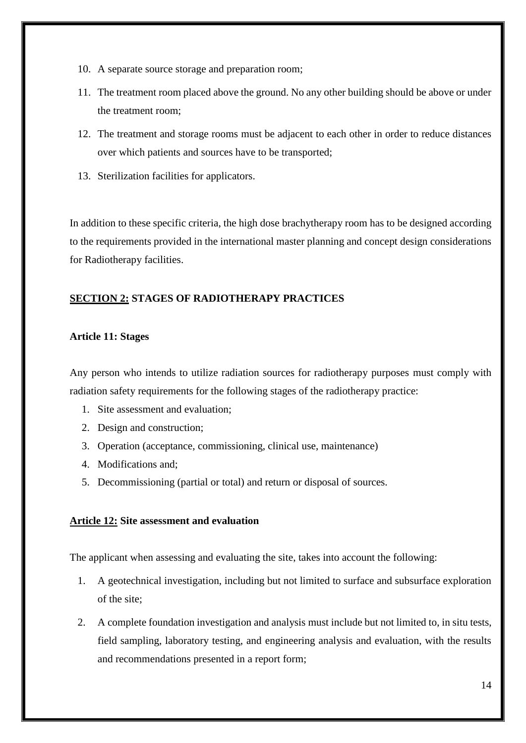10. A separate source storage and preparation room;
11. The treatment room placed above the ground. No any other building should be above or under the treatment room;
12. The treatment and storage rooms must be adjacent to each other in order to reduce distances over which patients and sources have to be transported;
13. Sterilization facilities for applicators.

In addition to these specific criteria, the high dose brachytherapy room has to be designed according to the requirements provided in the international master planning and concept design considerations for Radiotherapy facilities.

## **<u>SECTION 2:</u> STAGES OF RADIOTHERAPY PRACTICES**

### **Article 11: Stages**

Any person who intends to utilize radiation sources for radiotherapy purposes must comply with radiation safety requirements for the following stages of the radiotherapy practice:

1. Site assessment and evaluation;
2. Design and construction;
3. Operation (acceptance, commissioning, clinical use, maintenance)
4. Modifications and;
5. Decommissioning (partial or total) and return or disposal of sources.

### **<u>Article 12:</u> Site assessment and evaluation**

The applicant when assessing and evaluating the site, takes into account the following:

1. A geotechnical investigation, including but not limited to surface and subsurface exploration of the site;
2. A complete foundation investigation and analysis must include but not limited to, in situ tests, field sampling, laboratory testing, and engineering analysis and evaluation, with the results and recommendations presented in a report form;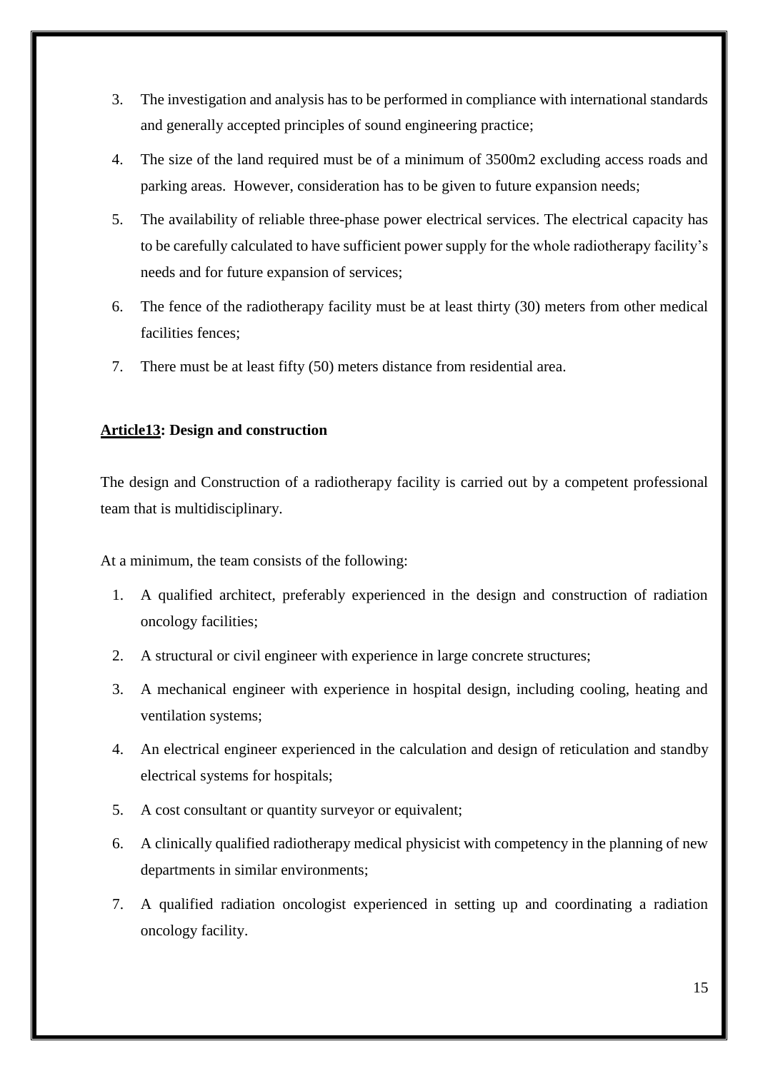3. The investigation and analysis has to be performed in compliance with international standards and generally accepted principles of sound engineering practice;
4. The size of the land required must be of a minimum of 3500m2 excluding access roads and parking areas. However, consideration has to be given to future expansion needs;
5. The availability of reliable three-phase power electrical services. The electrical capacity has to be carefully calculated to have sufficient power supply for the whole radiotherapy facility's needs and for future expansion of services;
6. The fence of the radiotherapy facility must be at least thirty (30) meters from other medical facilities fences;
7. There must be at least fifty (50) meters distance from residential area.

**<u>Article13</u>: Design and construction**

The design and Construction of a radiotherapy facility is carried out by a competent professional team that is multidisciplinary.

At a minimum, the team consists of the following:

1. A qualified architect, preferably experienced in the design and construction of radiation oncology facilities;
2. A structural or civil engineer with experience in large concrete structures;
3. A mechanical engineer with experience in hospital design, including cooling, heating and ventilation systems;
4. An electrical engineer experienced in the calculation and design of reticulation and standby electrical systems for hospitals;
5. A cost consultant or quantity surveyor or equivalent;
6. A clinically qualified radiotherapy medical physicist with competency in the planning of new departments in similar environments;
7. A qualified radiation oncologist experienced in setting up and coordinating a radiation oncology facility.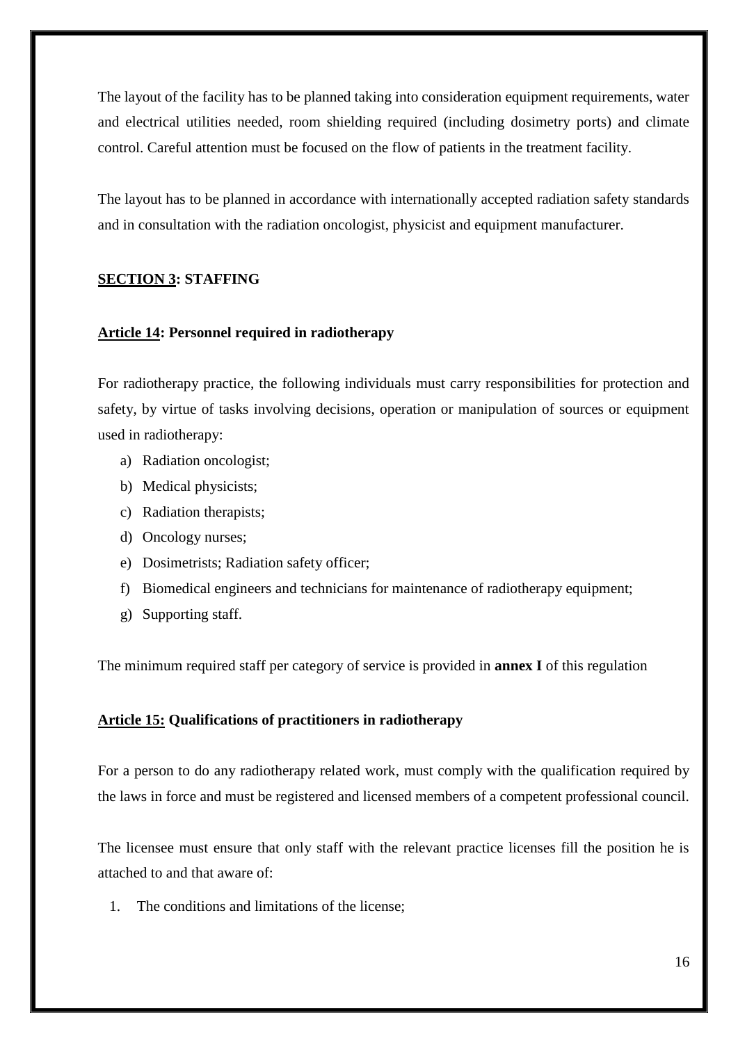The layout of the facility has to be planned taking into consideration equipment requirements, water and electrical utilities needed, room shielding required (including dosimetry ports) and climate control. Careful attention must be focused on the flow of patients in the treatment facility.

The layout has to be planned in accordance with internationally accepted radiation safety standards and in consultation with the radiation oncologist, physicist and equipment manufacturer.

## SECTION 3: STAFFING

### Article 14: Personnel required in radiotherapy

For radiotherapy practice, the following individuals must carry responsibilities for protection and safety, by virtue of tasks involving decisions, operation or manipulation of sources or equipment used in radiotherapy:

a) Radiation oncologist;
b) Medical physicists;
c) Radiation therapists;
d) Oncology nurses;
e) Dosimetrists; Radiation safety officer;
f) Biomedical engineers and technicians for maintenance of radiotherapy equipment;
g) Supporting staff.

The minimum required staff per category of service is provided in **annex I** of this regulation

### Article 15: Qualifications of practitioners in radiotherapy

For a person to do any radiotherapy related work, must comply with the qualification required by the laws in force and must be registered and licensed members of a competent professional council.

The licensee must ensure that only staff with the relevant practice licenses fill the position he is attached to and that aware of:

1. The conditions and limitations of the license;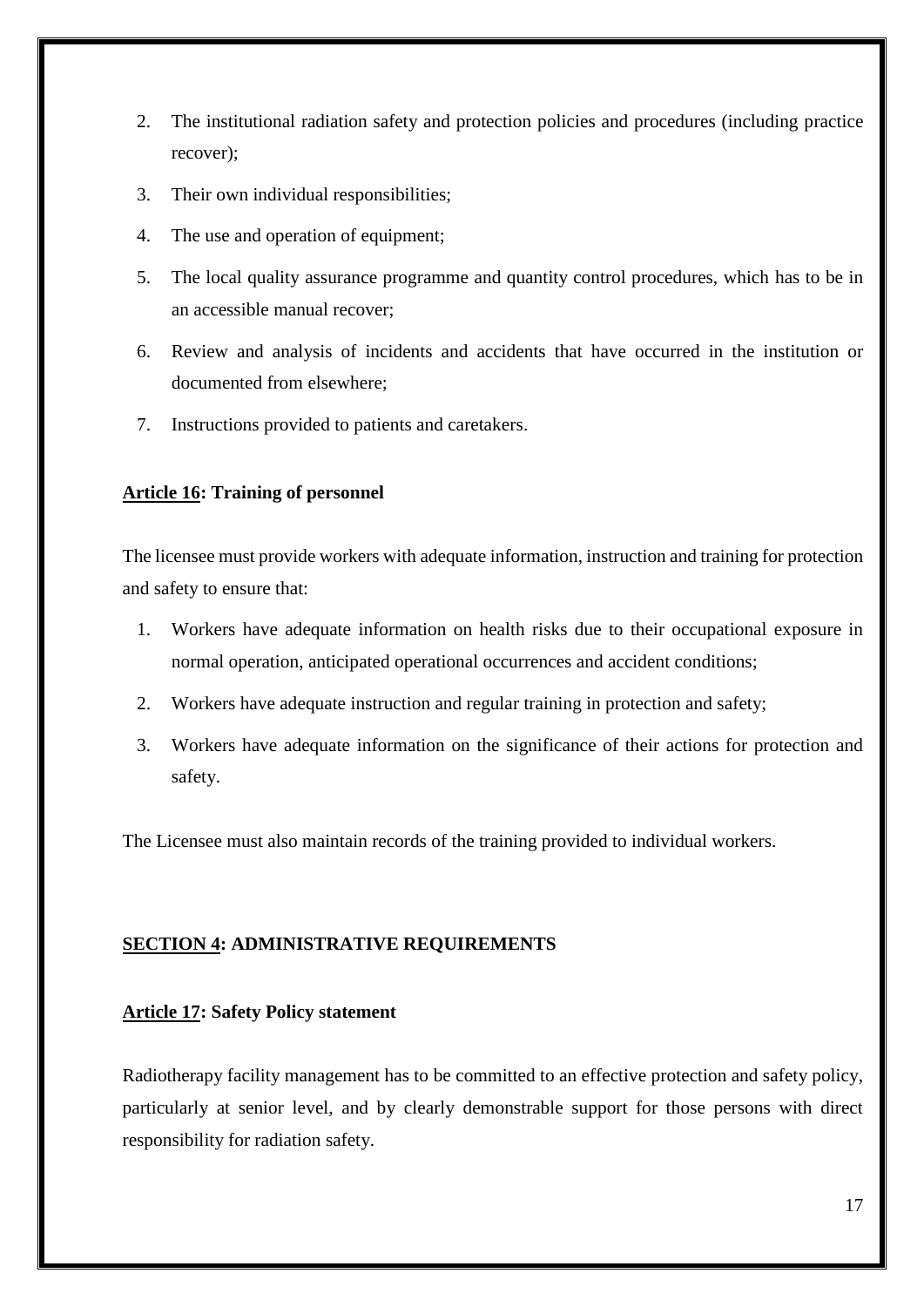2. The institutional radiation safety and protection policies and procedures (including practice recover);
3. Their own individual responsibilities;
4. The use and operation of equipment;
5. The local quality assurance programme and quantity control procedures, which has to be in an accessible manual recover;
6. Review and analysis of incidents and accidents that have occurred in the institution or documented from elsewhere;
7. Instructions provided to patients and caretakers.

### <u>Article 16</u>: Training of personnel

The licensee must provide workers with adequate information, instruction and training for protection and safety to ensure that:

1. Workers have adequate information on health risks due to their occupational exposure in normal operation, anticipated operational occurrences and accident conditions;
2. Workers have adequate instruction and regular training in protection and safety;
3. Workers have adequate information on the significance of their actions for protection and safety.

The Licensee must also maintain records of the training provided to individual workers.

## <u>SECTION 4</u>: ADMINISTRATIVE REQUIREMENTS

### <u>Article 17</u>: Safety Policy statement

Radiotherapy facility management has to be committed to an effective protection and safety policy, particularly at senior level, and by clearly demonstrable support for those persons with direct responsibility for radiation safety.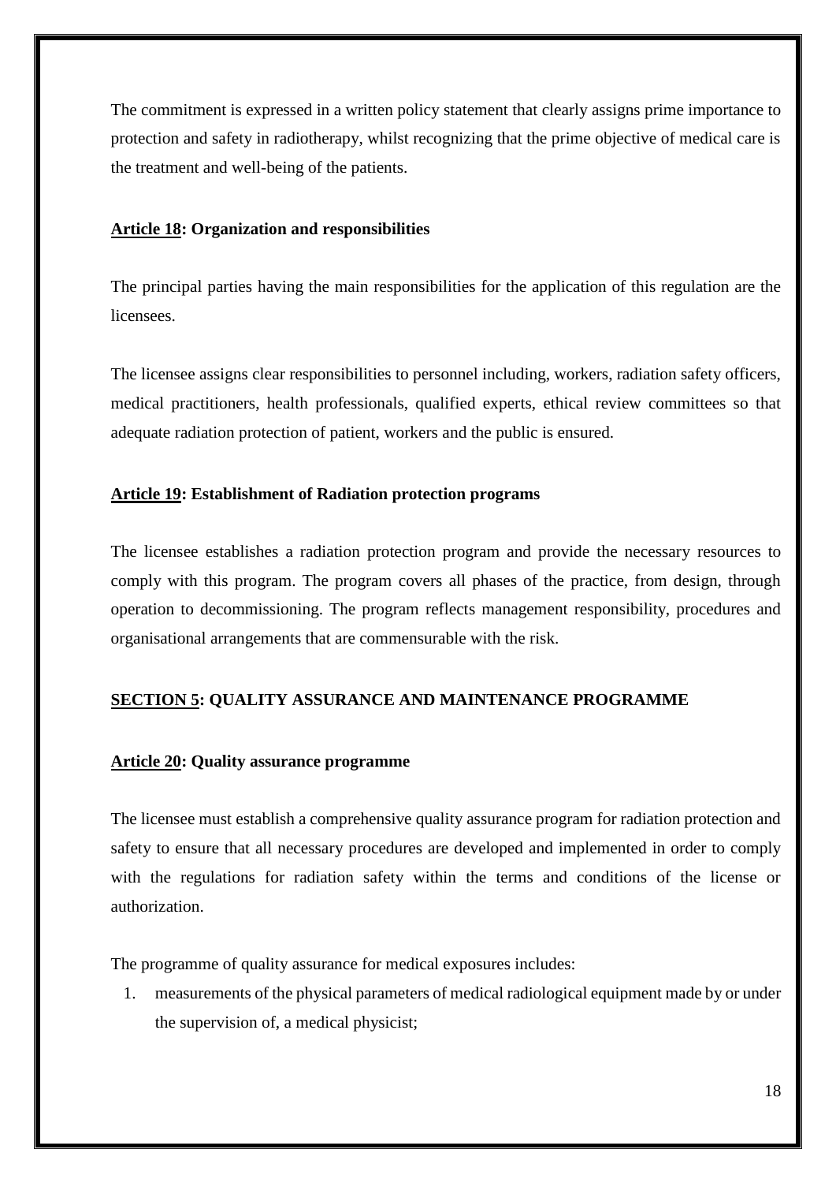The commitment is expressed in a written policy statement that clearly assigns prime importance to protection and safety in radiotherapy, whilst recognizing that the prime objective of medical care is the treatment and well-being of the patients.

### **Article 18: Organization and responsibilities**

The principal parties having the main responsibilities for the application of this regulation are the licensees.

The licensee assigns clear responsibilities to personnel including, workers, radiation safety officers, medical practitioners, health professionals, qualified experts, ethical review committees so that adequate radiation protection of patient, workers and the public is ensured.

### **Article 19: Establishment of Radiation protection programs**

The licensee establishes a radiation protection program and provide the necessary resources to comply with this program. The program covers all phases of the practice, from design, through operation to decommissioning. The program reflects management responsibility, procedures and organisational arrangements that are commensurable with the risk.

## **SECTION 5: QUALITY ASSURANCE AND MAINTENANCE PROGRAMME**

### **Article 20: Quality assurance programme**

The licensee must establish a comprehensive quality assurance program for radiation protection and safety to ensure that all necessary procedures are developed and implemented in order to comply with the regulations for radiation safety within the terms and conditions of the license or authorization.

The programme of quality assurance for medical exposures includes:

1. measurements of the physical parameters of medical radiological equipment made by or under the supervision of, a medical physicist;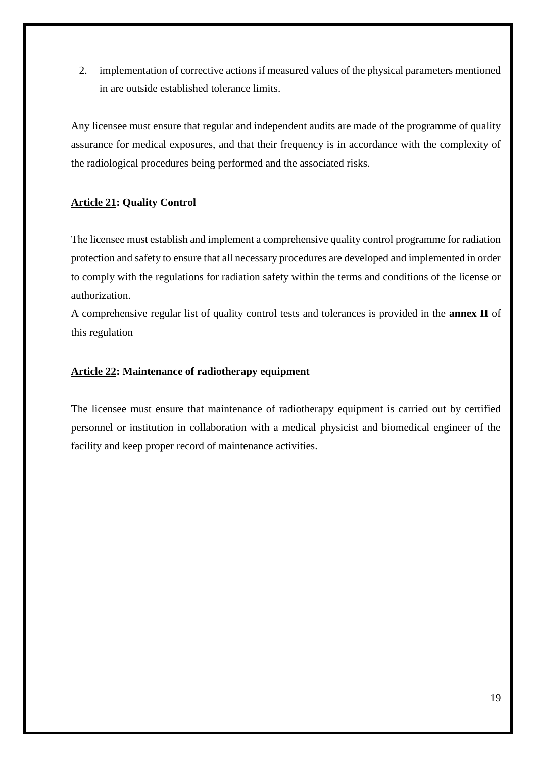2. implementation of corrective actions if measured values of the physical parameters mentioned in are outside established tolerance limits.

Any licensee must ensure that regular and independent audits are made of the programme of quality assurance for medical exposures, and that their frequency is in accordance with the complexity of the radiological procedures being performed and the associated risks.

### Article 21: Quality Control

The licensee must establish and implement a comprehensive quality control programme for radiation protection and safety to ensure that all necessary procedures are developed and implemented in order to comply with the regulations for radiation safety within the terms and conditions of the license or authorization.

A comprehensive regular list of quality control tests and tolerances is provided in the **annex II** of this regulation

### Article 22: Maintenance of radiotherapy equipment

The licensee must ensure that maintenance of radiotherapy equipment is carried out by certified personnel or institution in collaboration with a medical physicist and biomedical engineer of the facility and keep proper record of maintenance activities.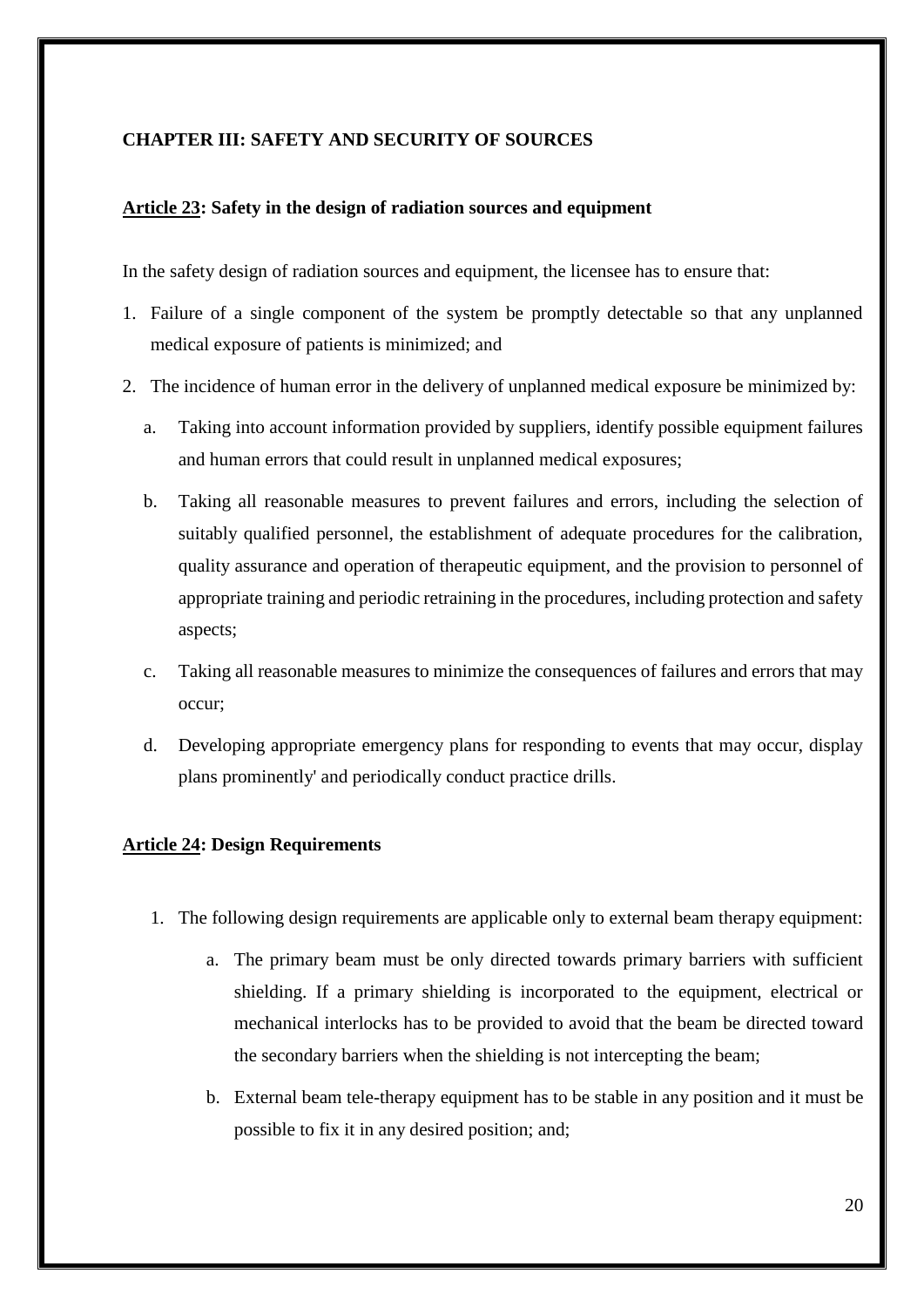## CHAPTER III: SAFETY AND SECURITY OF SOURCES

### Article 23: Safety in the design of radiation sources and equipment

In the safety design of radiation sources and equipment, the licensee has to ensure that:

1. Failure of a single component of the system be promptly detectable so that any unplanned medical exposure of patients is minimized; and
2. The incidence of human error in the delivery of unplanned medical exposure be minimized by:
   a. Taking into account information provided by suppliers, identify possible equipment failures and human errors that could result in unplanned medical exposures;
   b. Taking all reasonable measures to prevent failures and errors, including the selection of suitably qualified personnel, the establishment of adequate procedures for the calibration, quality assurance and operation of therapeutic equipment, and the provision to personnel of appropriate training and periodic retraining in the procedures, including protection and safety aspects;
   c. Taking all reasonable measures to minimize the consequences of failures and errors that may occur;
   d. Developing appropriate emergency plans for responding to events that may occur, display plans prominently' and periodically conduct practice drills.

### Article 24: Design Requirements

1. The following design requirements are applicable only to external beam therapy equipment:
   a. The primary beam must be only directed towards primary barriers with sufficient shielding. If a primary shielding is incorporated to the equipment, electrical or mechanical interlocks has to be provided to avoid that the beam be directed toward the secondary barriers when the shielding is not intercepting the beam;
   b. External beam tele-therapy equipment has to be stable in any position and it must be possible to fix it in any desired position; and;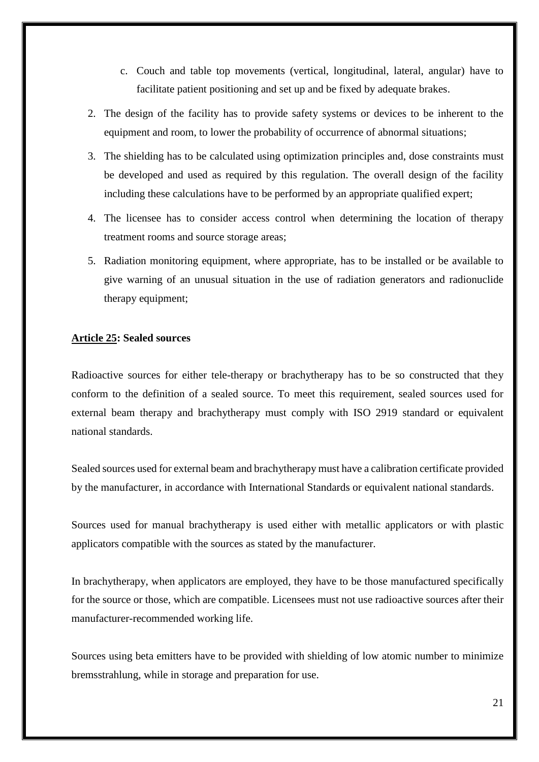c. Couch and table top movements (vertical, longitudinal, lateral, angular) have to facilitate patient positioning and set up and be fixed by adequate brakes.

2. The design of the facility has to provide safety systems or devices to be inherent to the equipment and room, to lower the probability of occurrence of abnormal situations;
3. The shielding has to be calculated using optimization principles and, dose constraints must be developed and used as required by this regulation. The overall design of the facility including these calculations have to be performed by an appropriate qualified expert;
4. The licensee has to consider access control when determining the location of therapy treatment rooms and source storage areas;
5. Radiation monitoring equipment, where appropriate, has to be installed or be available to give warning of an unusual situation in the use of radiation generators and radionuclide therapy equipment;

**Article 25: Sealed sources**

Radioactive sources for either tele-therapy or brachytherapy has to be so constructed that they conform to the definition of a sealed source. To meet this requirement, sealed sources used for external beam therapy and brachytherapy must comply with ISO 2919 standard or equivalent national standards.

Sealed sources used for external beam and brachytherapy must have a calibration certificate provided by the manufacturer, in accordance with International Standards or equivalent national standards.

Sources used for manual brachytherapy is used either with metallic applicators or with plastic applicators compatible with the sources as stated by the manufacturer.

In brachytherapy, when applicators are employed, they have to be those manufactured specifically for the source or those, which are compatible. Licensees must not use radioactive sources after their manufacturer-recommended working life.

Sources using beta emitters have to be provided with shielding of low atomic number to minimize bremsstrahlung, while in storage and preparation for use.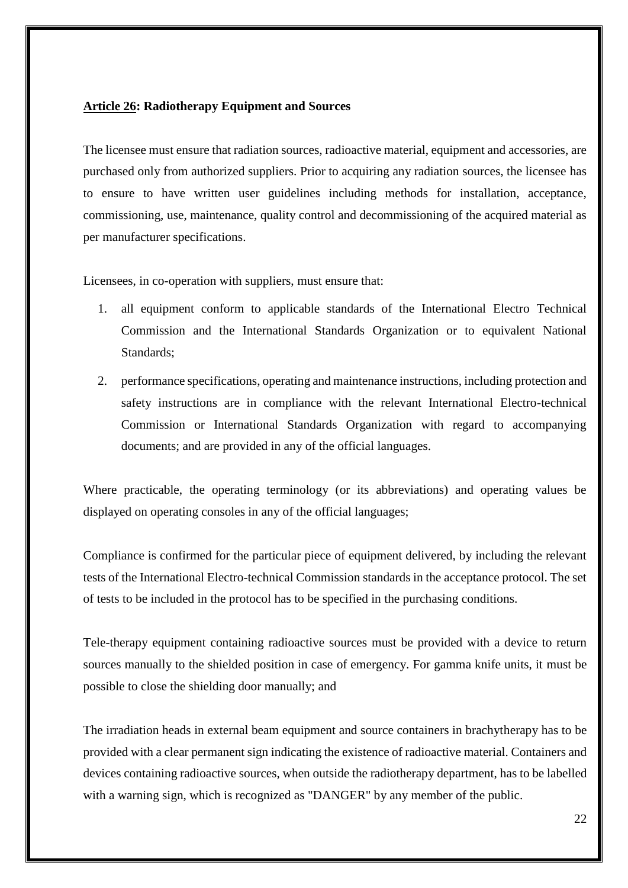**Article 26: Radiotherapy Equipment and Sources**

The licensee must ensure that radiation sources, radioactive material, equipment and accessories, are purchased only from authorized suppliers. Prior to acquiring any radiation sources, the licensee has to ensure to have written user guidelines including methods for installation, acceptance, commissioning, use, maintenance, quality control and decommissioning of the acquired material as per manufacturer specifications.

Licensees, in co-operation with suppliers, must ensure that:

1. all equipment conform to applicable standards of the International Electro Technical Commission and the International Standards Organization or to equivalent National Standards;
2. performance specifications, operating and maintenance instructions, including protection and safety instructions are in compliance with the relevant International Electro-technical Commission or International Standards Organization with regard to accompanying documents; and are provided in any of the official languages.

Where practicable, the operating terminology (or its abbreviations) and operating values be displayed on operating consoles in any of the official languages;

Compliance is confirmed for the particular piece of equipment delivered, by including the relevant tests of the International Electro-technical Commission standards in the acceptance protocol. The set of tests to be included in the protocol has to be specified in the purchasing conditions.

Tele-therapy equipment containing radioactive sources must be provided with a device to return sources manually to the shielded position in case of emergency. For gamma knife units, it must be possible to close the shielding door manually; and

The irradiation heads in external beam equipment and source containers in brachytherapy has to be provided with a clear permanent sign indicating the existence of radioactive material. Containers and devices containing radioactive sources, when outside the radiotherapy department, has to be labelled with a warning sign, which is recognized as "DANGER" by any member of the public.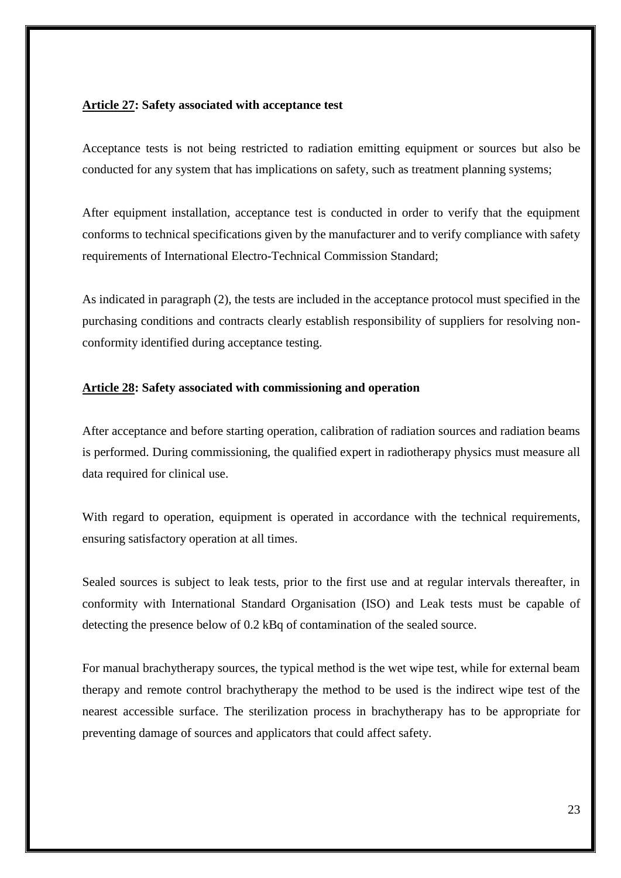**Article 27: Safety associated with acceptance test**

Acceptance tests is not being restricted to radiation emitting equipment or sources but also be conducted for any system that has implications on safety, such as treatment planning systems;

After equipment installation, acceptance test is conducted in order to verify that the equipment conforms to technical specifications given by the manufacturer and to verify compliance with safety requirements of International Electro-Technical Commission Standard;

As indicated in paragraph (2), the tests are included in the acceptance protocol must specified in the purchasing conditions and contracts clearly establish responsibility of suppliers for resolving non-conformity identified during acceptance testing.

**Article 28: Safety associated with commissioning and operation**

After acceptance and before starting operation, calibration of radiation sources and radiation beams is performed. During commissioning, the qualified expert in radiotherapy physics must measure all data required for clinical use.

With regard to operation, equipment is operated in accordance with the technical requirements, ensuring satisfactory operation at all times.

Sealed sources is subject to leak tests, prior to the first use and at regular intervals thereafter, in conformity with International Standard Organisation (ISO) and Leak tests must be capable of detecting the presence below of 0.2 kBq of contamination of the sealed source.

For manual brachytherapy sources, the typical method is the wet wipe test, while for external beam therapy and remote control brachytherapy the method to be used is the indirect wipe test of the nearest accessible surface. The sterilization process in brachytherapy has to be appropriate for preventing damage of sources and applicators that could affect safety.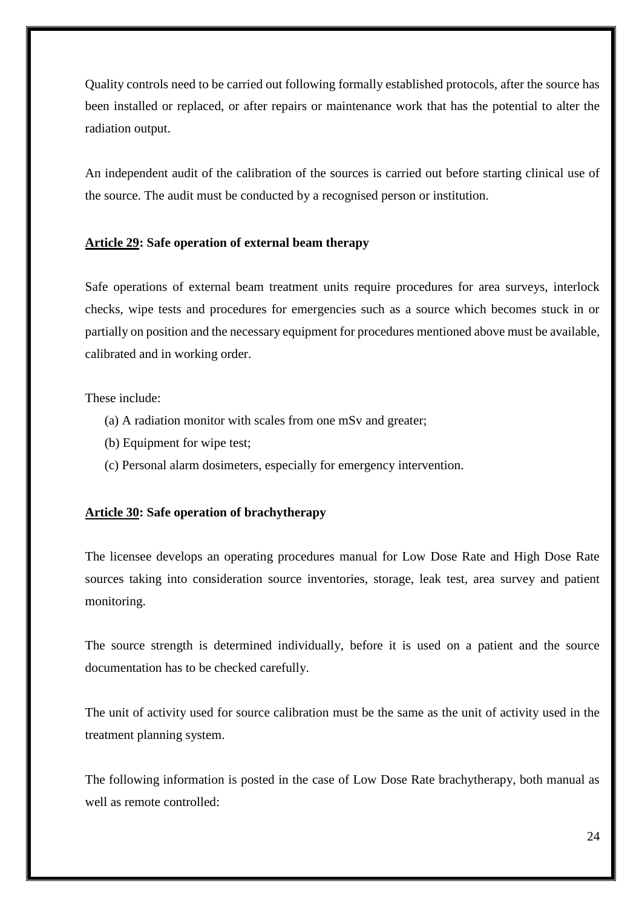Quality controls need to be carried out following formally established protocols, after the source has been installed or replaced, or after repairs or maintenance work that has the potential to alter the radiation output.

An independent audit of the calibration of the sources is carried out before starting clinical use of the source. The audit must be conducted by a recognised person or institution.

**<u>Article 29</u>: Safe operation of external beam therapy**

Safe operations of external beam treatment units require procedures for area surveys, interlock checks, wipe tests and procedures for emergencies such as a source which becomes stuck in or partially on position and the necessary equipment for procedures mentioned above must be available, calibrated and in working order.

These include:

(a) A radiation monitor with scales from one mSv and greater;

(b) Equipment for wipe test;

(c) Personal alarm dosimeters, especially for emergency intervention.

**<u>Article 30</u>: Safe operation of brachytherapy**

The licensee develops an operating procedures manual for Low Dose Rate and High Dose Rate sources taking into consideration source inventories, storage, leak test, area survey and patient monitoring.

The source strength is determined individually, before it is used on a patient and the source documentation has to be checked carefully.

The unit of activity used for source calibration must be the same as the unit of activity used in the treatment planning system.

The following information is posted in the case of Low Dose Rate brachytherapy, both manual as well as remote controlled: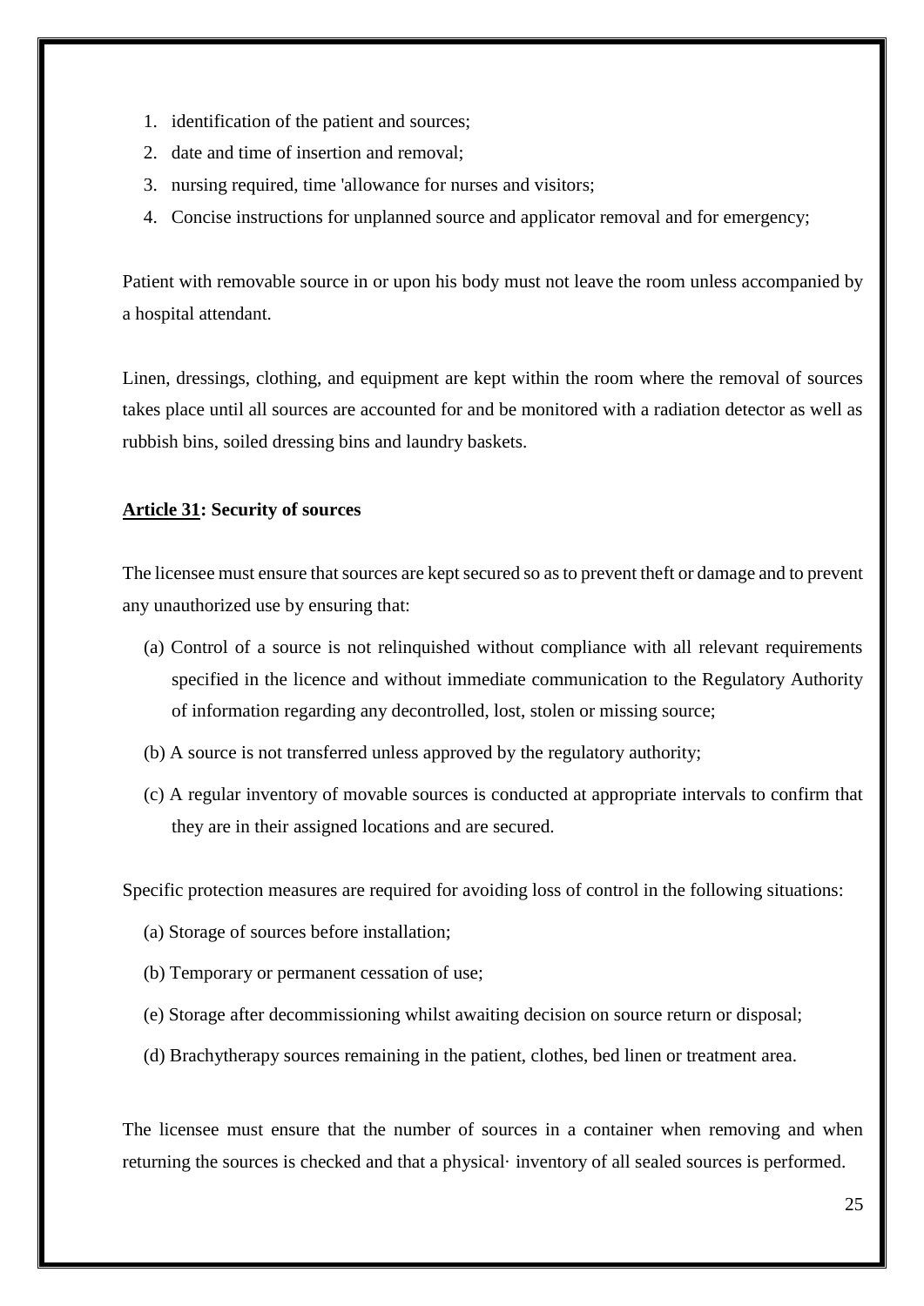1. identification of the patient and sources;
2. date and time of insertion and removal;
3. nursing required, time 'allowance for nurses and visitors;
4. Concise instructions for unplanned source and applicator removal and for emergency;

Patient with removable source in or upon his body must not leave the room unless accompanied by a hospital attendant.

Linen, dressings, clothing, and equipment are kept within the room where the removal of sources takes place until all sources are accounted for and be monitored with a radiation detector as well as rubbish bins, soiled dressing bins and laundry baskets.

**Article 31: Security of sources**

The licensee must ensure that sources are kept secured so as to prevent theft or damage and to prevent any unauthorized use by ensuring that:

(a) Control of a source is not relinquished without compliance with all relevant requirements specified in the licence and without immediate communication to the Regulatory Authority of information regarding any decontrolled, lost, stolen or missing source;

(b) A source is not transferred unless approved by the regulatory authority;

(c) A regular inventory of movable sources is conducted at appropriate intervals to confirm that they are in their assigned locations and are secured.

Specific protection measures are required for avoiding loss of control in the following situations:

(a) Storage of sources before installation;

(b) Temporary or permanent cessation of use;

(e) Storage after decommissioning whilst awaiting decision on source return or disposal;

(d) Brachytherapy sources remaining in the patient, clothes, bed linen or treatment area.

The licensee must ensure that the number of sources in a container when removing and when returning the sources is checked and that a physical· inventory of all sealed sources is performed.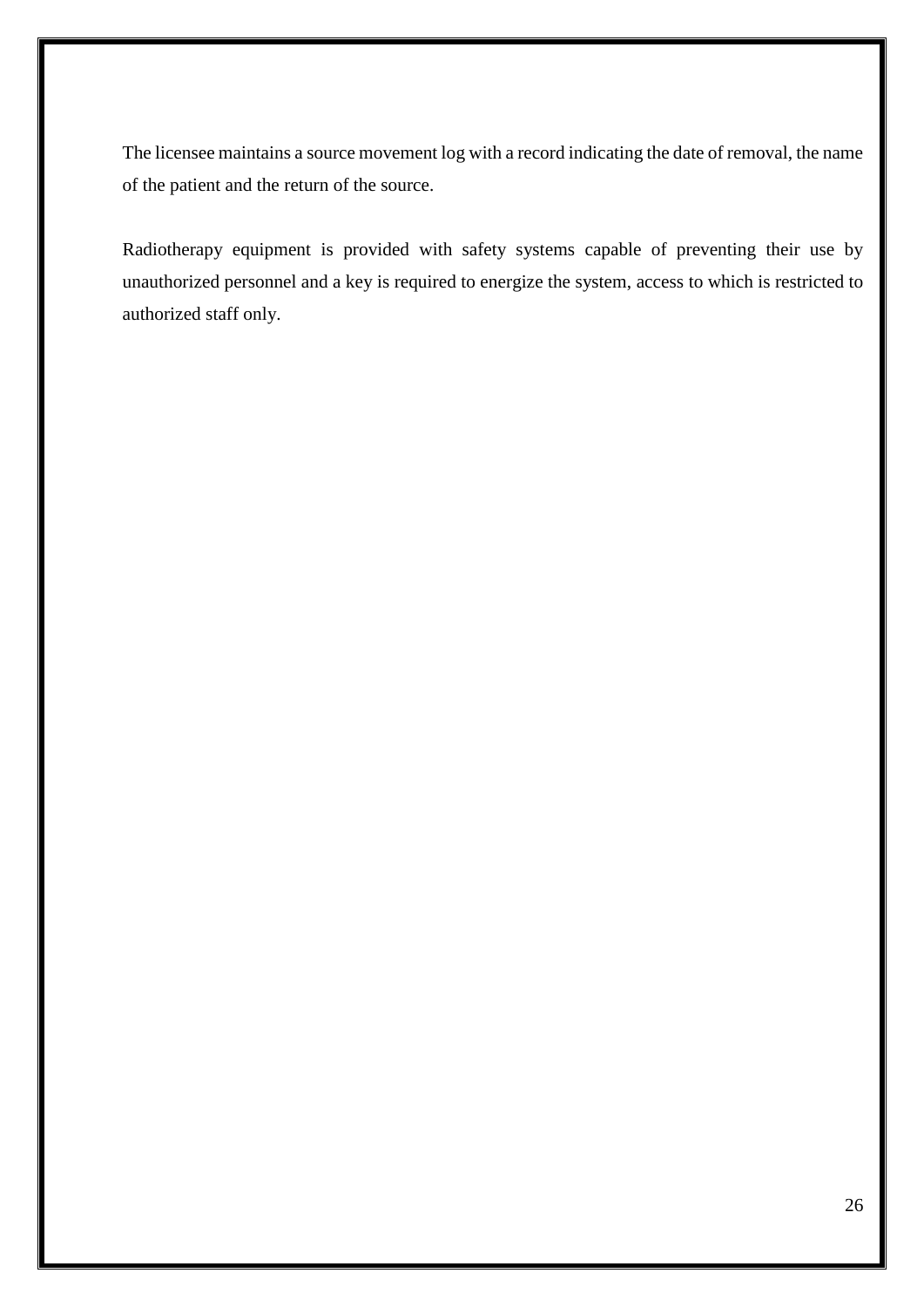The licensee maintains a source movement log with a record indicating the date of removal, the name of the patient and the return of the source.

Radiotherapy equipment is provided with safety systems capable of preventing their use by unauthorized personnel and a key is required to energize the system, access to which is restricted to authorized staff only.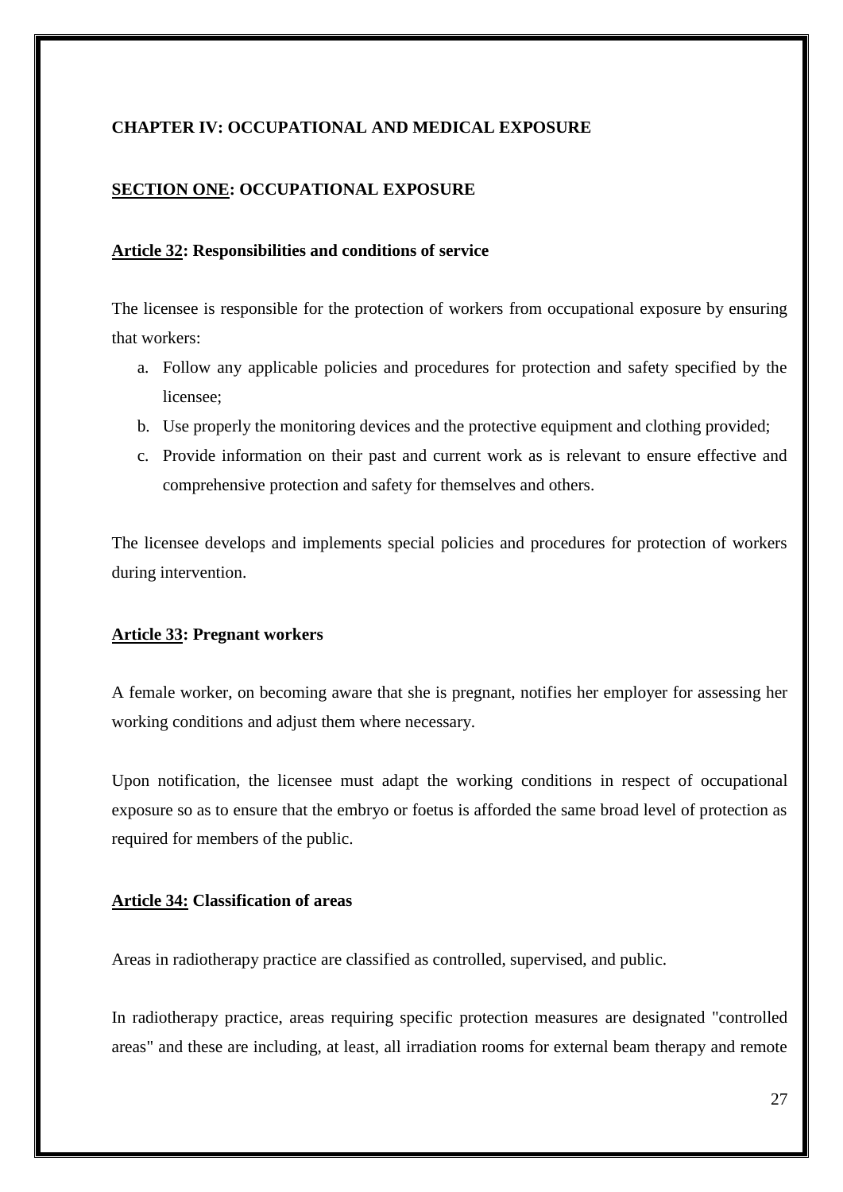**CHAPTER IV: OCCUPATIONAL AND MEDICAL EXPOSURE**

**SECTION ONE: OCCUPATIONAL EXPOSURE**

**Article 32: Responsibilities and conditions of service**

The licensee is responsible for the protection of workers from occupational exposure by ensuring that workers:

a. Follow any applicable policies and procedures for protection and safety specified by the licensee;
b. Use properly the monitoring devices and the protective equipment and clothing provided;
c. Provide information on their past and current work as is relevant to ensure effective and comprehensive protection and safety for themselves and others.

The licensee develops and implements special policies and procedures for protection of workers during intervention.

**Article 33: Pregnant workers**

A female worker, on becoming aware that she is pregnant, notifies her employer for assessing her working conditions and adjust them where necessary.

Upon notification, the licensee must adapt the working conditions in respect of occupational exposure so as to ensure that the embryo or foetus is afforded the same broad level of protection as required for members of the public.

**Article 34: Classification of areas**

Areas in radiotherapy practice are classified as controlled, supervised, and public.

In radiotherapy practice, areas requiring specific protection measures are designated "controlled areas" and these are including, at least, all irradiation rooms for external beam therapy and remote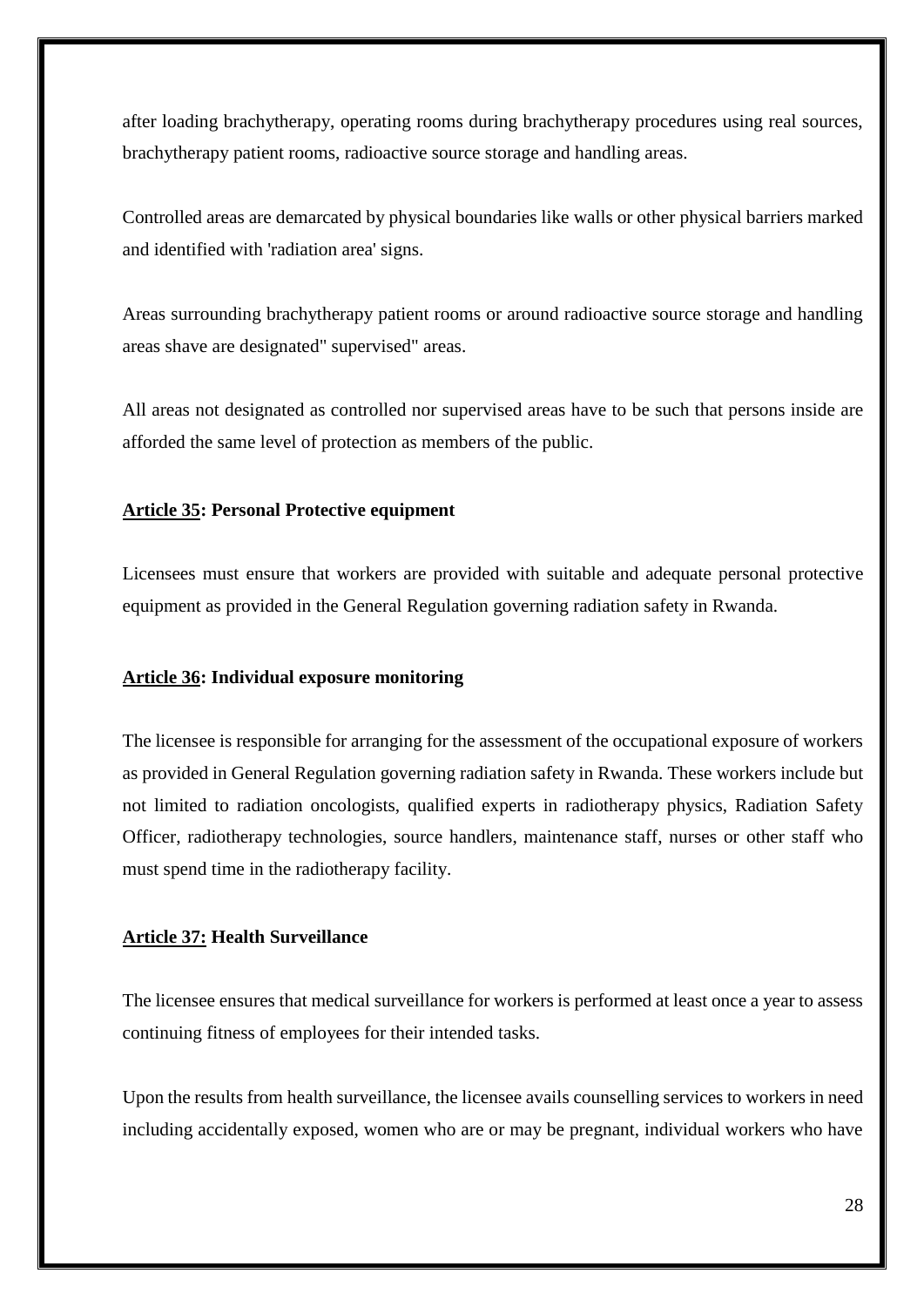after loading brachytherapy, operating rooms during brachytherapy procedures using real sources, brachytherapy patient rooms, radioactive source storage and handling areas.

Controlled areas are demarcated by physical boundaries like walls or other physical barriers marked and identified with 'radiation area' signs.

Areas surrounding brachytherapy patient rooms or around radioactive source storage and handling areas shave are designated" supervised" areas.

All areas not designated as controlled nor supervised areas have to be such that persons inside are afforded the same level of protection as members of the public.

**Article 35: Personal Protective equipment**

Licensees must ensure that workers are provided with suitable and adequate personal protective equipment as provided in the General Regulation governing radiation safety in Rwanda.

**Article 36: Individual exposure monitoring**

The licensee is responsible for arranging for the assessment of the occupational exposure of workers as provided in General Regulation governing radiation safety in Rwanda. These workers include but not limited to radiation oncologists, qualified experts in radiotherapy physics, Radiation Safety Officer, radiotherapy technologies, source handlers, maintenance staff, nurses or other staff who must spend time in the radiotherapy facility.

**Article 37: Health Surveillance**

The licensee ensures that medical surveillance for workers is performed at least once a year to assess continuing fitness of employees for their intended tasks.

Upon the results from health surveillance, the licensee avails counselling services to workers in need including accidentally exposed, women who are or may be pregnant, individual workers who have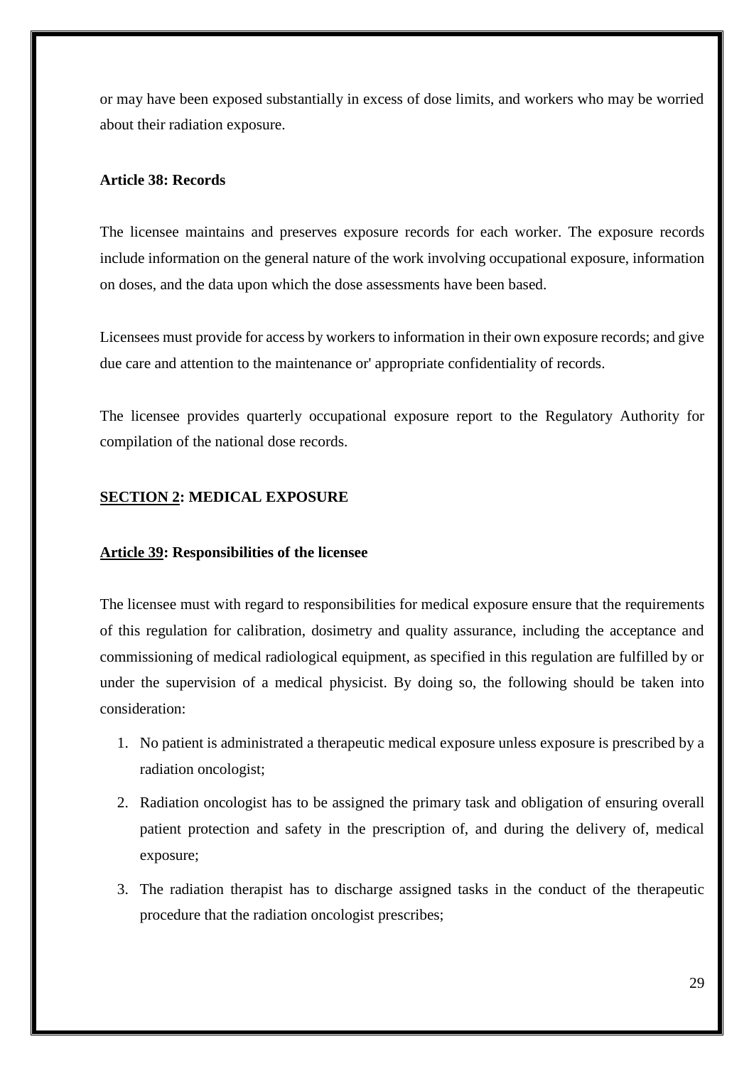or may have been exposed substantially in excess of dose limits, and workers who may be worried about their radiation exposure.

**Article 38: Records**

The licensee maintains and preserves exposure records for each worker. The exposure records include information on the general nature of the work involving occupational exposure, information on doses, and the data upon which the dose assessments have been based.

Licensees must provide for access by workers to information in their own exposure records; and give due care and attention to the maintenance or' appropriate confidentiality of records.

The licensee provides quarterly occupational exposure report to the Regulatory Authority for compilation of the national dose records.

## SECTION 2: MEDICAL EXPOSURE

### Article 39: Responsibilities of the licensee

The licensee must with regard to responsibilities for medical exposure ensure that the requirements of this regulation for calibration, dosimetry and quality assurance, including the acceptance and commissioning of medical radiological equipment, as specified in this regulation are fulfilled by or under the supervision of a medical physicist. By doing so, the following should be taken into consideration:

1. No patient is administrated a therapeutic medical exposure unless exposure is prescribed by a radiation oncologist;
2. Radiation oncologist has to be assigned the primary task and obligation of ensuring overall patient protection and safety in the prescription of, and during the delivery of, medical exposure;
3. The radiation therapist has to discharge assigned tasks in the conduct of the therapeutic procedure that the radiation oncologist prescribes;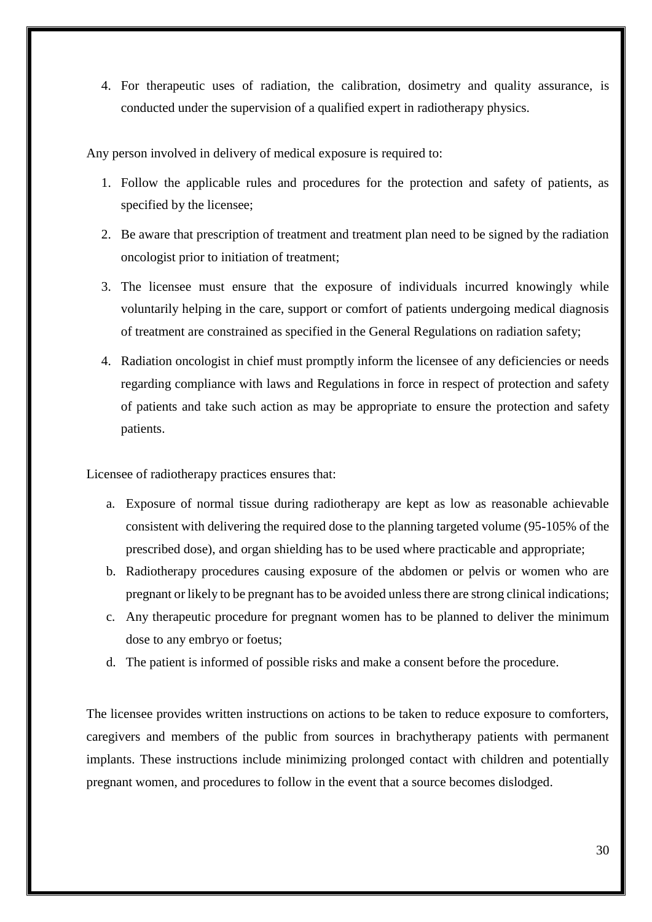4. For therapeutic uses of radiation, the calibration, dosimetry and quality assurance, is conducted under the supervision of a qualified expert in radiotherapy physics.

Any person involved in delivery of medical exposure is required to:

1. Follow the applicable rules and procedures for the protection and safety of patients, as specified by the licensee;
2. Be aware that prescription of treatment and treatment plan need to be signed by the radiation oncologist prior to initiation of treatment;
3. The licensee must ensure that the exposure of individuals incurred knowingly while voluntarily helping in the care, support or comfort of patients undergoing medical diagnosis of treatment are constrained as specified in the General Regulations on radiation safety;
4. Radiation oncologist in chief must promptly inform the licensee of any deficiencies or needs regarding compliance with laws and Regulations in force in respect of protection and safety of patients and take such action as may be appropriate to ensure the protection and safety patients.

Licensee of radiotherapy practices ensures that:

a. Exposure of normal tissue during radiotherapy are kept as low as reasonable achievable consistent with delivering the required dose to the planning targeted volume (95-105% of the prescribed dose), and organ shielding has to be used where practicable and appropriate;
b. Radiotherapy procedures causing exposure of the abdomen or pelvis or women who are pregnant or likely to be pregnant has to be avoided unless there are strong clinical indications;
c. Any therapeutic procedure for pregnant women has to be planned to deliver the minimum dose to any embryo or foetus;
d. The patient is informed of possible risks and make a consent before the procedure.

The licensee provides written instructions on actions to be taken to reduce exposure to comforters, caregivers and members of the public from sources in brachytherapy patients with permanent implants. These instructions include minimizing prolonged contact with children and potentially pregnant women, and procedures to follow in the event that a source becomes dislodged.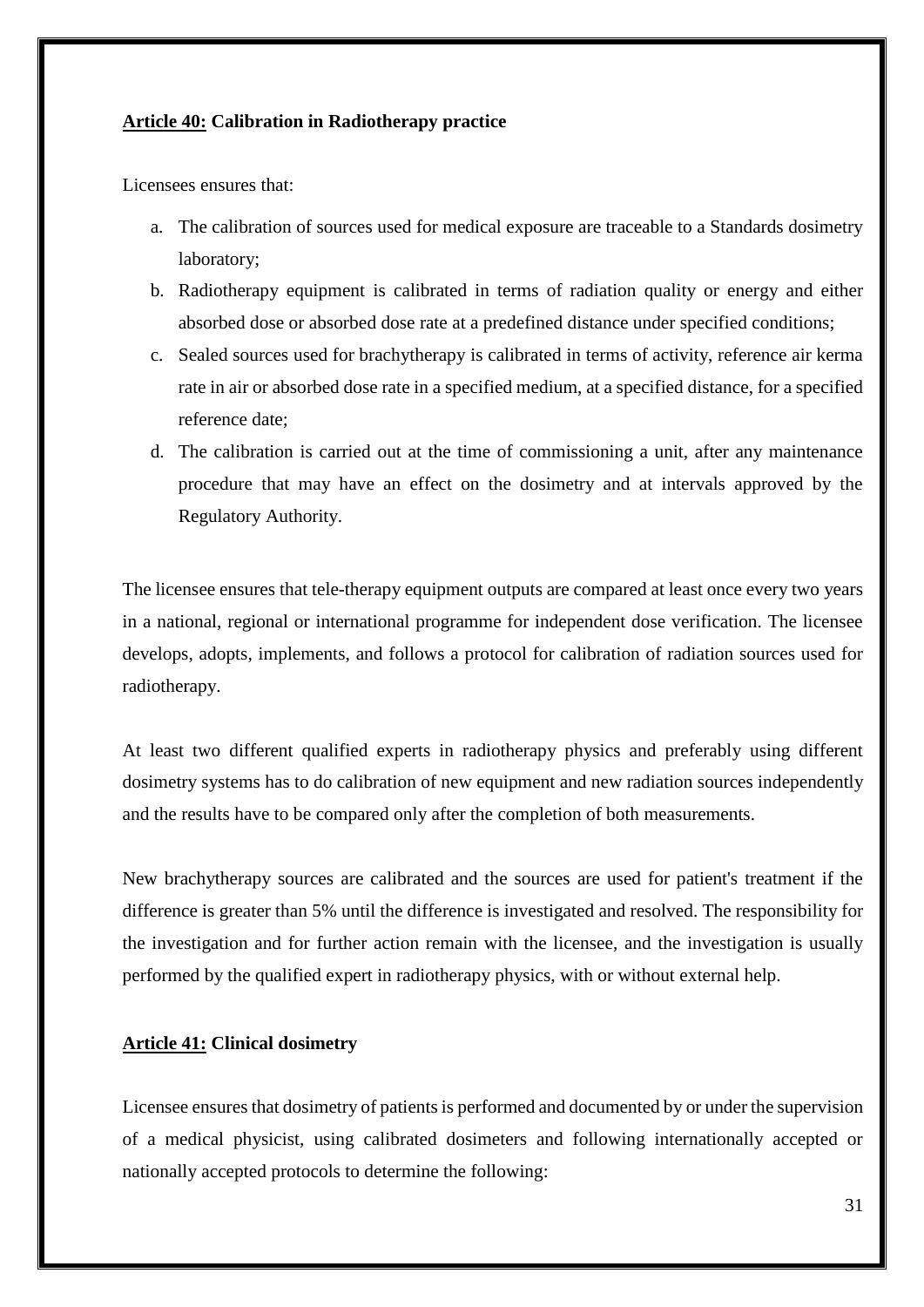**Article 40: Calibration in Radiotherapy practice**

Licensees ensures that:

a. The calibration of sources used for medical exposure are traceable to a Standards dosimetry laboratory;
b. Radiotherapy equipment is calibrated in terms of radiation quality or energy and either absorbed dose or absorbed dose rate at a predefined distance under specified conditions;
c. Sealed sources used for brachytherapy is calibrated in terms of activity, reference air kerma rate in air or absorbed dose rate in a specified medium, at a specified distance, for a specified reference date;
d. The calibration is carried out at the time of commissioning a unit, after any maintenance procedure that may have an effect on the dosimetry and at intervals approved by the Regulatory Authority.

The licensee ensures that tele-therapy equipment outputs are compared at least once every two years in a national, regional or international programme for independent dose verification. The licensee develops, adopts, implements, and follows a protocol for calibration of radiation sources used for radiotherapy.

At least two different qualified experts in radiotherapy physics and preferably using different dosimetry systems has to do calibration of new equipment and new radiation sources independently and the results have to be compared only after the completion of both measurements.

New brachytherapy sources are calibrated and the sources are used for patient's treatment if the difference is greater than 5% until the difference is investigated and resolved. The responsibility for the investigation and for further action remain with the licensee, and the investigation is usually performed by the qualified expert in radiotherapy physics, with or without external help.

**Article 41: Clinical dosimetry**

Licensee ensures that dosimetry of patients is performed and documented by or under the supervision of a medical physicist, using calibrated dosimeters and following internationally accepted or nationally accepted protocols to determine the following: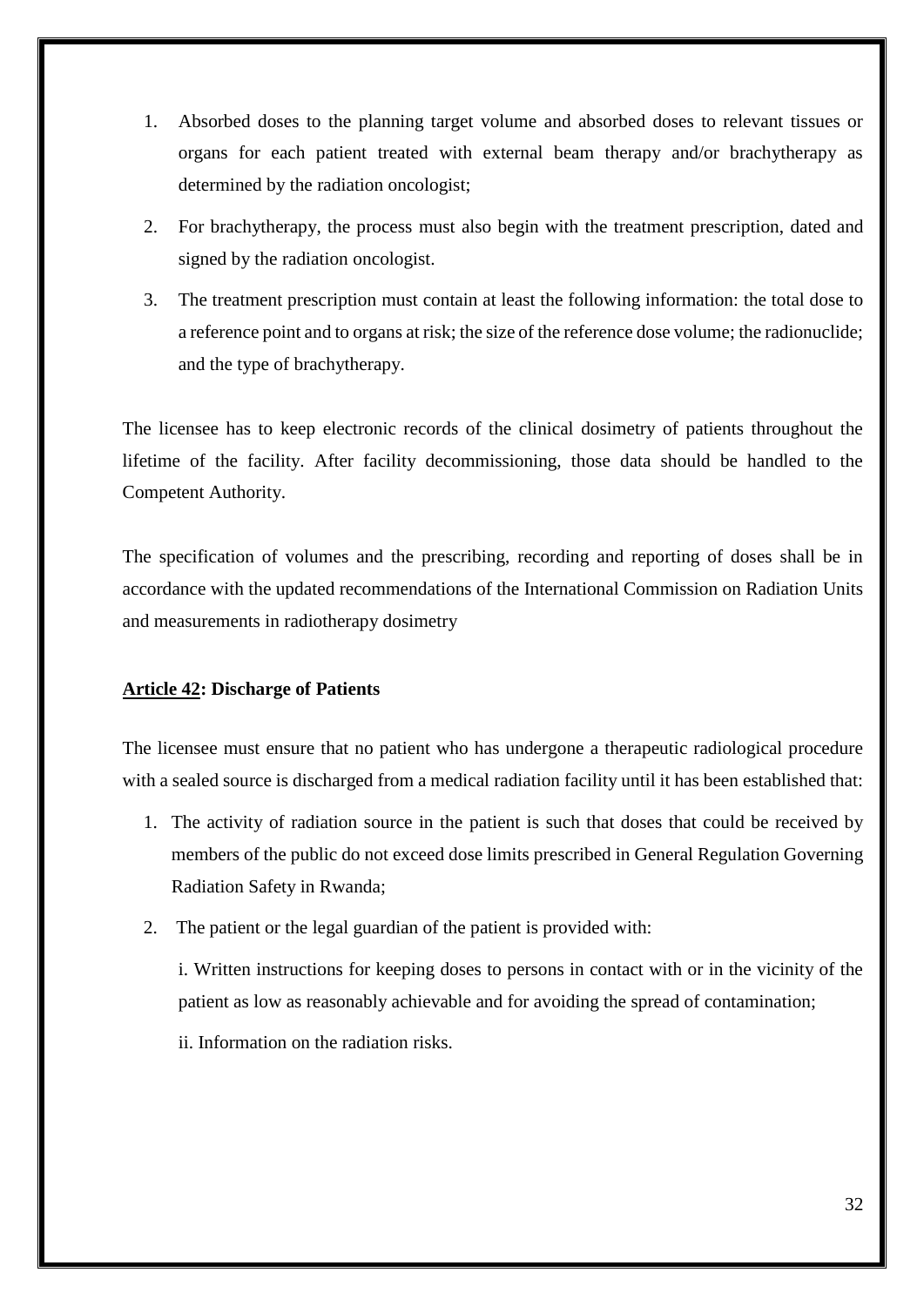1. Absorbed doses to the planning target volume and absorbed doses to relevant tissues or organs for each patient treated with external beam therapy and/or brachytherapy as determined by the radiation oncologist;
2. For brachytherapy, the process must also begin with the treatment prescription, dated and signed by the radiation oncologist.
3. The treatment prescription must contain at least the following information: the total dose to a reference point and to organs at risk; the size of the reference dose volume; the radionuclide; and the type of brachytherapy.

The licensee has to keep electronic records of the clinical dosimetry of patients throughout the lifetime of the facility. After facility decommissioning, those data should be handled to the Competent Authority.

The specification of volumes and the prescribing, recording and reporting of doses shall be in accordance with the updated recommendations of the International Commission on Radiation Units and measurements in radiotherapy dosimetry

## Article 42: Discharge of Patients

The licensee must ensure that no patient who has undergone a therapeutic radiological procedure with a sealed source is discharged from a medical radiation facility until it has been established that:

1. The activity of radiation source in the patient is such that doses that could be received by members of the public do not exceed dose limits prescribed in General Regulation Governing Radiation Safety in Rwanda;
2. The patient or the legal guardian of the patient is provided with:

   i. Written instructions for keeping doses to persons in contact with or in the vicinity of the patient as low as reasonably achievable and for avoiding the spread of contamination;

   ii. Information on the radiation risks.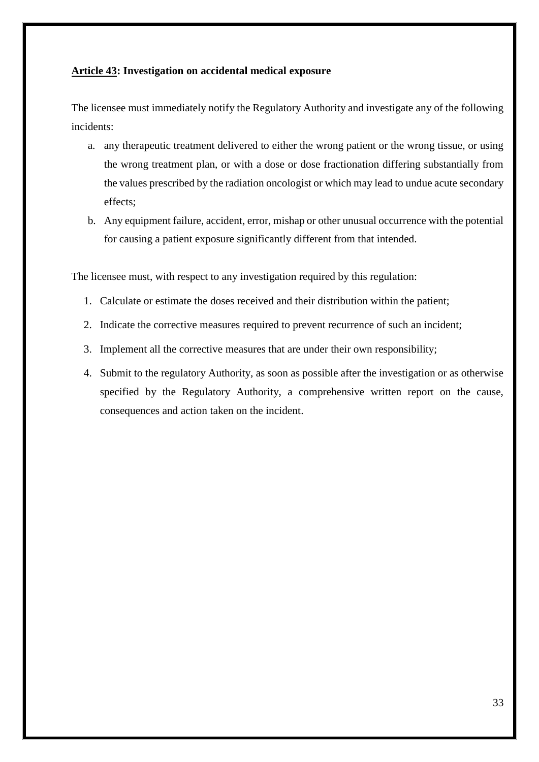**<u>Article 43</u>: Investigation on accidental medical exposure**

The licensee must immediately notify the Regulatory Authority and investigate any of the following incidents:

a. any therapeutic treatment delivered to either the wrong patient or the wrong tissue, or using the wrong treatment plan, or with a dose or dose fractionation differing substantially from the values prescribed by the radiation oncologist or which may lead to undue acute secondary effects;
b. Any equipment failure, accident, error, mishap or other unusual occurrence with the potential for causing a patient exposure significantly different from that intended.

The licensee must, with respect to any investigation required by this regulation:

1. Calculate or estimate the doses received and their distribution within the patient;
2. Indicate the corrective measures required to prevent recurrence of such an incident;
3. Implement all the corrective measures that are under their own responsibility;
4. Submit to the regulatory Authority, as soon as possible after the investigation or as otherwise specified by the Regulatory Authority, a comprehensive written report on the cause, consequences and action taken on the incident.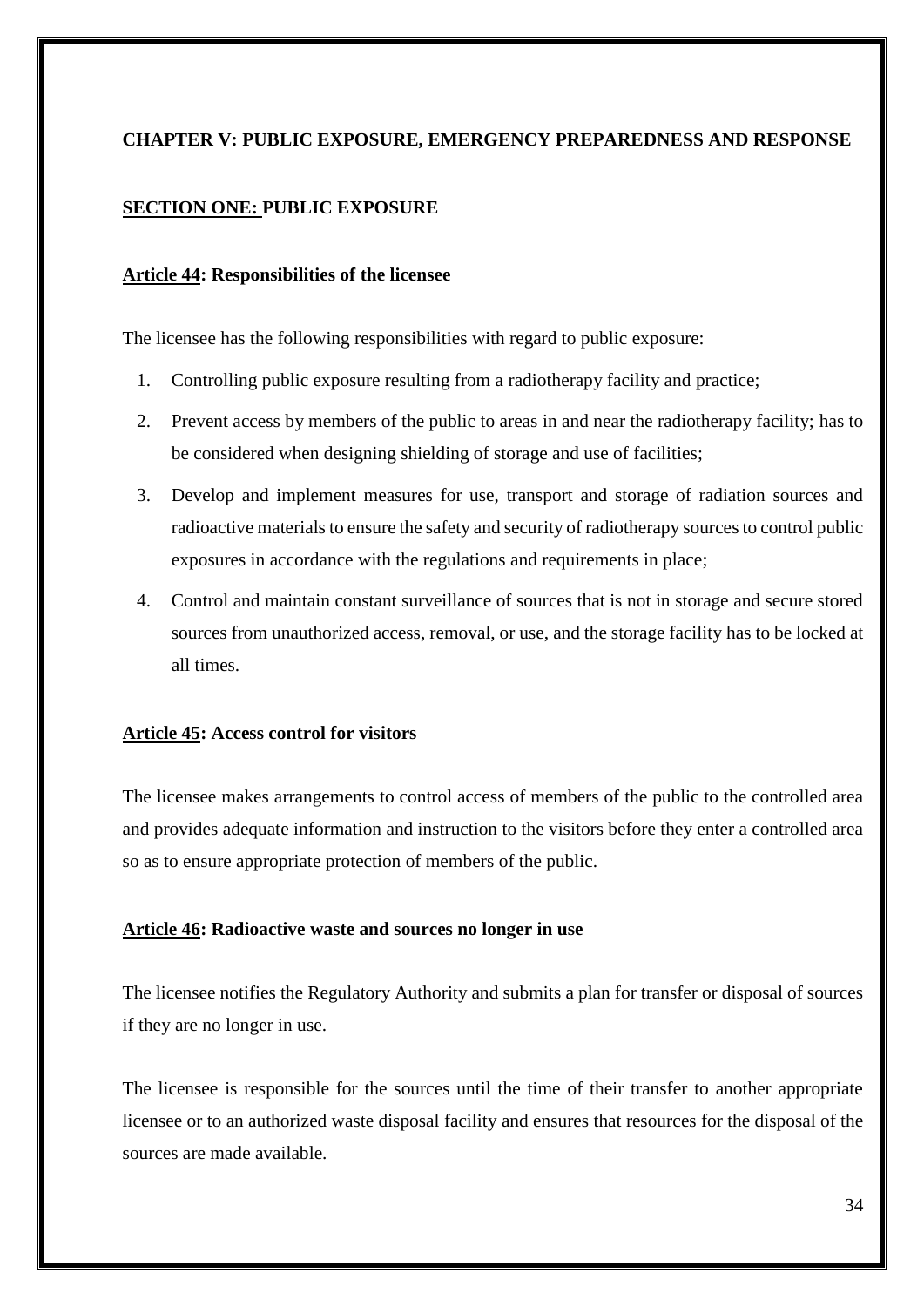## CHAPTER V: PUBLIC EXPOSURE, EMERGENCY PREPAREDNESS AND RESPONSE

### SECTION ONE: PUBLIC EXPOSURE

#### Article 44: Responsibilities of the licensee

The licensee has the following responsibilities with regard to public exposure:

1. Controlling public exposure resulting from a radiotherapy facility and practice;
2. Prevent access by members of the public to areas in and near the radiotherapy facility; has to be considered when designing shielding of storage and use of facilities;
3. Develop and implement measures for use, transport and storage of radiation sources and radioactive materials to ensure the safety and security of radiotherapy sources to control public exposures in accordance with the regulations and requirements in place;
4. Control and maintain constant surveillance of sources that is not in storage and secure stored sources from unauthorized access, removal, or use, and the storage facility has to be locked at all times.

#### Article 45: Access control for visitors

The licensee makes arrangements to control access of members of the public to the controlled area and provides adequate information and instruction to the visitors before they enter a controlled area so as to ensure appropriate protection of members of the public.

#### Article 46: Radioactive waste and sources no longer in use

The licensee notifies the Regulatory Authority and submits a plan for transfer or disposal of sources if they are no longer in use.

The licensee is responsible for the sources until the time of their transfer to another appropriate licensee or to an authorized waste disposal facility and ensures that resources for the disposal of the sources are made available.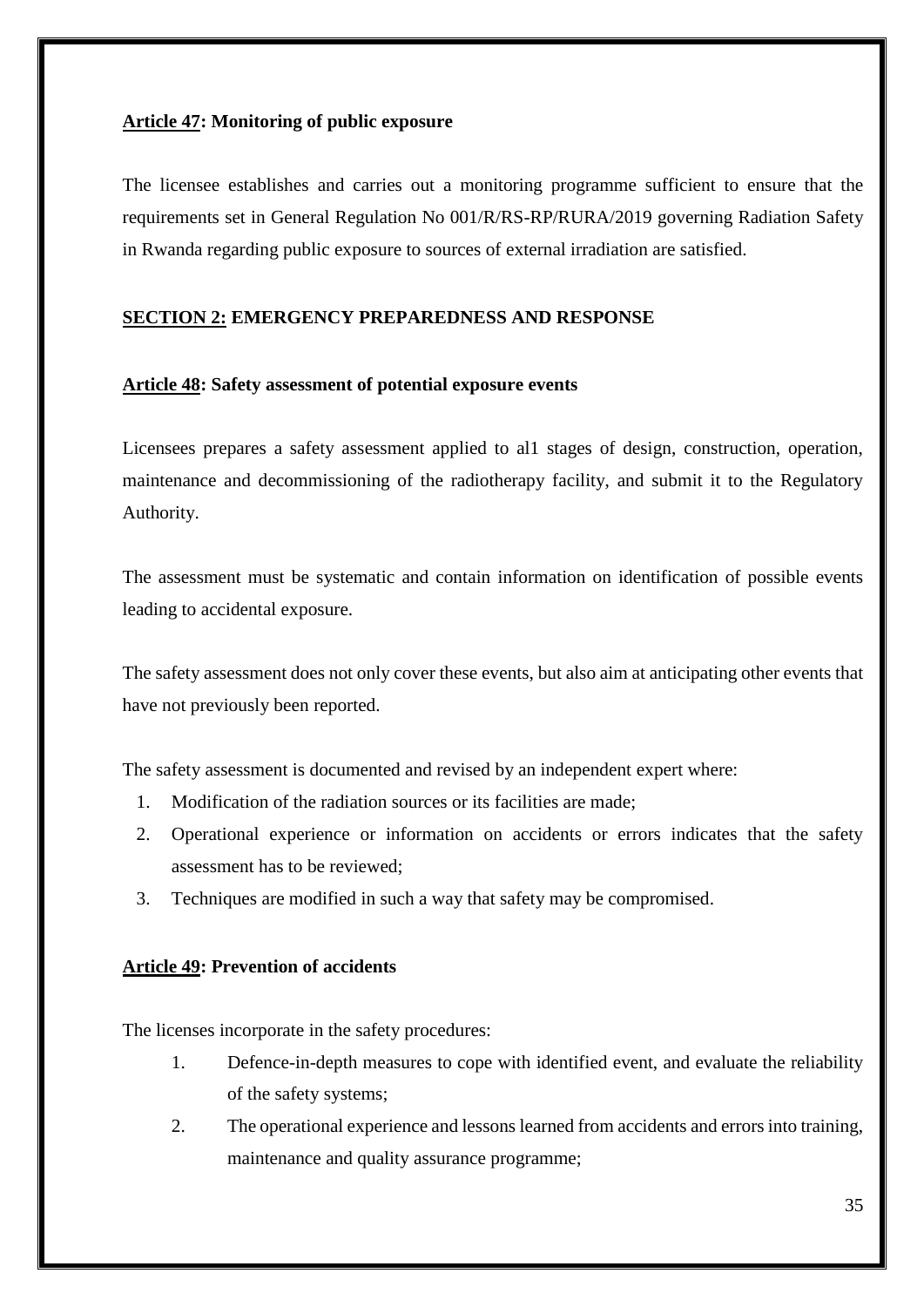**<u>Article 47</u>: Monitoring of public exposure**

The licensee establishes and carries out a monitoring programme sufficient to ensure that the requirements set in General Regulation No 001/R/RS-RP/RURA/2019 governing Radiation Safety in Rwanda regarding public exposure to sources of external irradiation are satisfied.

**<u>SECTION 2:</u> EMERGENCY PREPAREDNESS AND RESPONSE**

**<u>Article 48</u>: Safety assessment of potential exposure events**

Licensees prepares a safety assessment applied to al1 stages of design, construction, operation, maintenance and decommissioning of the radiotherapy facility, and submit it to the Regulatory Authority.

The assessment must be systematic and contain information on identification of possible events leading to accidental exposure.

The safety assessment does not only cover these events, but also aim at anticipating other events that have not previously been reported.

The safety assessment is documented and revised by an independent expert where:

1. Modification of the radiation sources or its facilities are made;
2. Operational experience or information on accidents or errors indicates that the safety assessment has to be reviewed;
3. Techniques are modified in such a way that safety may be compromised.

**<u>Article 49</u>: Prevention of accidents**

The licenses incorporate in the safety procedures:

1. Defence-in-depth measures to cope with identified event, and evaluate the reliability of the safety systems;
2. The operational experience and lessons learned from accidents and errors into training, maintenance and quality assurance programme;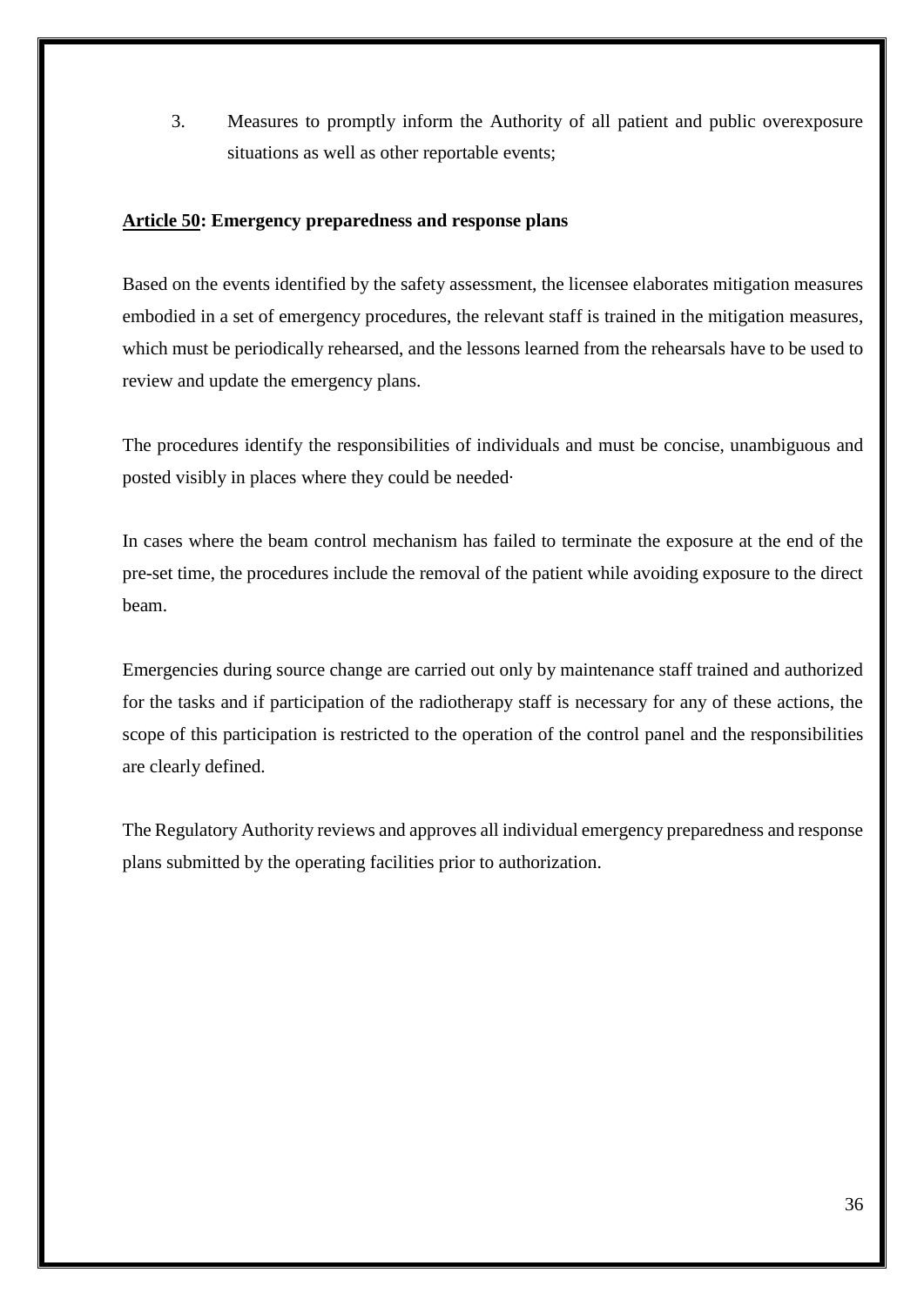3. Measures to promptly inform the Authority of all patient and public overexposure situations as well as other reportable events;

**<u>Article 50</u>: Emergency preparedness and response plans**

Based on the events identified by the safety assessment, the licensee elaborates mitigation measures embodied in a set of emergency procedures, the relevant staff is trained in the mitigation measures, which must be periodically rehearsed, and the lessons learned from the rehearsals have to be used to review and update the emergency plans.

The procedures identify the responsibilities of individuals and must be concise, unambiguous and posted visibly in places where they could be needed·

In cases where the beam control mechanism has failed to terminate the exposure at the end of the pre-set time, the procedures include the removal of the patient while avoiding exposure to the direct beam.

Emergencies during source change are carried out only by maintenance staff trained and authorized for the tasks and if participation of the radiotherapy staff is necessary for any of these actions, the scope of this participation is restricted to the operation of the control panel and the responsibilities are clearly defined.

The Regulatory Authority reviews and approves all individual emergency preparedness and response plans submitted by the operating facilities prior to authorization.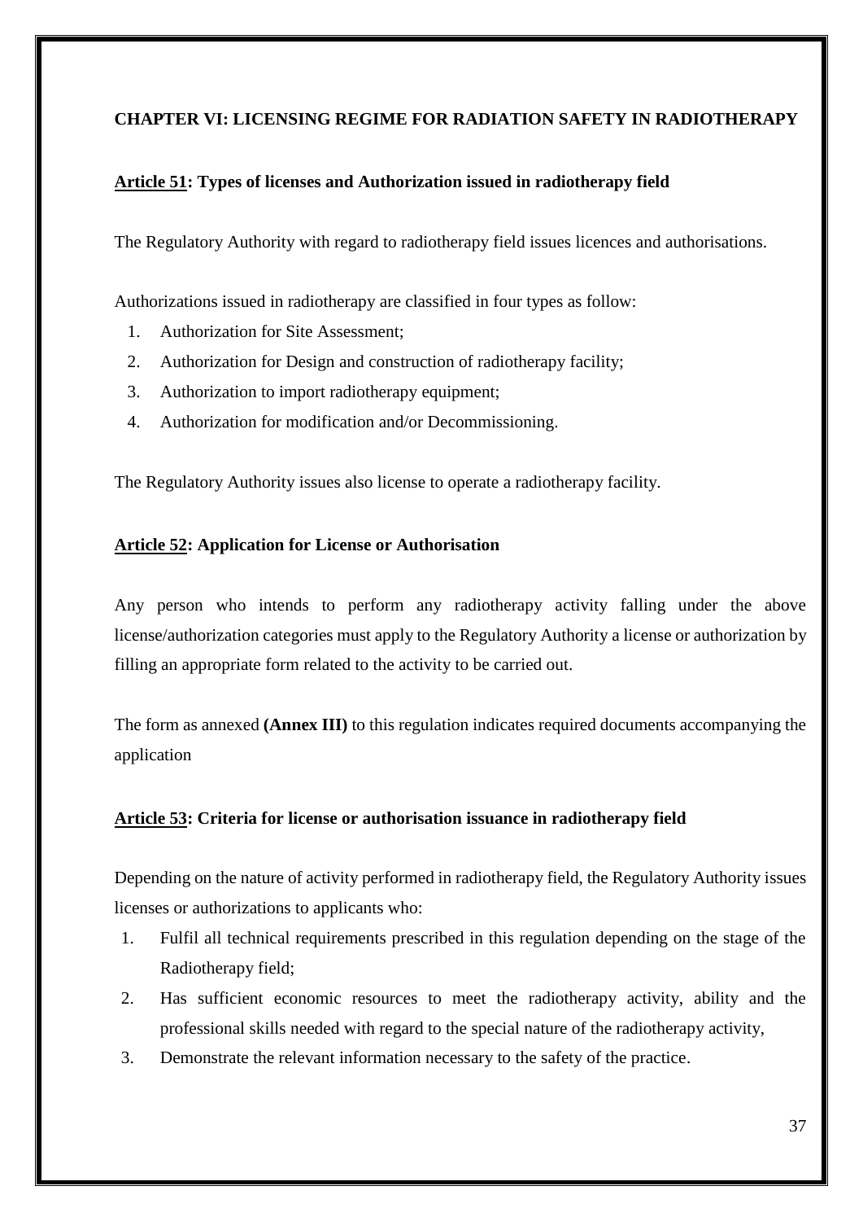## CHAPTER VI: LICENSING REGIME FOR RADIATION SAFETY IN RADIOTHERAPY

### Article 51: Types of licenses and Authorization issued in radiotherapy field

The Regulatory Authority with regard to radiotherapy field issues licences and authorisations.

Authorizations issued in radiotherapy are classified in four types as follow:

1. Authorization for Site Assessment;
2. Authorization for Design and construction of radiotherapy facility;
3. Authorization to import radiotherapy equipment;
4. Authorization for modification and/or Decommissioning.

The Regulatory Authority issues also license to operate a radiotherapy facility.

### Article 52: Application for License or Authorisation

Any person who intends to perform any radiotherapy activity falling under the above license/authorization categories must apply to the Regulatory Authority a license or authorization by filling an appropriate form related to the activity to be carried out.

The form as annexed **(Annex III)** to this regulation indicates required documents accompanying the application

### Article 53: Criteria for license or authorisation issuance in radiotherapy field

Depending on the nature of activity performed in radiotherapy field, the Regulatory Authority issues licenses or authorizations to applicants who:

1. Fulfil all technical requirements prescribed in this regulation depending on the stage of the Radiotherapy field;
2. Has sufficient economic resources to meet the radiotherapy activity, ability and the professional skills needed with regard to the special nature of the radiotherapy activity,
3. Demonstrate the relevant information necessary to the safety of the practice.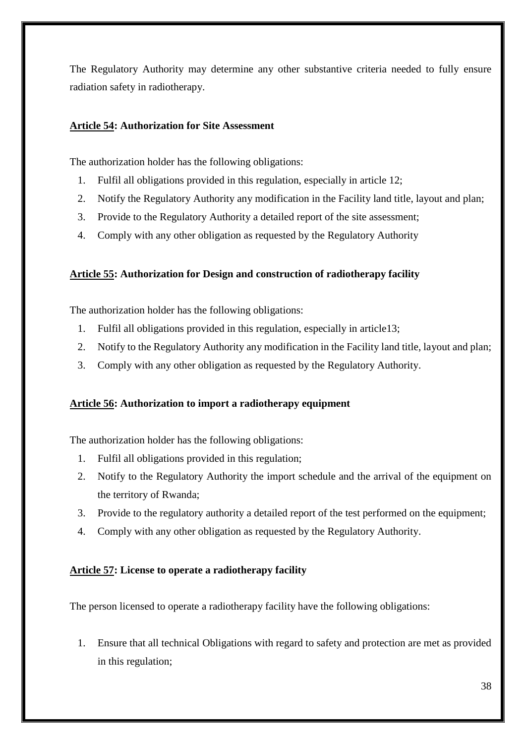The Regulatory Authority may determine any other substantive criteria needed to fully ensure radiation safety in radiotherapy.

### **Article 54: Authorization for Site Assessment**

The authorization holder has the following obligations:

1. Fulfil all obligations provided in this regulation, especially in article 12;
2. Notify the Regulatory Authority any modification in the Facility land title, layout and plan;
3. Provide to the Regulatory Authority a detailed report of the site assessment;
4. Comply with any other obligation as requested by the Regulatory Authority

### **Article 55: Authorization for Design and construction of radiotherapy facility**

The authorization holder has the following obligations:

1. Fulfil all obligations provided in this regulation, especially in article13;
2. Notify to the Regulatory Authority any modification in the Facility land title, layout and plan;
3. Comply with any other obligation as requested by the Regulatory Authority.

### **Article 56: Authorization to import a radiotherapy equipment**

The authorization holder has the following obligations:

1. Fulfil all obligations provided in this regulation;
2. Notify to the Regulatory Authority the import schedule and the arrival of the equipment on the territory of Rwanda;
3. Provide to the regulatory authority a detailed report of the test performed on the equipment;
4. Comply with any other obligation as requested by the Regulatory Authority.

### **Article 57: License to operate a radiotherapy facility**

The person licensed to operate a radiotherapy facility have the following obligations:

1. Ensure that all technical Obligations with regard to safety and protection are met as provided in this regulation;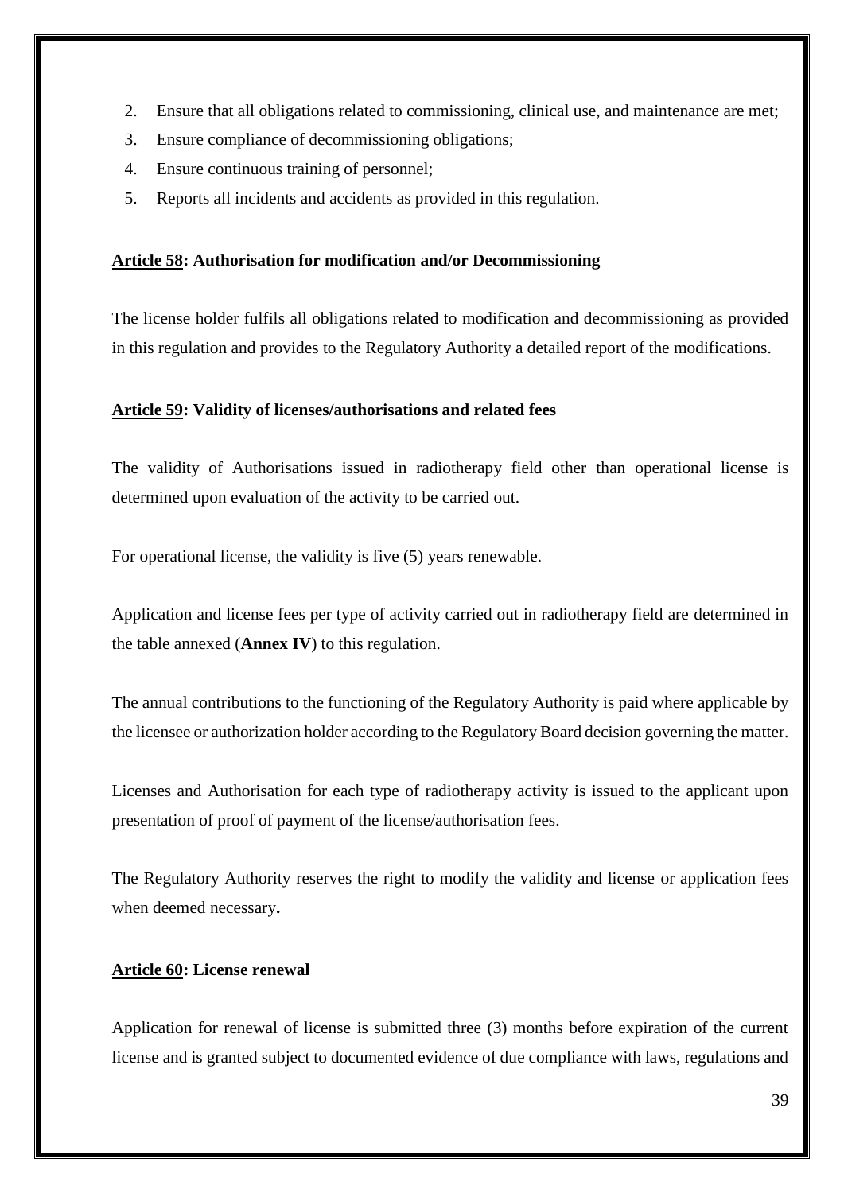2. Ensure that all obligations related to commissioning, clinical use, and maintenance are met;
3. Ensure compliance of decommissioning obligations;
4. Ensure continuous training of personnel;
5. Reports all incidents and accidents as provided in this regulation.

**Article 58: Authorisation for modification and/or Decommissioning**

The license holder fulfils all obligations related to modification and decommissioning as provided in this regulation and provides to the Regulatory Authority a detailed report of the modifications.

**Article 59: Validity of licenses/authorisations and related fees**

The validity of Authorisations issued in radiotherapy field other than operational license is determined upon evaluation of the activity to be carried out.

For operational license, the validity is five (5) years renewable.

Application and license fees per type of activity carried out in radiotherapy field are determined in the table annexed (**Annex IV**) to this regulation.

The annual contributions to the functioning of the Regulatory Authority is paid where applicable by the licensee or authorization holder according to the Regulatory Board decision governing the matter.

Licenses and Authorisation for each type of radiotherapy activity is issued to the applicant upon presentation of proof of payment of the license/authorisation fees.

The Regulatory Authority reserves the right to modify the validity and license or application fees when deemed necessary**.**

**Article 60: License renewal**

Application for renewal of license is submitted three (3) months before expiration of the current license and is granted subject to documented evidence of due compliance with laws, regulations and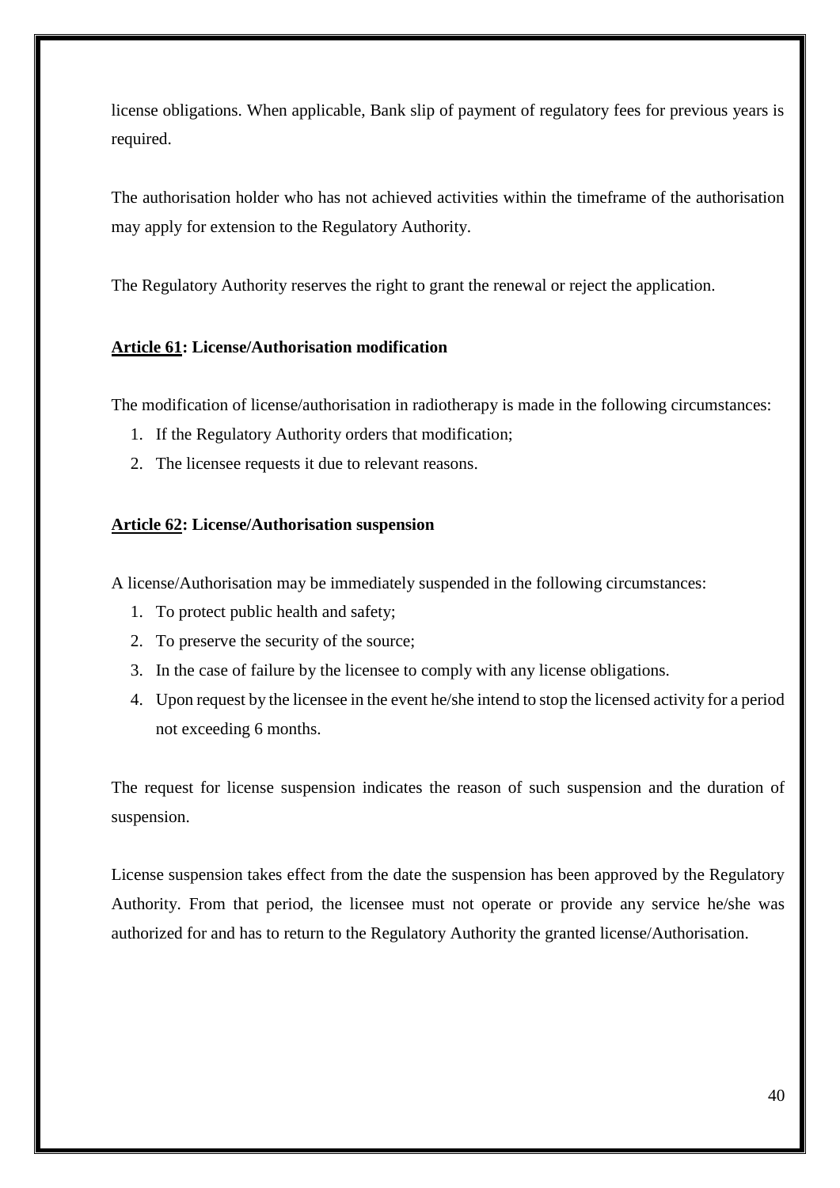license obligations. When applicable, Bank slip of payment of regulatory fees for previous years is required.

The authorisation holder who has not achieved activities within the timeframe of the authorisation may apply for extension to the Regulatory Authority.

The Regulatory Authority reserves the right to grant the renewal or reject the application.

### Article 61: License/Authorisation modification

The modification of license/authorisation in radiotherapy is made in the following circumstances:

1. If the Regulatory Authority orders that modification;
2. The licensee requests it due to relevant reasons.

### Article 62: License/Authorisation suspension

A license/Authorisation may be immediately suspended in the following circumstances:

1. To protect public health and safety;
2. To preserve the security of the source;
3. In the case of failure by the licensee to comply with any license obligations.
4. Upon request by the licensee in the event he/she intend to stop the licensed activity for a period not exceeding 6 months.

The request for license suspension indicates the reason of such suspension and the duration of suspension.

License suspension takes effect from the date the suspension has been approved by the Regulatory Authority. From that period, the licensee must not operate or provide any service he/she was authorized for and has to return to the Regulatory Authority the granted license/Authorisation.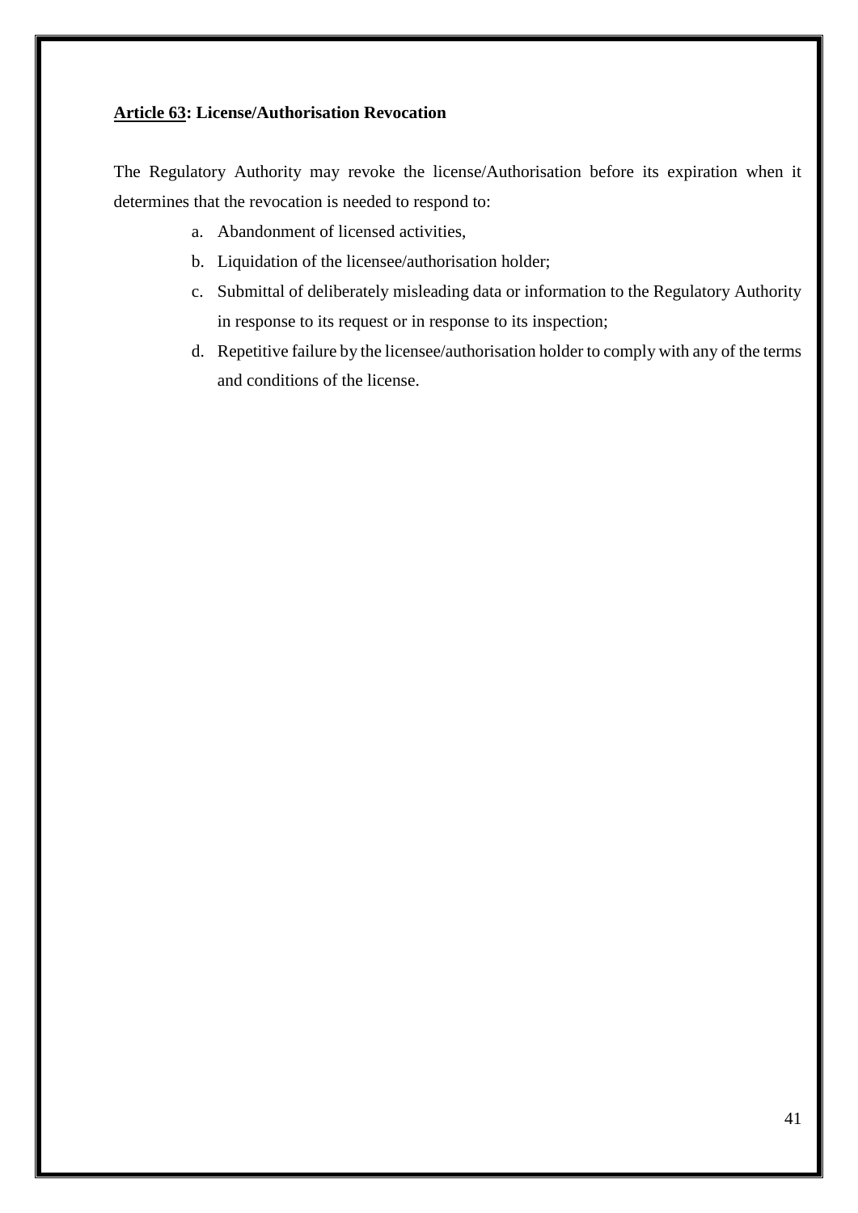**<u>Article 63</u>: License/Authorisation Revocation**

The Regulatory Authority may revoke the license/Authorisation before its expiration when it determines that the revocation is needed to respond to:

a. Abandonment of licensed activities,
b. Liquidation of the licensee/authorisation holder;
c. Submittal of deliberately misleading data or information to the Regulatory Authority in response to its request or in response to its inspection;
d. Repetitive failure by the licensee/authorisation holder to comply with any of the terms and conditions of the license.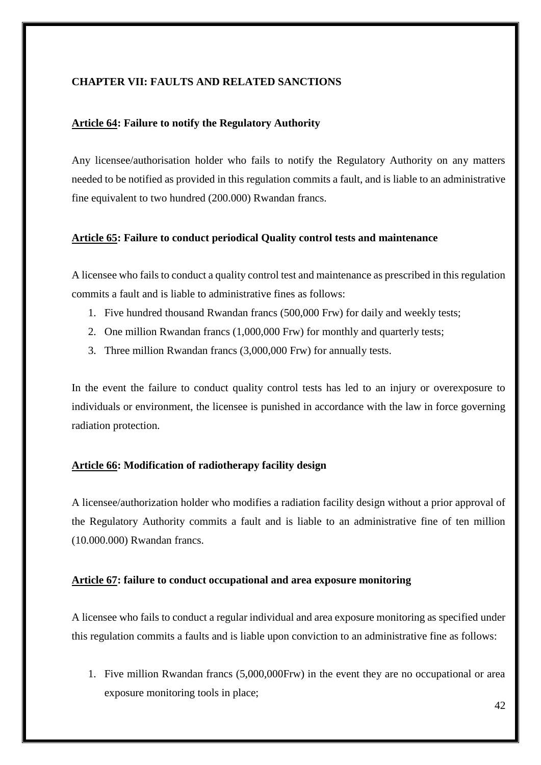## CHAPTER VII: FAULTS AND RELATED SANCTIONS

### Article 64: Failure to notify the Regulatory Authority

Any licensee/authorisation holder who fails to notify the Regulatory Authority on any matters needed to be notified as provided in this regulation commits a fault, and is liable to an administrative fine equivalent to two hundred (200.000) Rwandan francs.

### Article 65: Failure to conduct periodical Quality control tests and maintenance

A licensee who fails to conduct a quality control test and maintenance as prescribed in this regulation commits a fault and is liable to administrative fines as follows:

1. Five hundred thousand Rwandan francs (500,000 Frw) for daily and weekly tests;
2. One million Rwandan francs (1,000,000 Frw) for monthly and quarterly tests;
3. Three million Rwandan francs (3,000,000 Frw) for annually tests.

In the event the failure to conduct quality control tests has led to an injury or overexposure to individuals or environment, the licensee is punished in accordance with the law in force governing radiation protection.

### Article 66: Modification of radiotherapy facility design

A licensee/authorization holder who modifies a radiation facility design without a prior approval of the Regulatory Authority commits a fault and is liable to an administrative fine of ten million (10.000.000) Rwandan francs.

### Article 67: failure to conduct occupational and area exposure monitoring

A licensee who fails to conduct a regular individual and area exposure monitoring as specified under this regulation commits a faults and is liable upon conviction to an administrative fine as follows:

1. Five million Rwandan francs (5,000,000Frw) in the event they are no occupational or area exposure monitoring tools in place;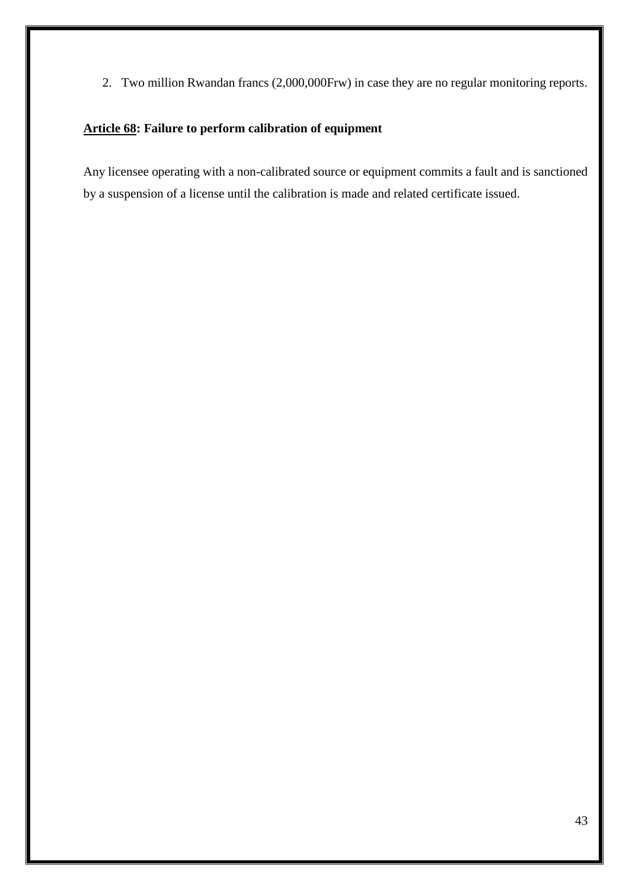2. Two million Rwandan francs (2,000,000Frw) in case they are no regular monitoring reports.

**Article 68: Failure to perform calibration of equipment**

Any licensee operating with a non-calibrated source or equipment commits a fault and is sanctioned by a suspension of a license until the calibration is made and related certificate issued.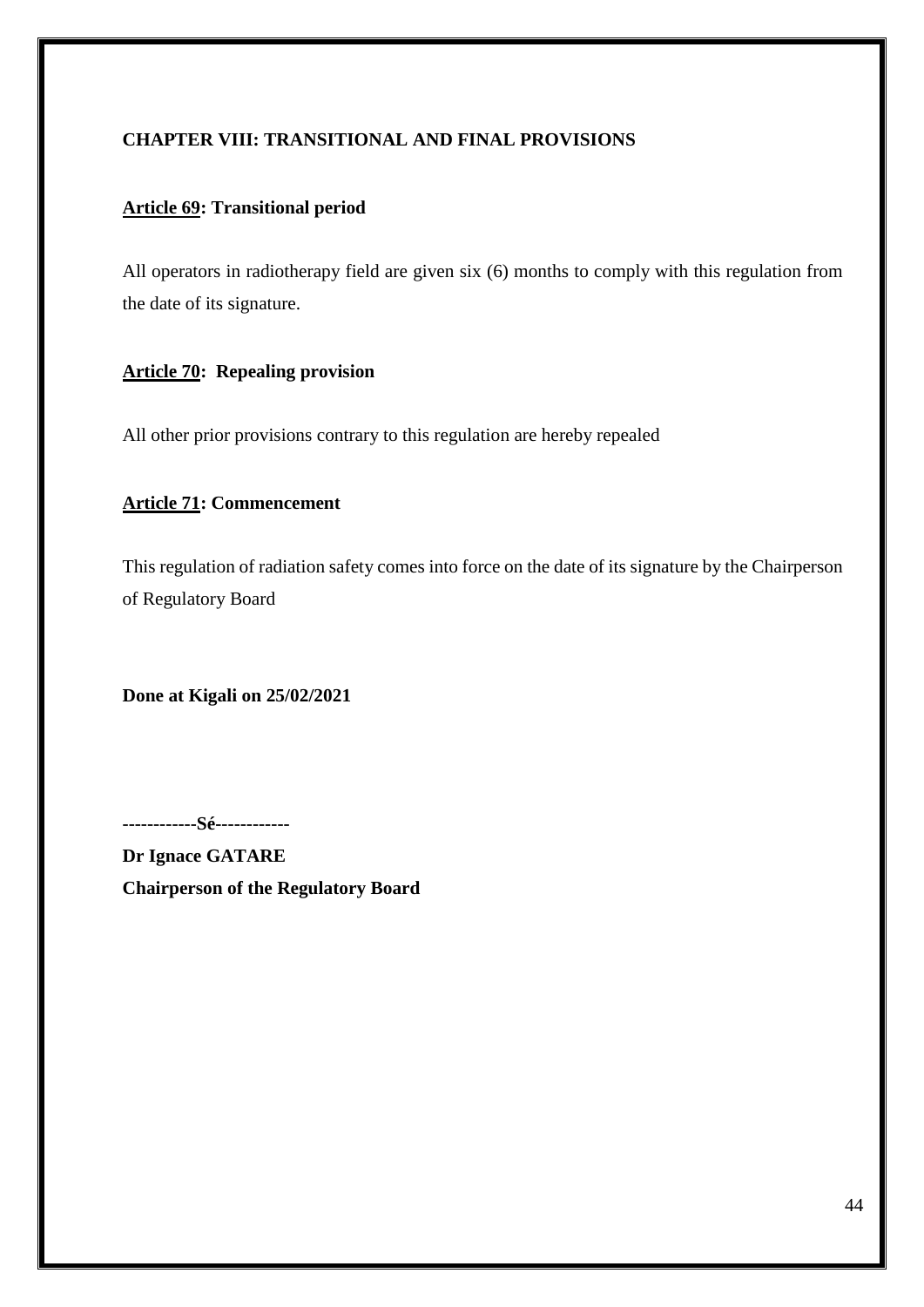## CHAPTER VIII: TRANSITIONAL AND FINAL PROVISIONS

### Article 69: Transitional period

All operators in radiotherapy field are given six (6) months to comply with this regulation from the date of its signature.

### Article 70: Repealing provision

All other prior provisions contrary to this regulation are hereby repealed

### Article 71: Commencement

This regulation of radiation safety comes into force on the date of its signature by the Chairperson of Regulatory Board

**Done at Kigali on 25/02/2021**

**------------Sé------------**

**Dr Ignace GATARE**

**Chairperson of the Regulatory Board**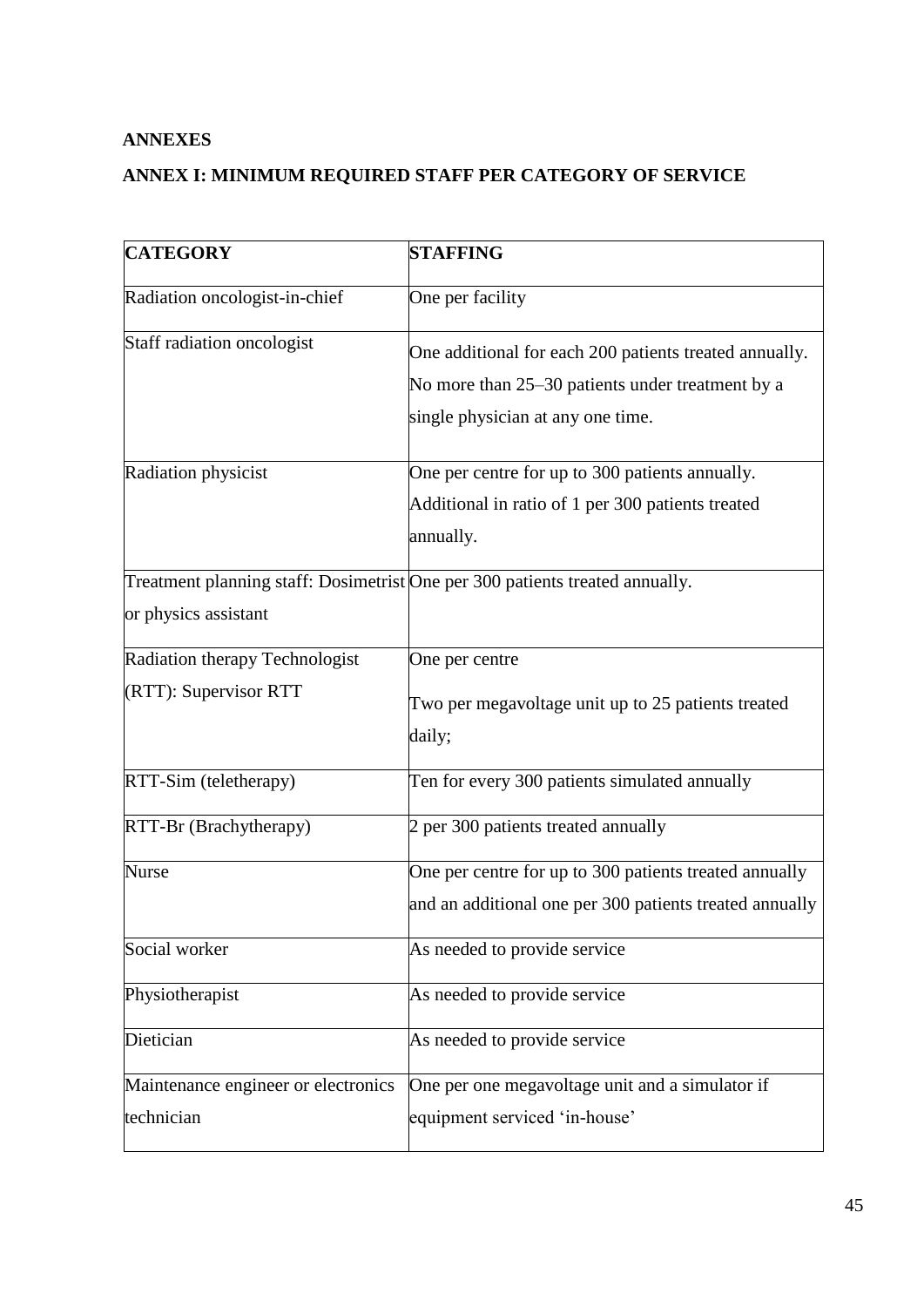## ANNEXES

## ANNEX I: MINIMUM REQUIRED STAFF PER CATEGORY OF SERVICE

| CATEGORY | STAFFING |
|---|---|
| Radiation oncologist-in-chief | One per facility |
| Staff radiation oncologist | One additional for each 200 patients treated annually. No more than 25–30 patients under treatment by a single physician at any one time. |
| Radiation physicist | One per centre for up to 300 patients annually. Additional in ratio of 1 per 300 patients treated annually. |
| Treatment planning staff: Dosimetrist or physics assistant | One per 300 patients treated annually. |
| Radiation therapy Technologist (RTT): Supervisor RTT | One per centre<br>Two per megavoltage unit up to 25 patients treated daily; |
| RTT-Sim (teletherapy) | Ten for every 300 patients simulated annually |
| RTT-Br (Brachytherapy) | 2 per 300 patients treated annually |
| Nurse | One per centre for up to 300 patients treated annually and an additional one per 300 patients treated annually |
| Social worker | As needed to provide service |
| Physiotherapist | As needed to provide service |
| Dietician | As needed to provide service |
| Maintenance engineer or electronics technician | One per one megavoltage unit and a simulator if equipment serviced 'in-house' |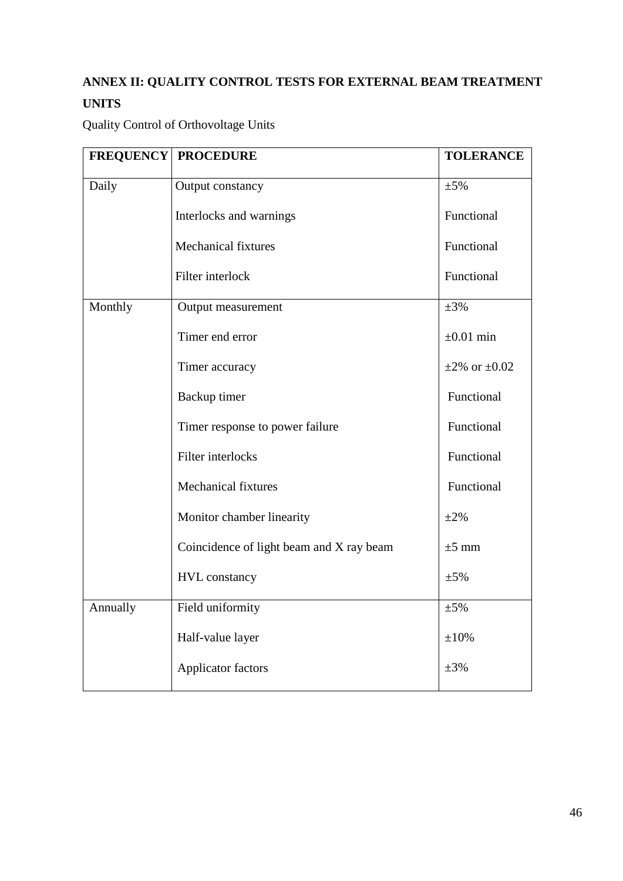## ANNEX II: QUALITY CONTROL TESTS FOR EXTERNAL BEAM TREATMENT UNITS

Quality Control of Orthovoltage Units

| FREQUENCY | PROCEDURE | TOLERANCE |
|---|---|---|
| Daily | Output constancy | ±5% |
| | Interlocks and warnings | Functional |
| | Mechanical fixtures | Functional |
| | Filter interlock | Functional |
| Monthly | Output measurement | ±3% |
| | Timer end error | ±0.01 min |
| | Timer accuracy | ±2% or ±0.02 |
| | Backup timer | Functional |
| | Timer response to power failure | Functional |
| | Filter interlocks | Functional |
| | Mechanical fixtures | Functional |
| | Monitor chamber linearity | ±2% |
| | Coincidence of light beam and X ray beam | ±5 mm |
| | HVL constancy | ±5% |
| Annually | Field uniformity | ±5% |
| | Half-value layer | ±10% |
| | Applicator factors | ±3% |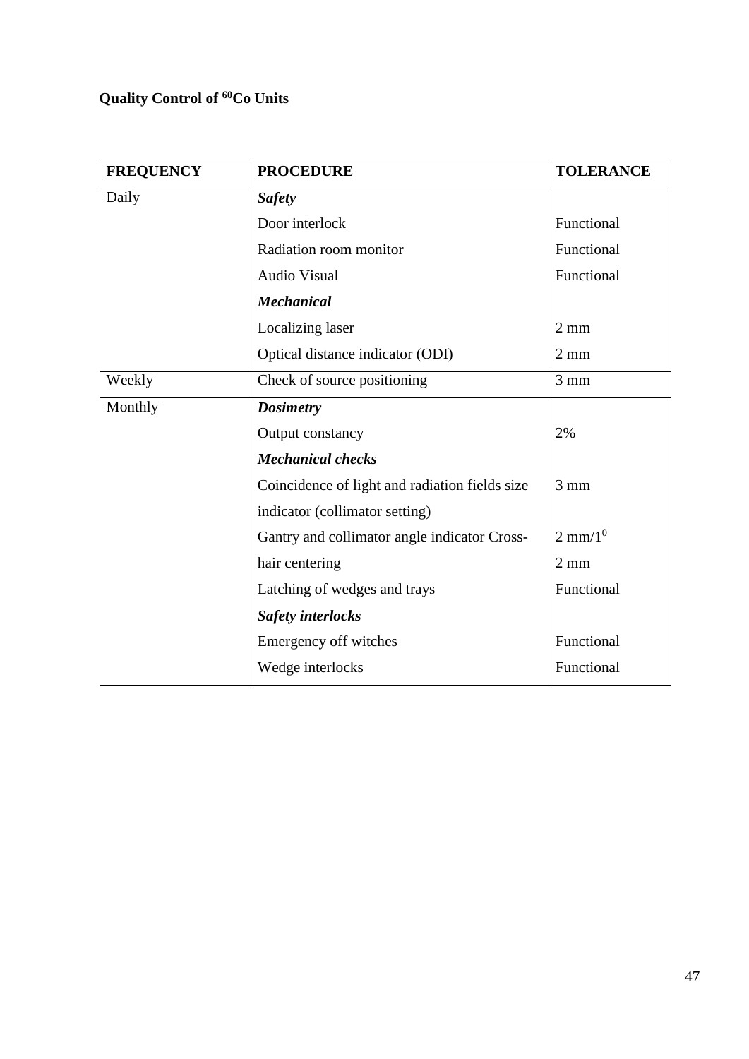**Quality Control of $^{60}$Co Units**

| FREQUENCY | PROCEDURE | TOLERANCE |
|---|---|---|
| Daily | ***Safety*** | |
| | Door interlock | Functional |
| | Radiation room monitor | Functional |
| | Audio Visual | Functional |
| | ***Mechanical*** | |
| | Localizing laser | 2 mm |
| | Optical distance indicator (ODI) | 2 mm |
| Weekly | Check of source positioning | 3 mm |
| Monthly | ***Dosimetry*** | |
| | Output constancy | 2% |
| | ***Mechanical checks*** | |
| | Coincidence of light and radiation fields size indicator (collimator setting) | 3 mm |
| | Gantry and collimator angle indicator Cross- | 2 mm/$1^0$ |
| | hair centering | 2 mm |
| | Latching of wedges and trays | Functional |
| | ***Safety interlocks*** | |
| | Emergency off witches | Functional |
| | Wedge interlocks | Functional |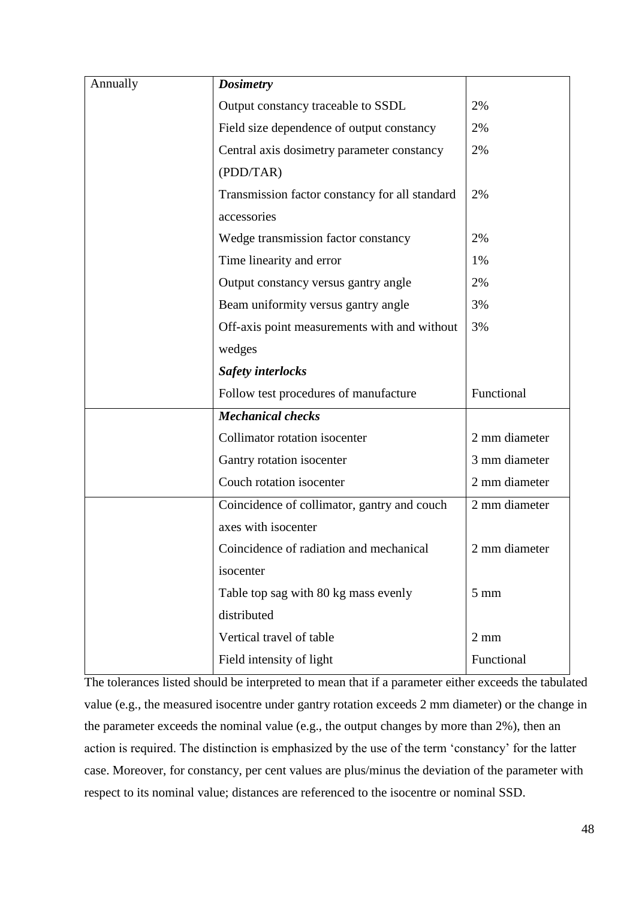| Annually | ***Dosimetry*** | |
|---|---|---|
| | Output constancy traceable to SSDL | 2% |
| | Field size dependence of output constancy | 2% |
| | Central axis dosimetry parameter constancy (PDD/TAR) | 2% |
| | Transmission factor constancy for all standard accessories | 2% |
| | Wedge transmission factor constancy | 2% |
| | Time linearity and error | 1% |
| | Output constancy versus gantry angle | 2% |
| | Beam uniformity versus gantry angle | 3% |
| | Off-axis point measurements with and without wedges | 3% |
| | ***Safety interlocks*** | |
| | Follow test procedures of manufacture | Functional |
| | ***Mechanical checks*** | |
| | Collimator rotation isocenter | 2 mm diameter |
| | Gantry rotation isocenter | 3 mm diameter |
| | Couch rotation isocenter | 2 mm diameter |
| | Coincidence of collimator, gantry and couch axes with isocenter | 2 mm diameter |
| | Coincidence of radiation and mechanical isocenter | 2 mm diameter |
| | Table top sag with 80 kg mass evenly distributed | 5 mm |
| | Vertical travel of table | 2 mm |
| | Field intensity of light | Functional |

The tolerances listed should be interpreted to mean that if a parameter either exceeds the tabulated value (e.g., the measured isocentre under gantry rotation exceeds 2 mm diameter) or the change in the parameter exceeds the nominal value (e.g., the output changes by more than 2%), then an action is required. The distinction is emphasized by the use of the term 'constancy' for the latter case. Moreover, for constancy, per cent values are plus/minus the deviation of the parameter with respect to its nominal value; distances are referenced to the isocentre or nominal SSD.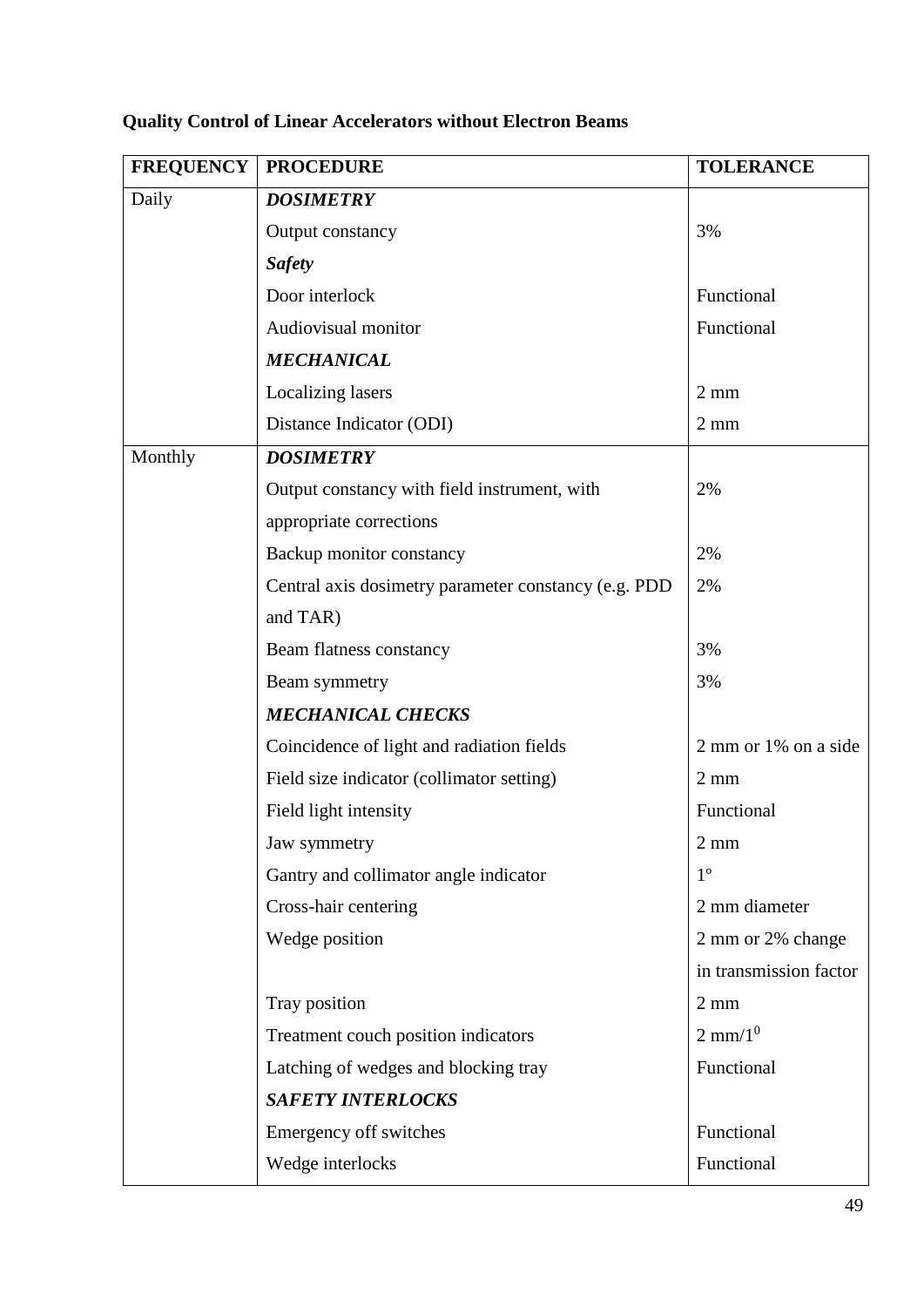**Quality Control of Linear Accelerators without Electron Beams**

| FREQUENCY | PROCEDURE | TOLERANCE |
|---|---|---|
| Daily | ***DOSIMETRY*** | |
| | Output constancy | 3% |
| | ***Safety*** | |
| | Door interlock | Functional |
| | Audiovisual monitor | Functional |
| | ***MECHANICAL*** | |
| | Localizing lasers | 2 mm |
| | Distance Indicator (ODI) | 2 mm |
| Monthly | ***DOSIMETRY*** | |
| | Output constancy with field instrument, with appropriate corrections | 2% |
| | Backup monitor constancy | 2% |
| | Central axis dosimetry parameter constancy (e.g. PDD and TAR) | 2% |
| | Beam flatness constancy | 3% |
| | Beam symmetry | 3% |
| | ***MECHANICAL CHECKS*** | |
| | Coincidence of light and radiation fields | 2 mm or 1% on a side |
| | Field size indicator (collimator setting) | 2 mm |
| | Field light intensity | Functional |
| | Jaw symmetry | 2 mm |
| | Gantry and collimator angle indicator | $1^{o}$ |
| | Cross-hair centering | 2 mm diameter |
| | Wedge position | 2 mm or 2% change in transmission factor |
| | Tray position | 2 mm |
| | Treatment couch position indicators | 2 mm/$1^{0}$ |
| | Latching of wedges and blocking tray | Functional |
| | ***SAFETY INTERLOCKS*** | |
| | Emergency off switches | Functional |
| | Wedge interlocks | Functional |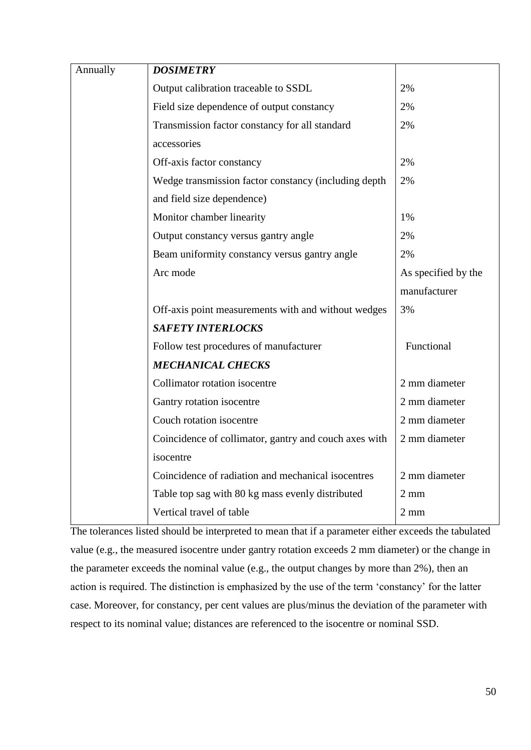| Annually | ***DOSIMETRY*** | |
|---|---|---|
| | Output calibration traceable to SSDL | 2% |
| | Field size dependence of output constancy | 2% |
| | Transmission factor constancy for all standard accessories | 2% |
| | Off-axis factor constancy | 2% |
| | Wedge transmission factor constancy (including depth and field size dependence) | 2% |
| | Monitor chamber linearity | 1% |
| | Output constancy versus gantry angle | 2% |
| | Beam uniformity constancy versus gantry angle | 2% |
| | Arc mode | As specified by the manufacturer |
| | Off-axis point measurements with and without wedges | 3% |
| | ***SAFETY INTERLOCKS*** | |
| | Follow test procedures of manufacturer | Functional |
| | ***MECHANICAL CHECKS*** | |
| | Collimator rotation isocentre | 2 mm diameter |
| | Gantry rotation isocentre | 2 mm diameter |
| | Couch rotation isocentre | 2 mm diameter |
| | Coincidence of collimator, gantry and couch axes with isocentre | 2 mm diameter |
| | Coincidence of radiation and mechanical isocentres | 2 mm diameter |
| | Table top sag with 80 kg mass evenly distributed | 2 mm |
| | Vertical travel of table | 2 mm |

The tolerances listed should be interpreted to mean that if a parameter either exceeds the tabulated value (e.g., the measured isocentre under gantry rotation exceeds 2 mm diameter) or the change in the parameter exceeds the nominal value (e.g., the output changes by more than 2%), then an action is required. The distinction is emphasized by the use of the term 'constancy' for the latter case. Moreover, for constancy, per cent values are plus/minus the deviation of the parameter with respect to its nominal value; distances are referenced to the isocentre or nominal SSD.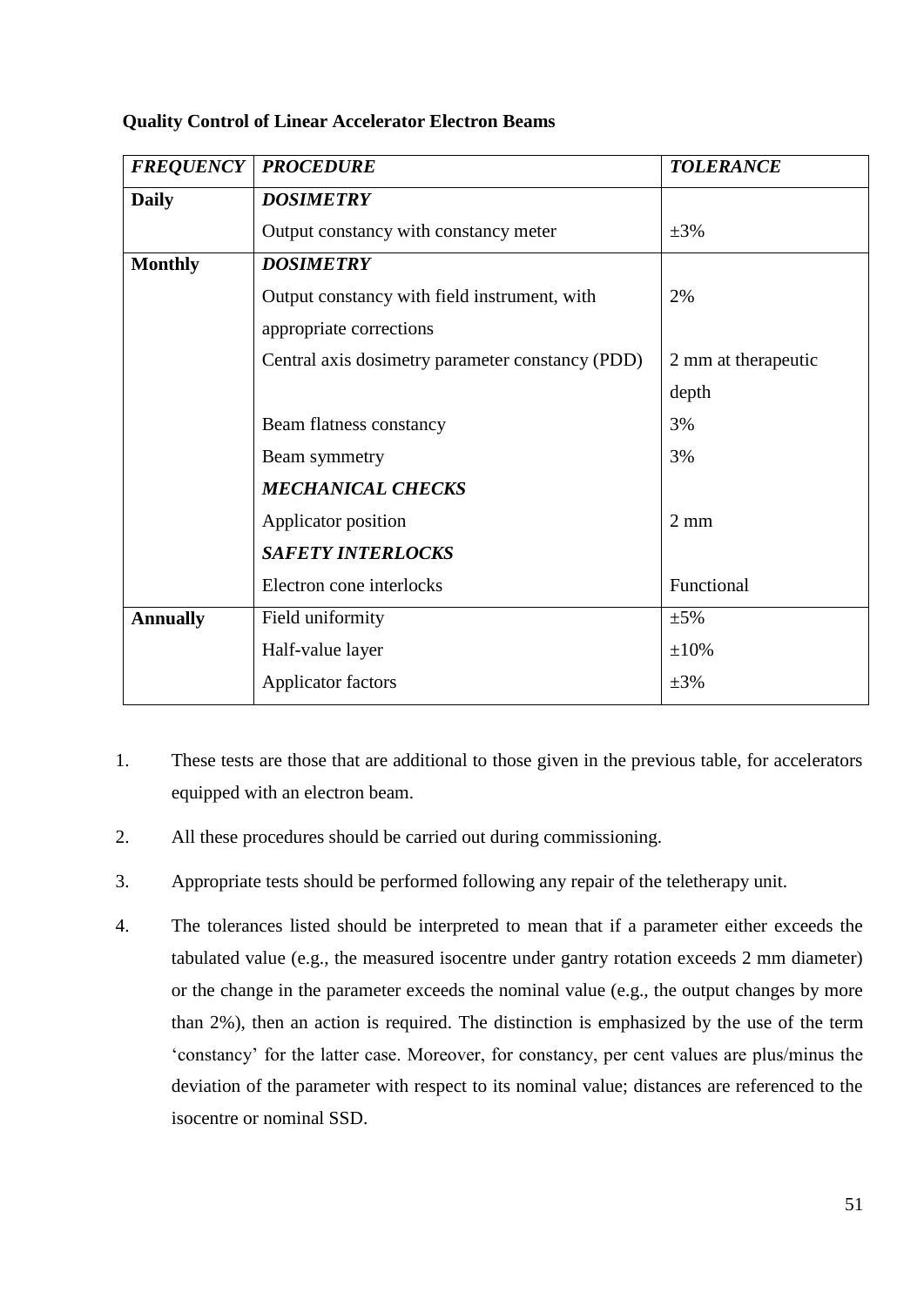**Quality Control of Linear Accelerator Electron Beams**

| ***FREQUENCY*** | ***PROCEDURE*** | ***TOLERANCE*** |
|---|---|---|
| **Daily** | ***DOSIMETRY*** | |
| | Output constancy with constancy meter | ±3% |
| **Monthly** | ***DOSIMETRY*** | |
| | Output constancy with field instrument, with appropriate corrections | 2% |
| | Central axis dosimetry parameter constancy (PDD) | 2 mm at therapeutic depth |
| | Beam flatness constancy | 3% |
| | Beam symmetry | 3% |
| | ***MECHANICAL CHECKS*** | |
| | Applicator position | 2 mm |
| | ***SAFETY INTERLOCKS*** | |
| | Electron cone interlocks | Functional |
| **Annually** | Field uniformity | ±5% |
| | Half-value layer | ±10% |
| | Applicator factors | ±3% |

1. These tests are those that are additional to those given in the previous table, for accelerators equipped with an electron beam.

2. All these procedures should be carried out during commissioning.

3. Appropriate tests should be performed following any repair of the teletherapy unit.

4. The tolerances listed should be interpreted to mean that if a parameter either exceeds the tabulated value (e.g., the measured isocentre under gantry rotation exceeds 2 mm diameter) or the change in the parameter exceeds the nominal value (e.g., the output changes by more than 2%), then an action is required. The distinction is emphasized by the use of the term 'constancy' for the latter case. Moreover, for constancy, per cent values are plus/minus the deviation of the parameter with respect to its nominal value; distances are referenced to the isocentre or nominal SSD.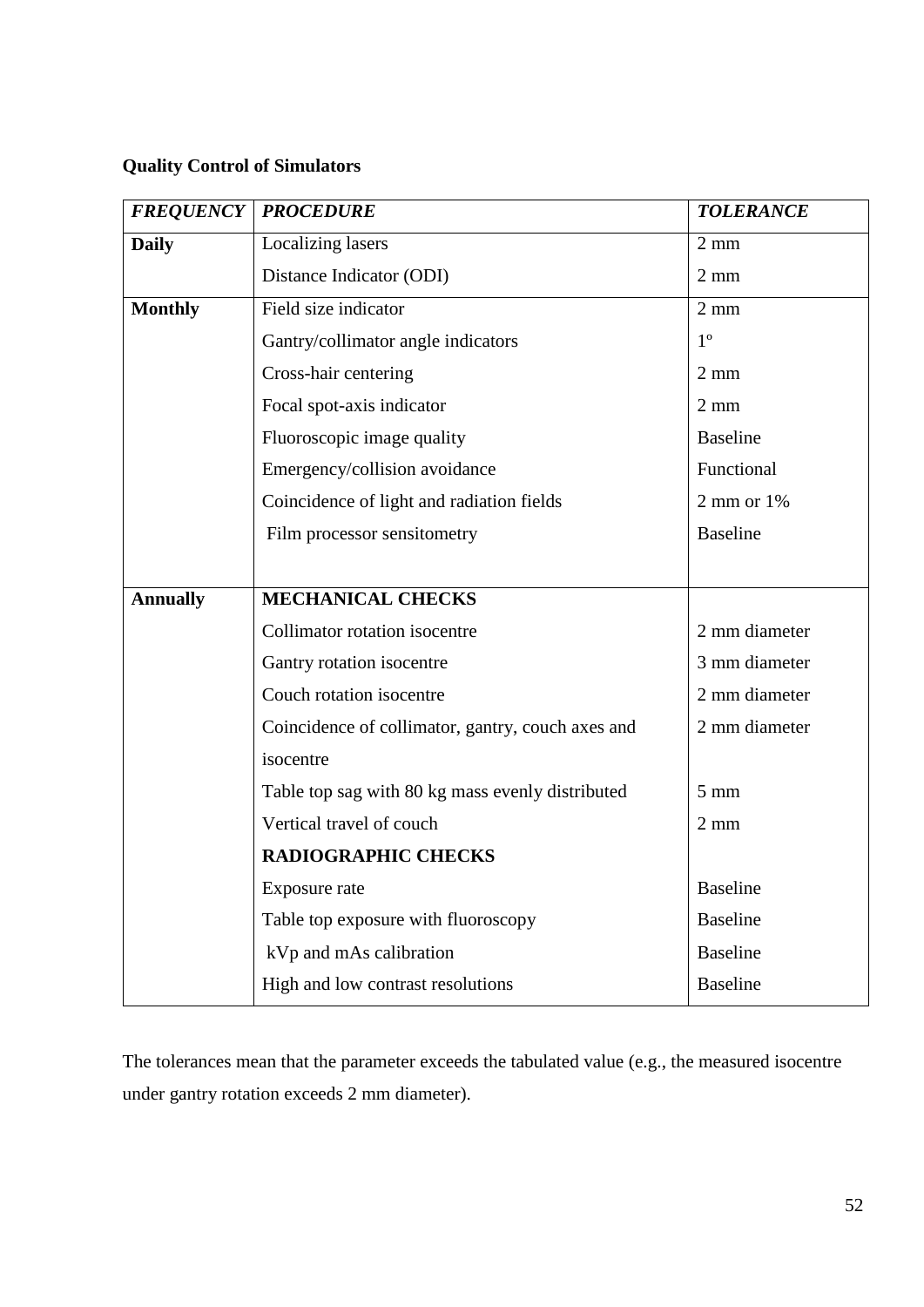**Quality Control of Simulators**

| *FREQUENCY* | *PROCEDURE* | *TOLERANCE* |
|---|---|---|
| **Daily** | Localizing lasers | 2 mm |
| | Distance Indicator (ODI) | 2 mm |
| **Monthly** | Field size indicator | 2 mm |
| | Gantry/collimator angle indicators | 1º |
| | Cross-hair centering | 2 mm |
| | Focal spot-axis indicator | 2 mm |
| | Fluoroscopic image quality | Baseline |
| | Emergency/collision avoidance | Functional |
| | Coincidence of light and radiation fields | 2 mm or 1% |
| | Film processor sensitometry | Baseline |
| **Annually** | **MECHANICAL CHECKS** | |
| | Collimator rotation isocentre | 2 mm diameter |
| | Gantry rotation isocentre | 3 mm diameter |
| | Couch rotation isocentre | 2 mm diameter |
| | Coincidence of collimator, gantry, couch axes and isocentre | 2 mm diameter |
| | Table top sag with 80 kg mass evenly distributed | 5 mm |
| | Vertical travel of couch | 2 mm |
| | **RADIOGRAPHIC CHECKS** | |
| | Exposure rate | Baseline |
| | Table top exposure with fluoroscopy | Baseline |
| | kVp and mAs calibration | Baseline |
| | High and low contrast resolutions | Baseline |

The tolerances mean that the parameter exceeds the tabulated value (e.g., the measured isocentre under gantry rotation exceeds 2 mm diameter).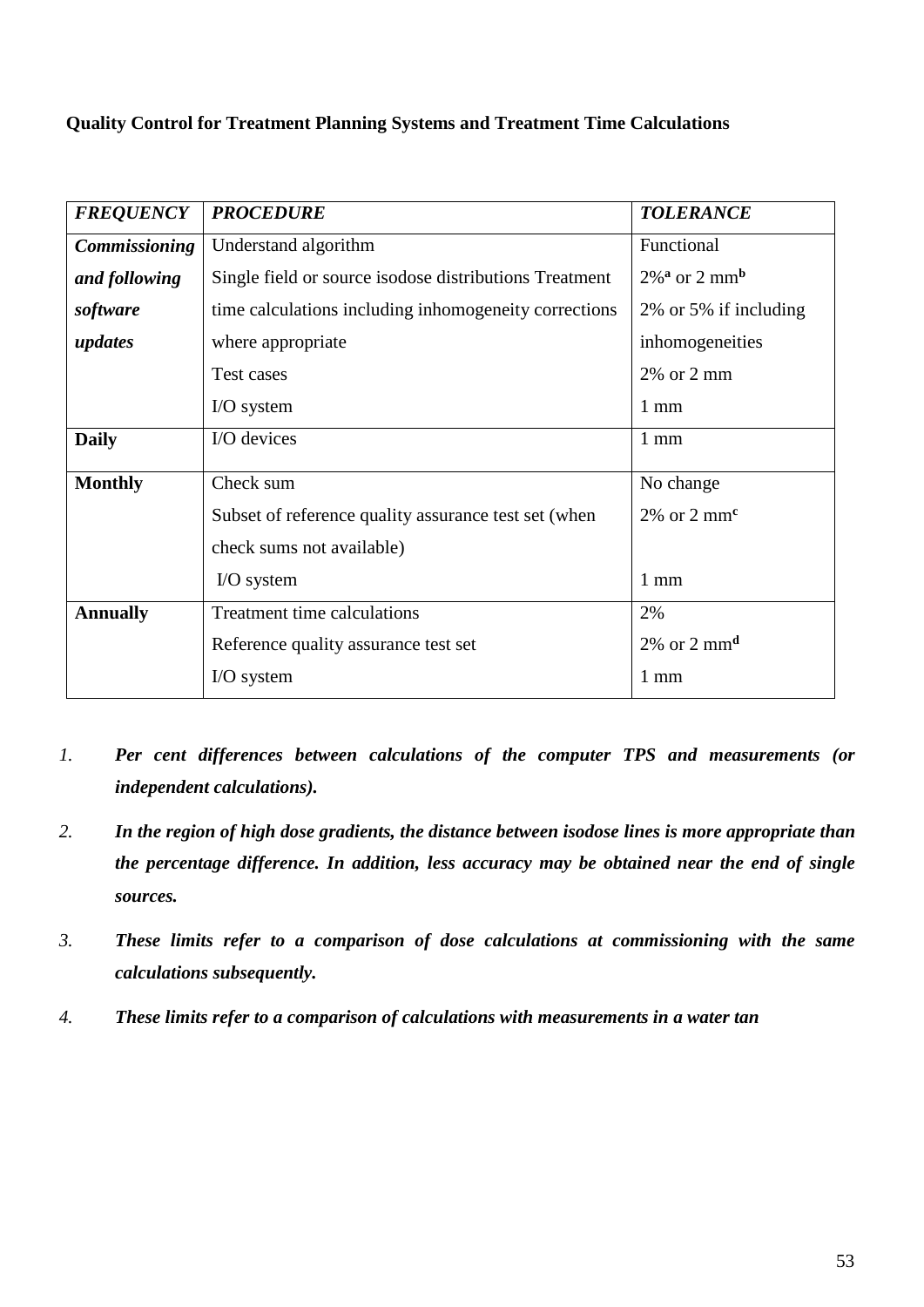**Quality Control for Treatment Planning Systems and Treatment Time Calculations**

| *FREQUENCY* | *PROCEDURE* | *TOLERANCE* |
|---|---|---|
| *Commissioning and following software updates* | Understand algorithm | Functional |
| | Single field or source isodose distributions Treatment | 2%[a] or 2 mm[b] |
| | time calculations including inhomogeneity corrections where appropriate | 2% or 5% if including inhomogeneities |
| | Test cases | 2% or 2 mm |
| | I/O system | 1 mm |
| **Daily** | I/O devices | 1 mm |
| **Monthly** | Check sum | No change |
| | Subset of reference quality assurance test set (when check sums not available) | 2% or 2 mm[c] |
| | I/O system | 1 mm |
| **Annually** | Treatment time calculations | 2% |
| | Reference quality assurance test set | 2% or 2 mm[d] |
| | I/O system | 1 mm |

1. ***Per cent differences between calculations of the computer TPS and measurements (or independent calculations).***
2. ***In the region of high dose gradients, the distance between isodose lines is more appropriate than the percentage difference. In addition, less accuracy may be obtained near the end of single sources.***
3. ***These limits refer to a comparison of dose calculations at commissioning with the same calculations subsequently.***
4. ***These limits refer to a comparison of calculations with measurements in a water tan***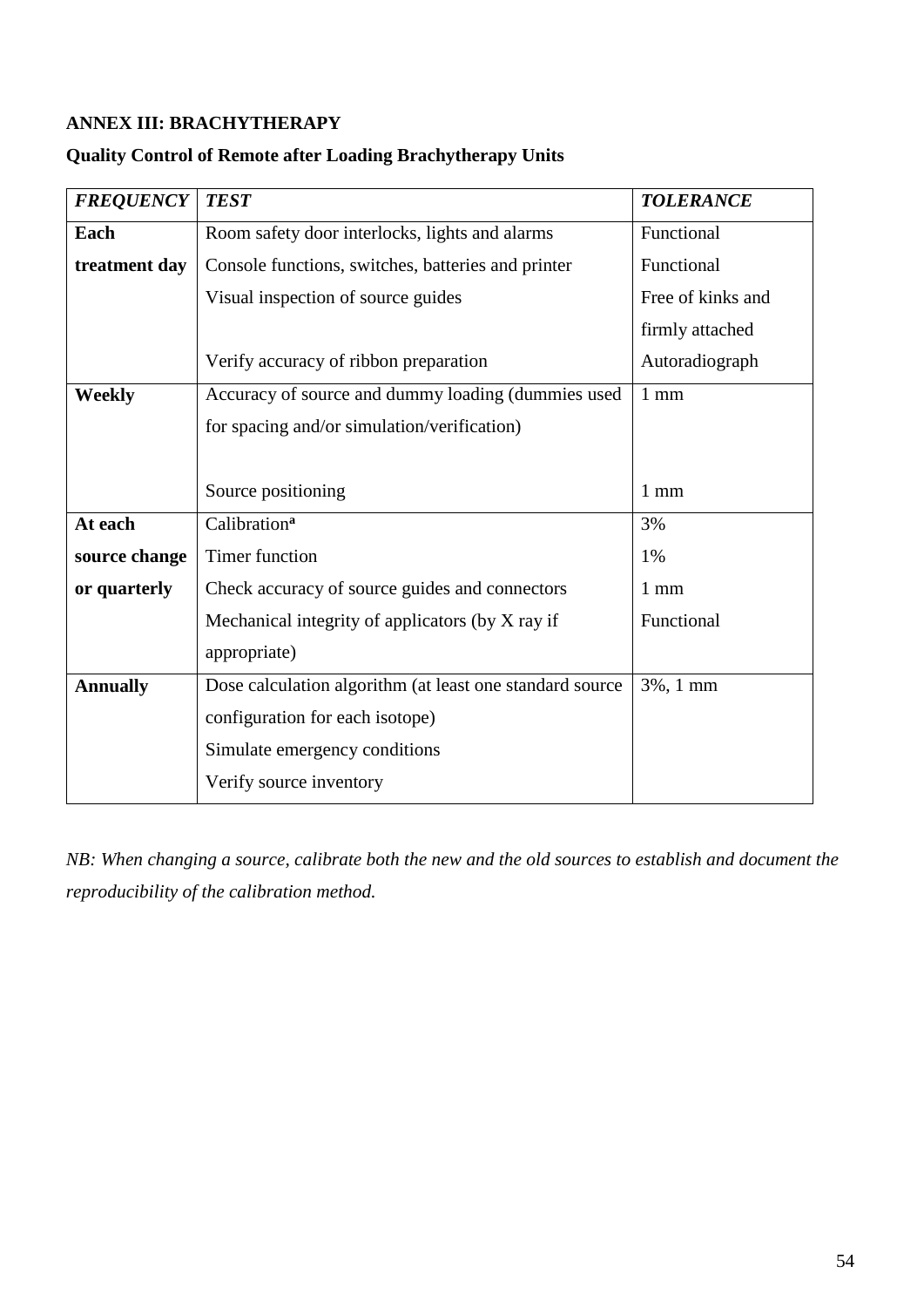**ANNEX III: BRACHYTHERAPY**

**Quality Control of Remote after Loading Brachytherapy Units**

| ***FREQUENCY*** | ***TEST*** | ***TOLERANCE*** |
|---|---|---|
| **Each treatment day** | Room safety door interlocks, lights and alarms | Functional |
| | Console functions, switches, batteries and printer | Functional |
| | Visual inspection of source guides | Free of kinks and firmly attached |
| | Verify accuracy of ribbon preparation | Autoradiograph |
| **Weekly** | Accuracy of source and dummy loading (dummies used for spacing and/or simulation/verification) | 1 mm |
| | Source positioning | 1 mm |
| **At each source change or quarterly** | Calibration[a] | 3% |
| | Timer function | 1% |
| | Check accuracy of source guides and connectors | 1 mm |
| | Mechanical integrity of applicators (by X ray if appropriate) | Functional |
| **Annually** | Dose calculation algorithm (at least one standard source configuration for each isotope) | 3%, 1 mm |
| | Simulate emergency conditions | |
| | Verify source inventory | |

*NB: When changing a source, calibrate both the new and the old sources to establish and document the reproducibility of the calibration method.*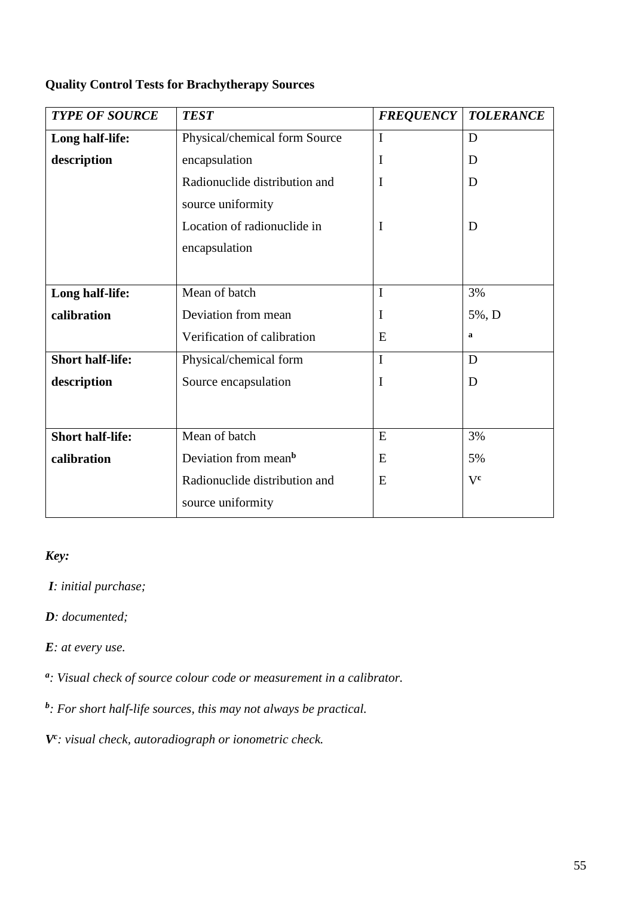**Quality Control Tests for Brachytherapy Sources**

| *TYPE OF SOURCE* | *TEST* | *FREQUENCY* | *TOLERANCE* |
|---|---|---|---|
| **Long half-life: description** | Physical/chemical form Source | I | D |
| | encapsulation | I | D |
| | Radionuclide distribution and source uniformity | I | D |
| | Location of radionuclide in encapsulation | I | D |
| **Long half-life: calibration** | Mean of batch | I | 3% |
| | Deviation from mean | I | 5%, D |
| | Verification of calibration | E | [a] |
| **Short half-life: description** | Physical/chemical form | I | D |
| | Source encapsulation | I | D |
| **Short half-life: calibration** | Mean of batch | E | 3% |
| | Deviation from mean[b] | E | 5% |
| | Radionuclide distribution and source uniformity | E | V[c] |

***Key:***

***I**: initial purchase;*

***D**: documented;*

***E**: at every use.*

*[a]: Visual check of source colour code or measurement in a calibrator.*

*[b]: For short half-life sources, this may not always be practical.*

***V**[c]: visual check, autoradiograph or ionometric check.*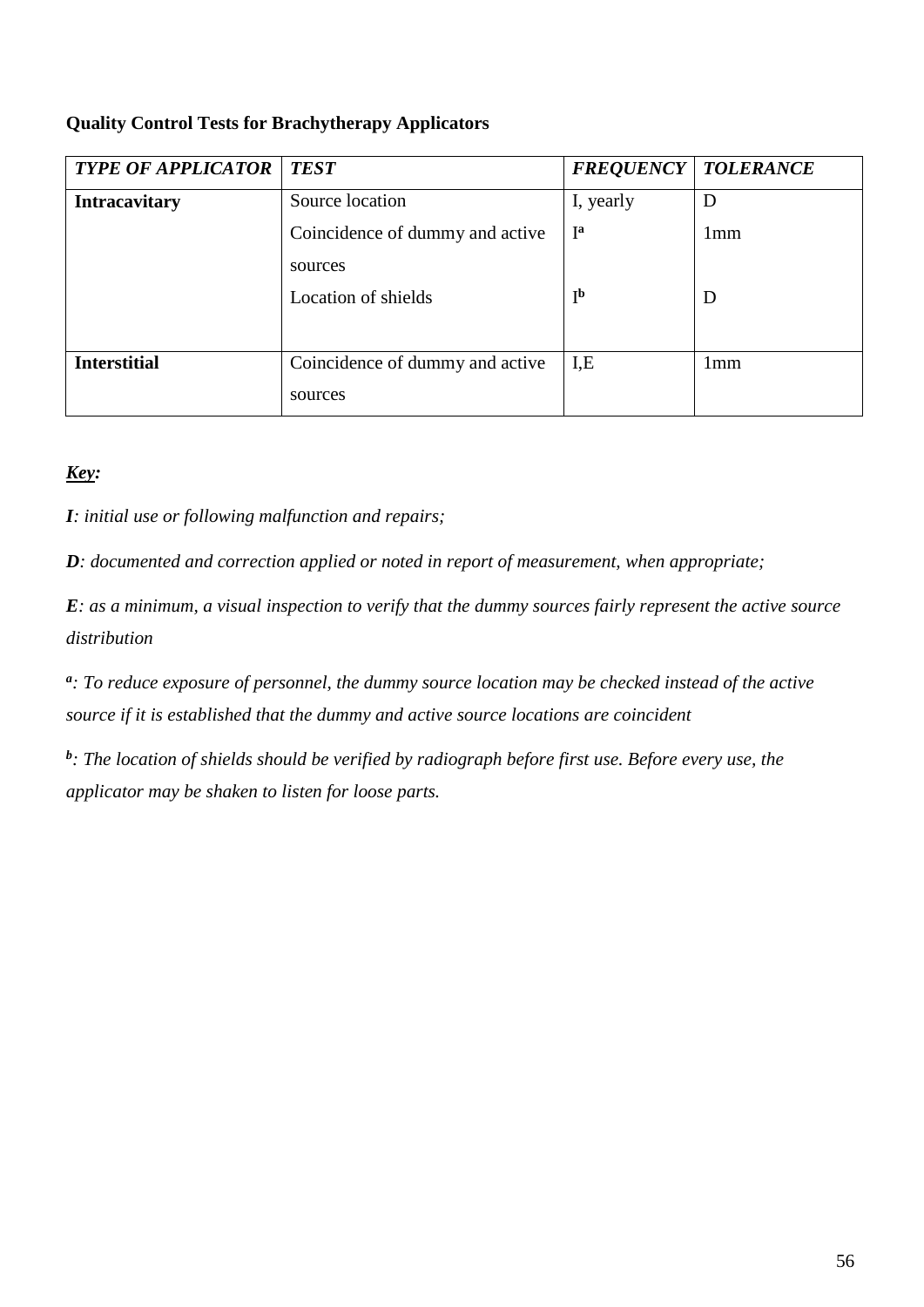**Quality Control Tests for Brachytherapy Applicators**

| ***TYPE OF APPLICATOR*** | ***TEST*** | ***FREQUENCY*** | ***TOLERANCE*** |
|---|---|---|---|
| **Intracavitary** | Source location | I, yearly | D |
| | Coincidence of dummy and active sources | I[a] | 1mm |
| | Location of shields | I[b] | D |
| **Interstitial** | Coincidence of dummy and active sources | I,E | 1mm |

***Key:***

***I****: initial use or following malfunction and repairs;*

***D****: documented and correction applied or noted in report of measurement, when appropriate;*

***E****: as a minimum, a visual inspection to verify that the dummy sources fairly represent the active source distribution*

***a****: To reduce exposure of personnel, the dummy source location may be checked instead of the active source if it is established that the dummy and active source locations are coincident*

***b****: The location of shields should be verified by radiograph before first use. Before every use, the applicator may be shaken to listen for loose parts.*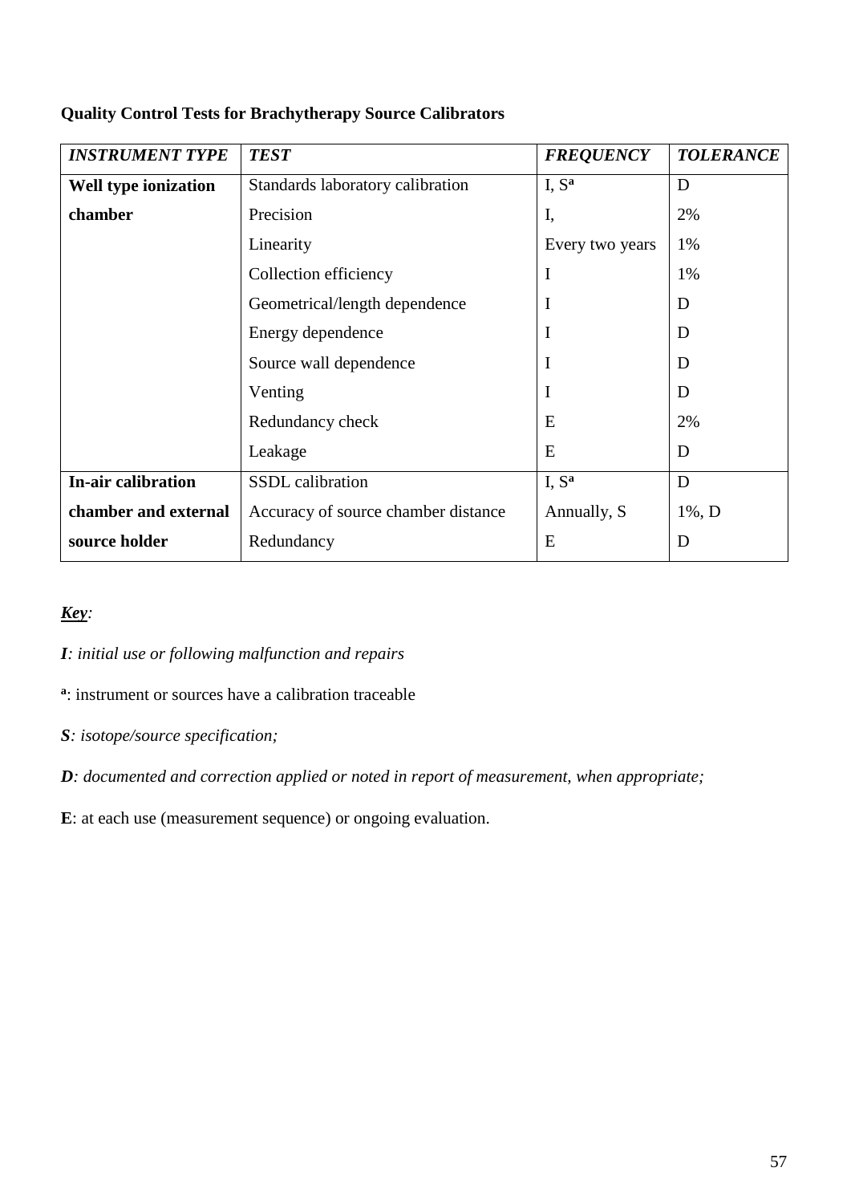**Quality Control Tests for Brachytherapy Source Calibrators**

| ***INSTRUMENT TYPE*** | ***TEST*** | ***FREQUENCY*** | ***TOLERANCE*** |
|---|---|---|---|
| **Well type ionization chamber** | Standards laboratory calibration | I, S[a] | D |
| | Precision | I, | 2% |
| | Linearity | Every two years | 1% |
| | Collection efficiency | I | 1% |
| | Geometrical/length dependence | I | D |
| | Energy dependence | I | D |
| | Source wall dependence | I | D |
| | Venting | I | D |
| | Redundancy check | E | 2% |
| | Leakage | E | D |
| **In-air calibration chamber and external source holder** | SSDL calibration | I, S[a] | D |
| | Accuracy of source chamber distance | Annually, S | 1%, D |
| | Redundancy | E | D |

***Key***:

***I**: initial use or following malfunction and repairs*

[a]: instrument or sources have a calibration traceable

***S**: isotope/source specification;*

***D**: documented and correction applied or noted in report of measurement, when appropriate;*

**E**: at each use (measurement sequence) or ongoing evaluation.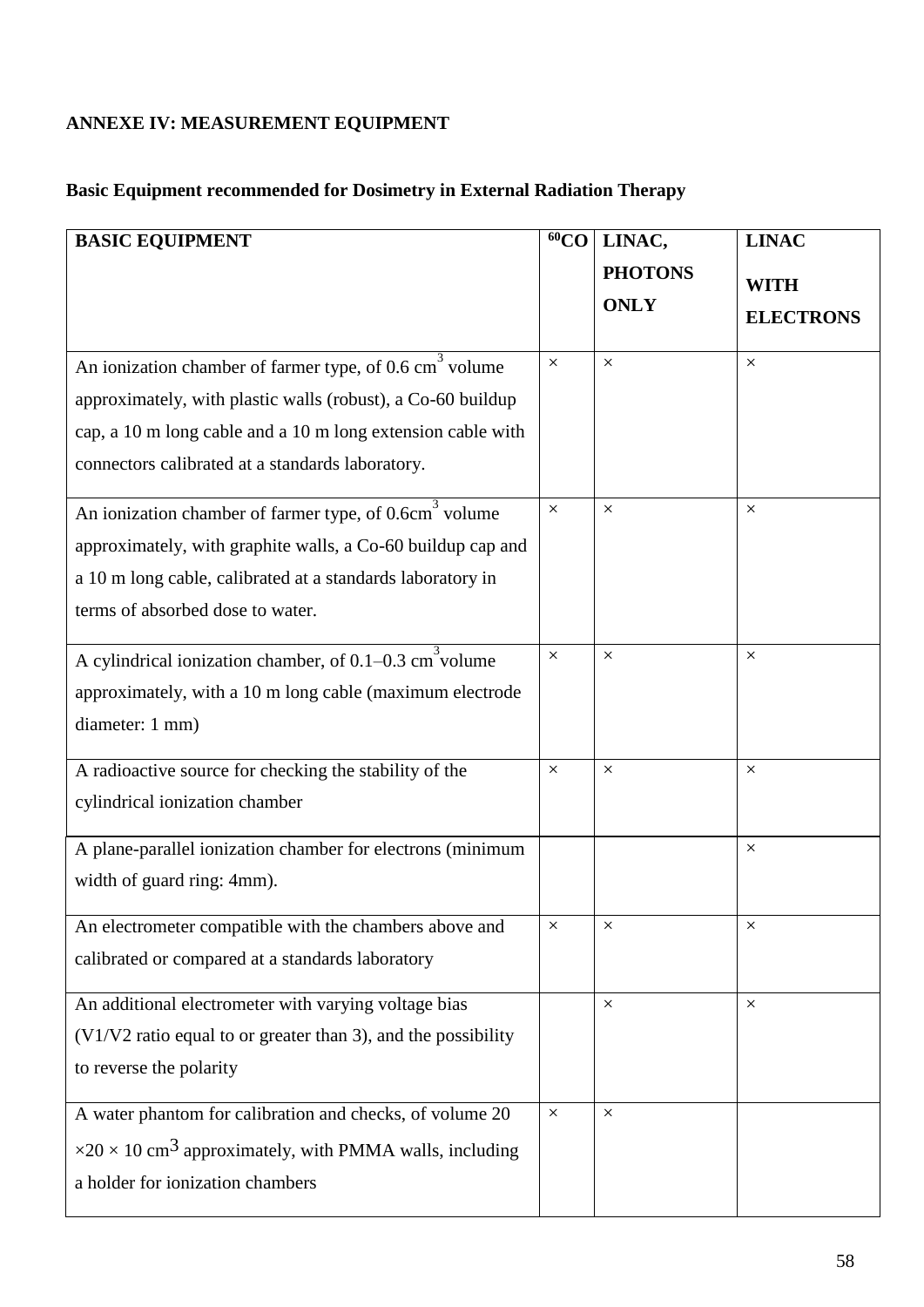## ANNEXE IV: MEASUREMENT EQUIPMENT

### Basic Equipment recommended for Dosimetry in External Radiation Therapy

| BASIC EQUIPMENT | $^{60}$CO | LINAC, PHOTONS ONLY | LINAC WITH ELECTRONS |
|---|---|---|---|
| An ionization chamber of farmer type, of 0.6 cm$^3$ volume approximately, with plastic walls (robust), a Co-60 buildup cap, a 10 m long cable and a 10 m long extension cable with connectors calibrated at a standards laboratory. | × | × | × |
| An ionization chamber of farmer type, of 0.6cm$^3$ volume approximately, with graphite walls, a Co-60 buildup cap and a 10 m long cable, calibrated at a standards laboratory in terms of absorbed dose to water. | × | × | × |
| A cylindrical ionization chamber, of 0.1–0.3 cm$^3$ volume approximately, with a 10 m long cable (maximum electrode diameter: 1 mm) | × | × | × |
| A radioactive source for checking the stability of the cylindrical ionization chamber | × | × | × |
| A plane-parallel ionization chamber for electrons (minimum width of guard ring: 4mm). | | | × |
| An electrometer compatible with the chambers above and calibrated or compared at a standards laboratory | × | × | × |
| An additional electrometer with varying voltage bias (V1/V2 ratio equal to or greater than 3), and the possibility to reverse the polarity | | × | × |
| A water phantom for calibration and checks, of volume 20 ×20 × 10 cm$^3$ approximately, with PMMA walls, including a holder for ionization chambers | × | × | |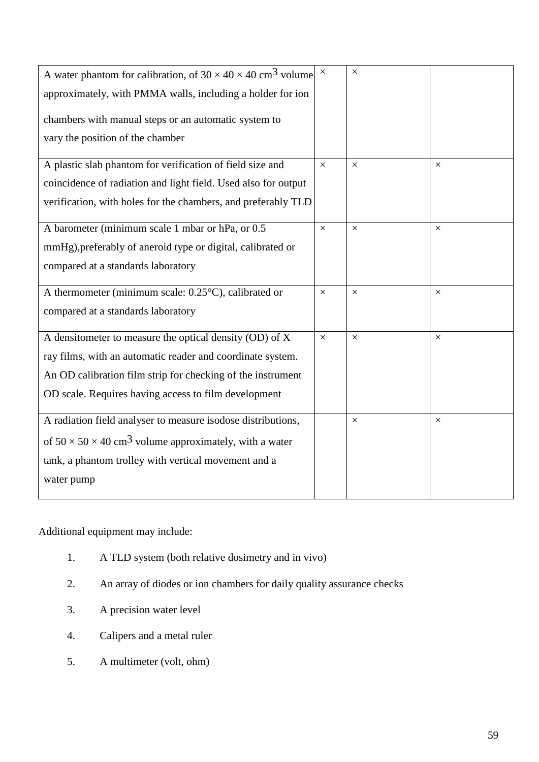| | | | |
|---|---|---|---|
| A water phantom for calibration, of $30 \times 40 \times 40$ cm$^3$ volume approximately, with PMMA walls, including a holder for ion chambers with manual steps or an automatic system to vary the position of the chamber | × | × | |
| A plastic slab phantom for verification of field size and coincidence of radiation and light field. Used also for output verification, with holes for the chambers, and preferably TLD | × | × | × |
| A barometer (minimum scale 1 mbar or hPa, or 0.5 mmHg),preferably of aneroid type or digital, calibrated or compared at a standards laboratory | × | × | × |
| A thermometer (minimum scale: 0.25°C), calibrated or compared at a standards laboratory | × | × | × |
| A densitometer to measure the optical density (OD) of X ray films, with an automatic reader and coordinate system. An OD calibration film strip for checking of the instrument OD scale. Requires having access to film development | × | × | × |
| A radiation field analyser to measure isodose distributions, of $50 \times 50 \times 40$ cm$^3$ volume approximately, with a water tank, a phantom trolley with vertical movement and a water pump | | × | × |

Additional equipment may include:

1. A TLD system (both relative dosimetry and in vivo)
2. An array of diodes or ion chambers for daily quality assurance checks
3. A precision water level
4. Calipers and a metal ruler
5. A multimeter (volt, ohm)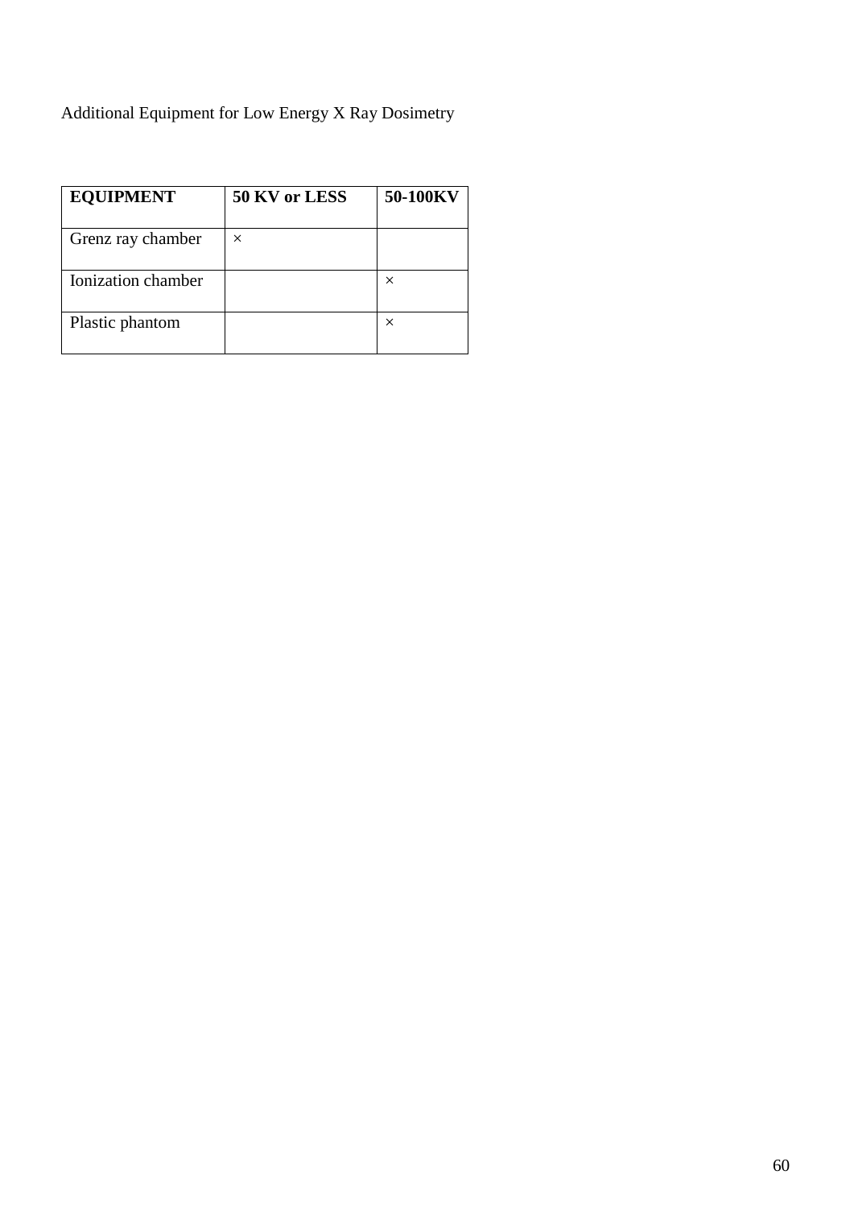Additional Equipment for Low Energy X Ray Dosimetry

| **EQUIPMENT** | **50 KV or LESS** | **50-100KV** |
|---|---|---|
| Grenz ray chamber | × | |
| Ionization chamber | | × |
| Plastic phantom | | × |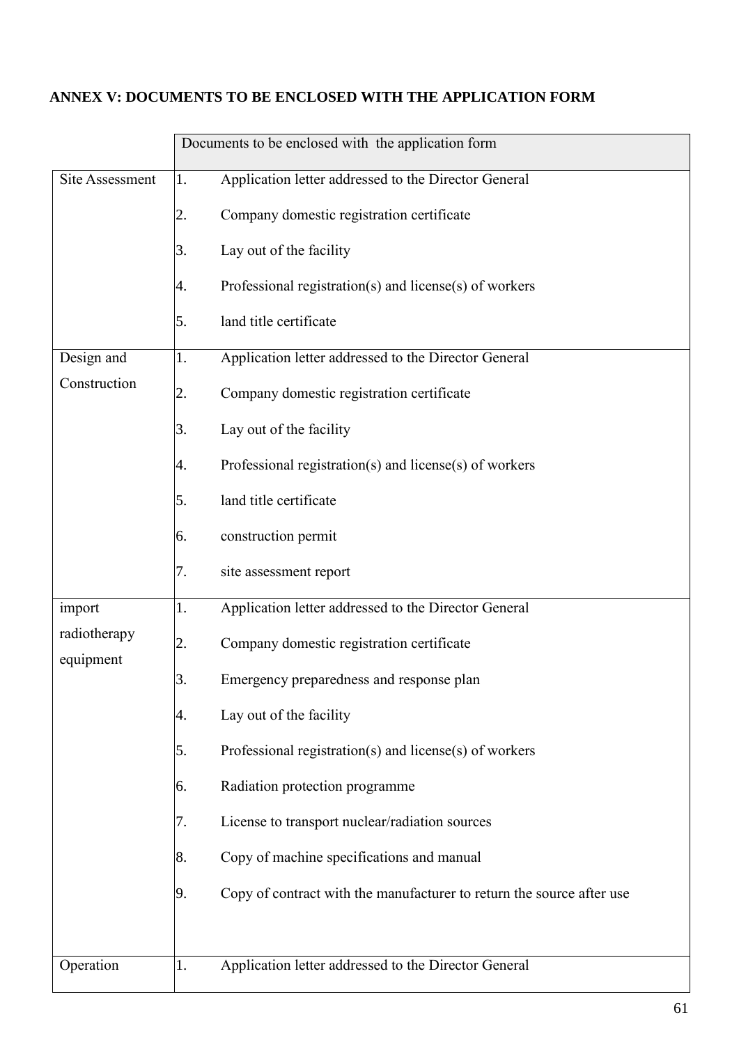## ANNEX V: DOCUMENTS TO BE ENCLOSED WITH THE APPLICATION FORM

| | Documents to be enclosed with the application form |
|---|---|
| Site Assessment | 1. Application letter addressed to the Director General<br>2. Company domestic registration certificate<br>3. Lay out of the facility<br>4. Professional registration(s) and license(s) of workers<br>5. land title certificate |
| Design and Construction | 1. Application letter addressed to the Director General<br>2. Company domestic registration certificate<br>3. Lay out of the facility<br>4. Professional registration(s) and license(s) of workers<br>5. land title certificate<br>6. construction permit<br>7. site assessment report |
| import radiotherapy equipment | 1. Application letter addressed to the Director General<br>2. Company domestic registration certificate<br>3. Emergency preparedness and response plan<br>4. Lay out of the facility<br>5. Professional registration(s) and license(s) of workers<br>6. Radiation protection programme<br>7. License to transport nuclear/radiation sources<br>8. Copy of machine specifications and manual<br>9. Copy of contract with the manufacturer to return the source after use |
| Operation | 1. Application letter addressed to the Director General |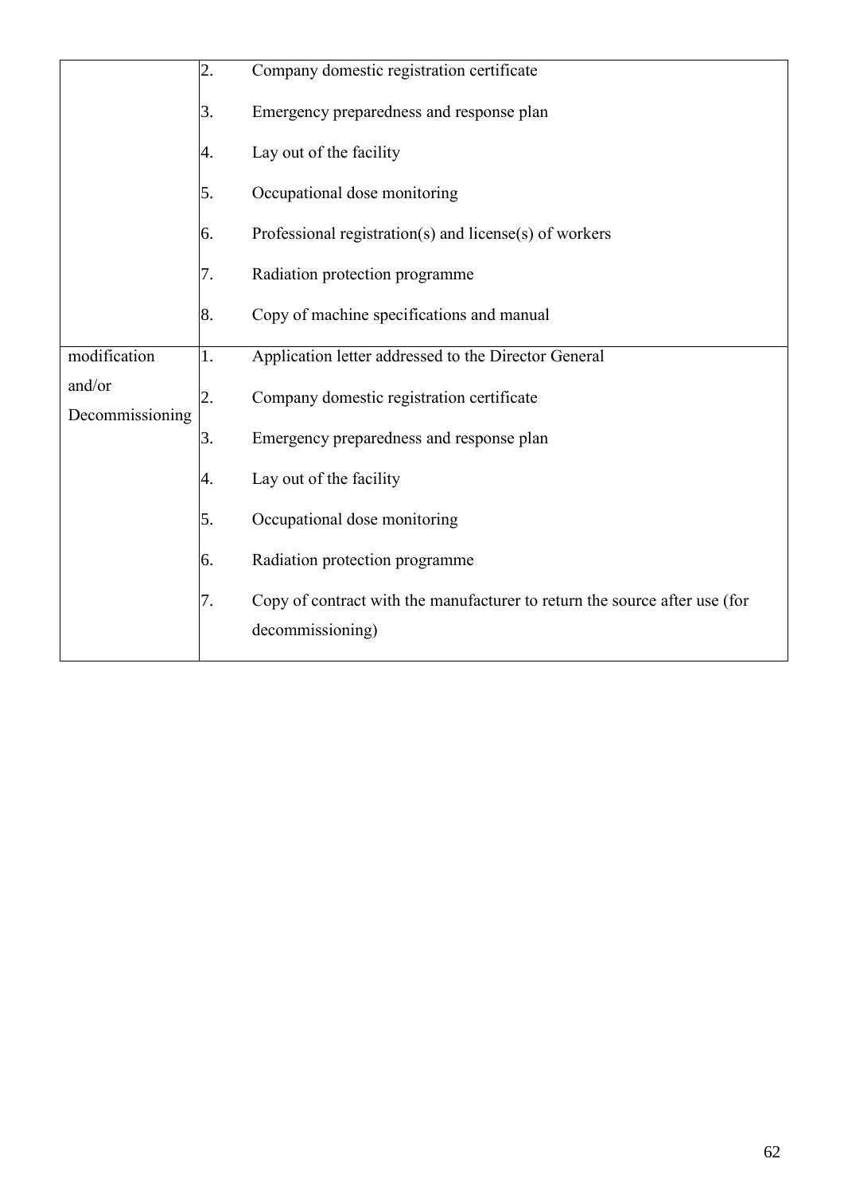| | |
|---|---|
| | 2. Company domestic registration certificate<br>3. Emergency preparedness and response plan<br>4. Lay out of the facility<br>5. Occupational dose monitoring<br>6. Professional registration(s) and license(s) of workers<br>7. Radiation protection programme<br>8. Copy of machine specifications and manual |
| modification and/or Decommissioning | 1. Application letter addressed to the Director General<br>2. Company domestic registration certificate<br>3. Emergency preparedness and response plan<br>4. Lay out of the facility<br>5. Occupational dose monitoring<br>6. Radiation protection programme<br>7. Copy of contract with the manufacturer to return the source after use (for decommissioning) |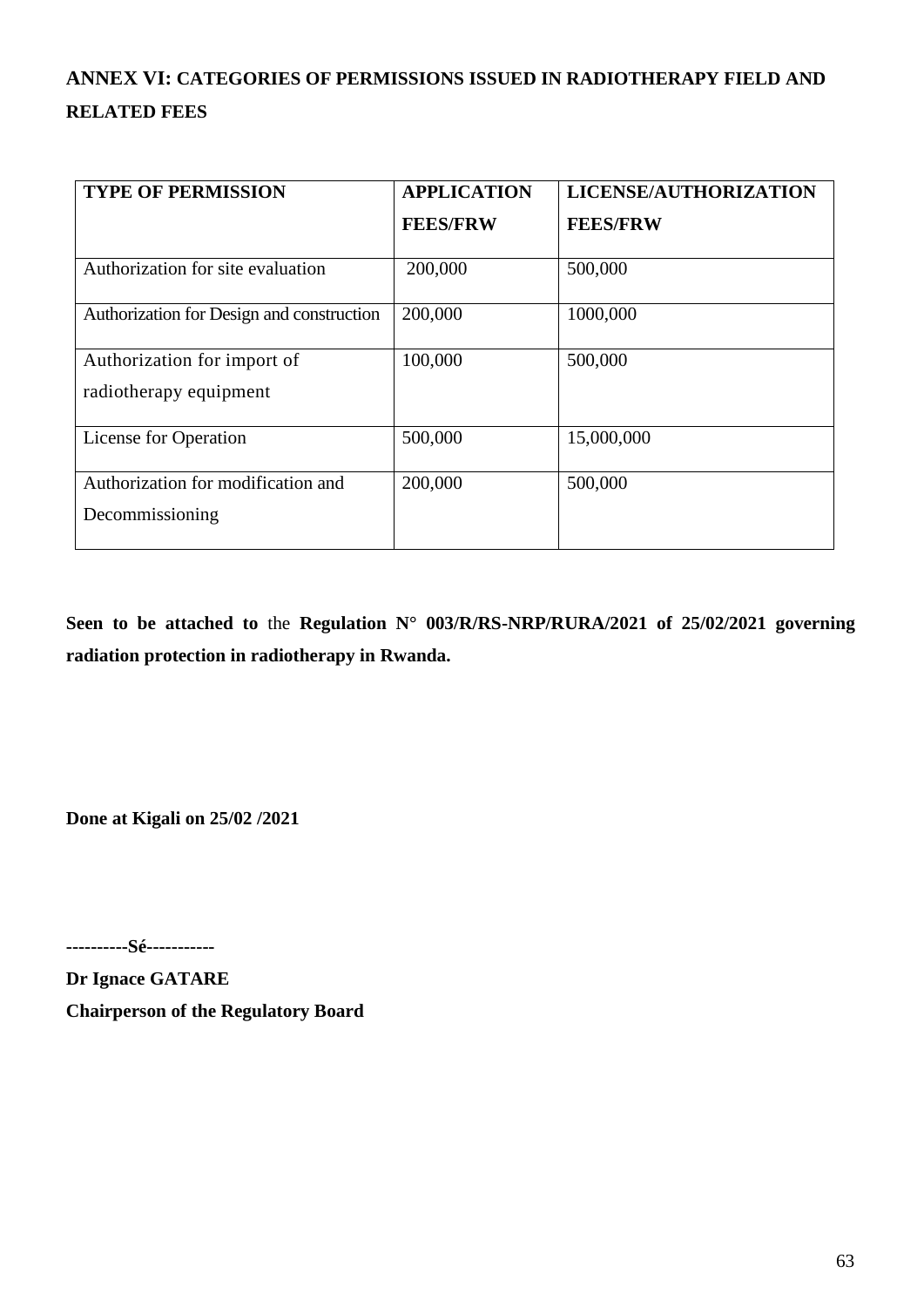## ANNEX VI: CATEGORIES OF PERMISSIONS ISSUED IN RADIOTHERAPY FIELD AND RELATED FEES

| TYPE OF PERMISSION | APPLICATION FEES/FRW | LICENSE/AUTHORIZATION FEES/FRW |
|---|---|---|
| Authorization for site evaluation | 200,000 | 500,000 |
| Authorization for Design and construction | 200,000 | 1000,000 |
| Authorization for import of radiotherapy equipment | 100,000 | 500,000 |
| License for Operation | 500,000 | 15,000,000 |
| Authorization for modification and Decommissioning | 200,000 | 500,000 |

**Seen to be attached to** the **Regulation N° 003/R/RS-NRP/RURA/2021 of 25/02/2021 governing radiation protection in radiotherapy in Rwanda.**

**Done at Kigali on 25/02 /2021**

**----------Sé-----------**

**Dr Ignace GATARE**

**Chairperson of the Regulatory Board**